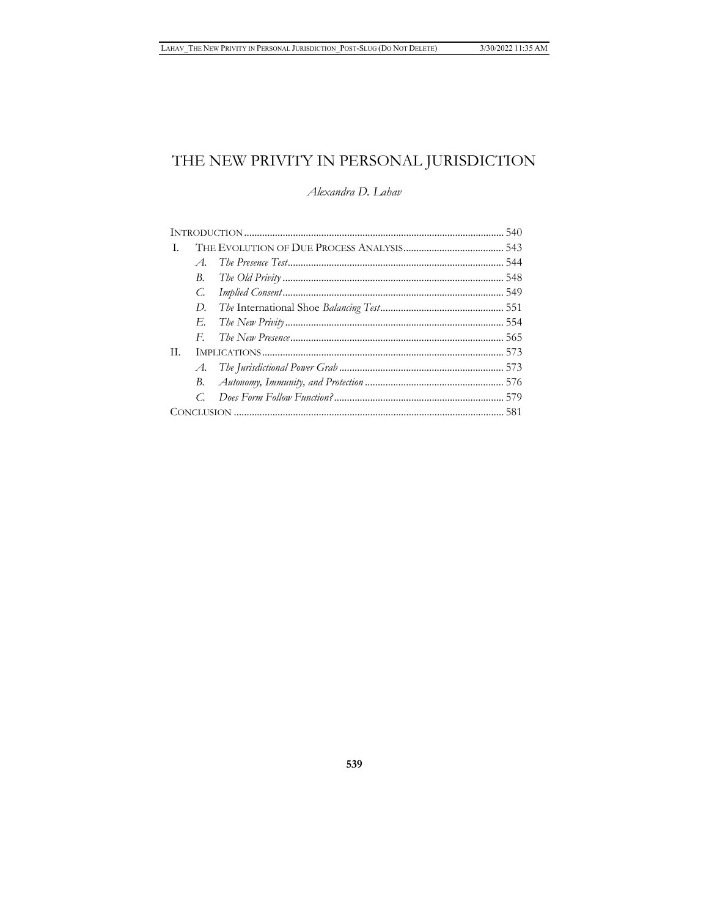# THE NEW PRIVITY IN PERSONAL JURISDICTION

*Alexandra D. Lahav*

| | | | |
|---|---|---|---|
| INTRODUCTION | | | 540 |
| I. | THE EVOLUTION OF DUE PROCESS ANALYSIS | | 543 |
| | *A.* | *The Presence Test* | 544 |
| | *B.* | *The Old Privity* | 548 |
| | *C.* | *Implied Consent* | 549 |
| | *D.* | *The* International Shoe *Balancing Test* | 551 |
| | *E.* | *The New Privity* | 554 |
| | *F.* | *The New Presence* | 565 |
| II. | IMPLICATIONS | | 573 |
| | *A.* | *The Jurisdictional Power Grab* | 573 |
| | *B.* | *Autonomy, Immunity, and Protection* | 576 |
| | *C.* | *Does Form Follow Function?* | 579 |
| CONCLUSION | | | 581 |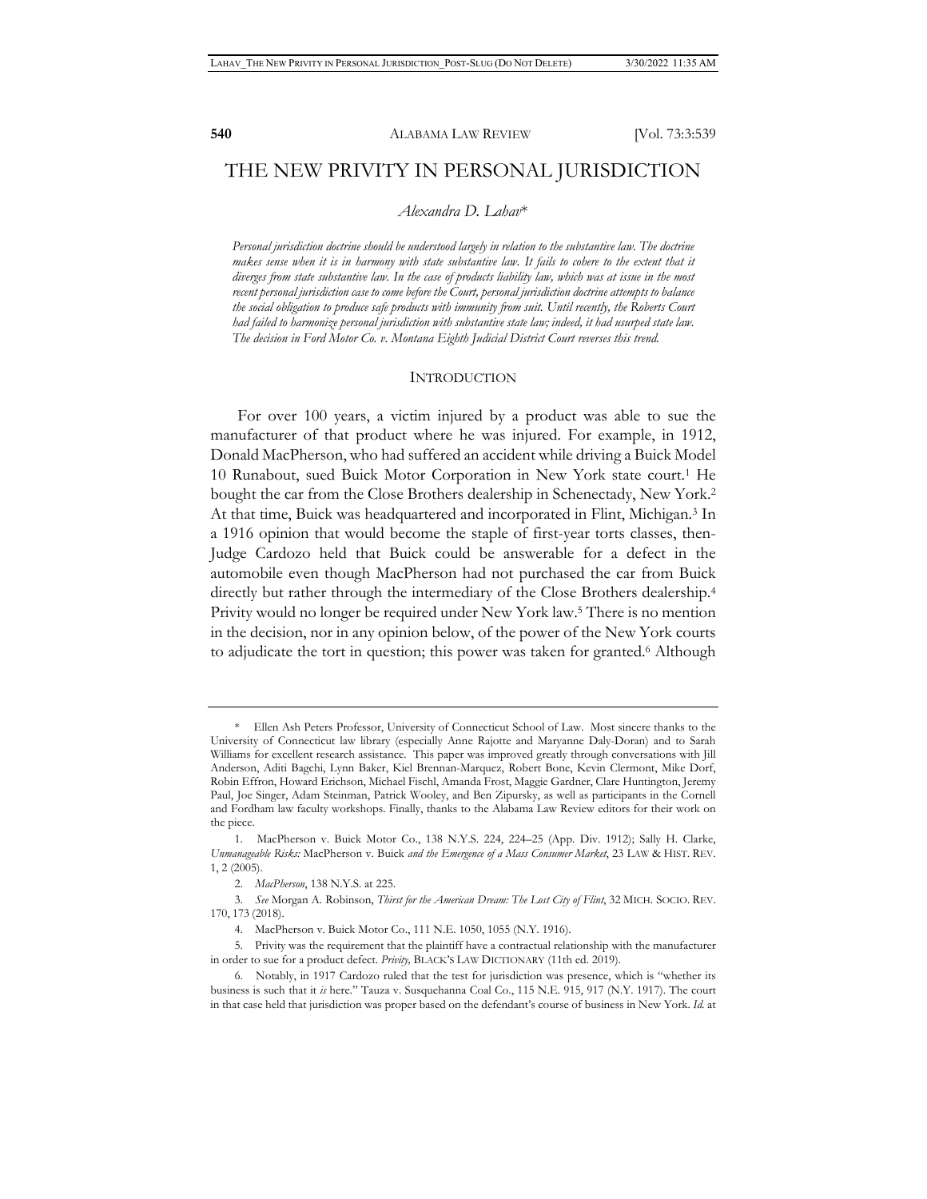# THE NEW PRIVITY IN PERSONAL JURISDICTION

*Alexandra D. Lahav\**

*Personal jurisdiction doctrine should be understood largely in relation to the substantive law. The doctrine makes sense when it is in harmony with state substantive law. It fails to cohere to the extent that it diverges from state substantive law. In the case of products liability law, which was at issue in the most recent personal jurisdiction case to come before the Court, personal jurisdiction doctrine attempts to balance the social obligation to produce safe products with immunity from suit. Until recently, the Roberts Court had failed to harmonize personal jurisdiction with substantive state law; indeed, it had usurped state law. The decision in Ford Motor Co. v. Montana Eighth Judicial District Court reverses this trend.*

## INTRODUCTION

For over 100 years, a victim injured by a product was able to sue the manufacturer of that product where he was injured. For example, in 1912, Donald MacPherson, who had suffered an accident while driving a Buick Model 10 Runabout, sued Buick Motor Corporation in New York state court.[1] He bought the car from the Close Brothers dealership in Schenectady, New York.[2] At that time, Buick was headquartered and incorporated in Flint, Michigan.[3] In a 1916 opinion that would become the staple of first-year torts classes, then-Judge Cardozo held that Buick could be answerable for a defect in the automobile even though MacPherson had not purchased the car from Buick directly but rather through the intermediary of the Close Brothers dealership.[4] Privity would no longer be required under New York law.[5] There is no mention in the decision, nor in any opinion below, of the power of the New York courts to adjudicate the tort in question; this power was taken for granted.[6] Although

---

\* Ellen Ash Peters Professor, University of Connecticut School of Law. Most sincere thanks to the University of Connecticut law library (especially Anne Rajotte and Maryanne Daly-Doran) and to Sarah Williams for excellent research assistance. This paper was improved greatly through conversations with Jill Anderson, Aditi Bagchi, Lynn Baker, Kiel Brennan-Marquez, Robert Bone, Kevin Clermont, Mike Dorf, Robin Effron, Howard Erichson, Michael Fischl, Amanda Frost, Maggie Gardner, Clare Huntington, Jeremy Paul, Joe Singer, Adam Steinman, Patrick Wooley, and Ben Zipursky, as well as participants in the Cornell and Fordham law faculty workshops. Finally, thanks to the Alabama Law Review editors for their work on the piece.

1. MacPherson v. Buick Motor Co., 138 N.Y.S. 224, 224–25 (App. Div. 1912); Sally H. Clarke, *Unmanageable Risks:* MacPherson v. Buick *and the Emergence of a Mass Consumer Market*, 23 LAW & HIST. REV. 1, 2 (2005).

2. *MacPherson*, 138 N.Y.S. at 225.

3. *See* Morgan A. Robinson, *Thirst for the American Dream: The Lost City of Flint*, 32 MICH. SOCIO. REV. 170, 173 (2018).

4. MacPherson v. Buick Motor Co., 111 N.E. 1050, 1055 (N.Y. 1916).

5. Privity was the requirement that the plaintiff have a contractual relationship with the manufacturer in order to sue for a product defect. *Privity*, BLACK'S LAW DICTIONARY (11th ed. 2019).

6. Notably, in 1917 Cardozo ruled that the test for jurisdiction was presence, which is "whether its business is such that it *is* here." Tauza v. Susquehanna Coal Co., 115 N.E. 915, 917 (N.Y. 1917). The court in that case held that jurisdiction was proper based on the defendant's course of business in New York. *Id.* at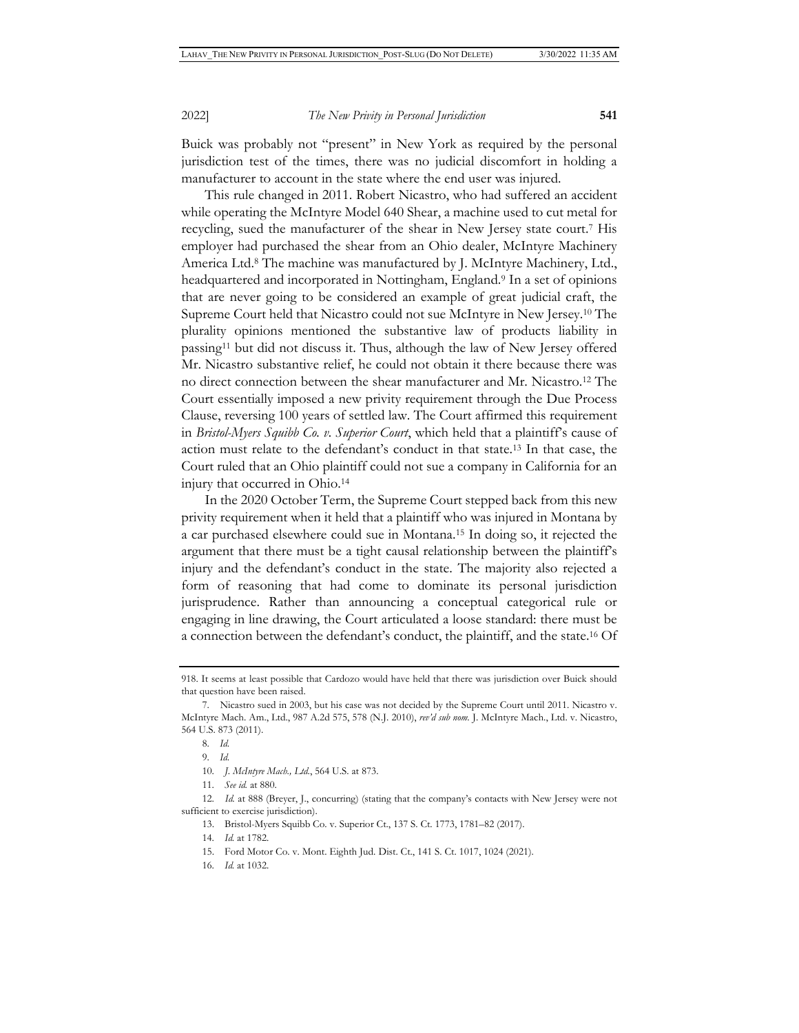Buick was probably not "present" in New York as required by the personal jurisdiction test of the times, there was no judicial discomfort in holding a manufacturer to account in the state where the end user was injured.

This rule changed in 2011. Robert Nicastro, who had suffered an accident while operating the McIntyre Model 640 Shear, a machine used to cut metal for recycling, sued the manufacturer of the shear in New Jersey state court.[7] His employer had purchased the shear from an Ohio dealer, McIntyre Machinery America Ltd.[8] The machine was manufactured by J. McIntyre Machinery, Ltd., headquartered and incorporated in Nottingham, England.[9] In a set of opinions that are never going to be considered an example of great judicial craft, the Supreme Court held that Nicastro could not sue McIntyre in New Jersey.[10] The plurality opinions mentioned the substantive law of products liability in passing[11] but did not discuss it. Thus, although the law of New Jersey offered Mr. Nicastro substantive relief, he could not obtain it there because there was no direct connection between the shear manufacturer and Mr. Nicastro.[12] The Court essentially imposed a new privity requirement through the Due Process Clause, reversing 100 years of settled law. The Court affirmed this requirement in *Bristol-Myers Squibb Co. v. Superior Court*, which held that a plaintiff's cause of action must relate to the defendant's conduct in that state.[13] In that case, the Court ruled that an Ohio plaintiff could not sue a company in California for an injury that occurred in Ohio.[14]

In the 2020 October Term, the Supreme Court stepped back from this new privity requirement when it held that a plaintiff who was injured in Montana by a car purchased elsewhere could sue in Montana.[15] In doing so, it rejected the argument that there must be a tight causal relationship between the plaintiff's injury and the defendant's conduct in the state. The majority also rejected a form of reasoning that had come to dominate its personal jurisdiction jurisprudence. Rather than announcing a conceptual categorical rule or engaging in line drawing, the Court articulated a loose standard: there must be a connection between the defendant's conduct, the plaintiff, and the state.[16] Of

---

918. It seems at least possible that Cardozo would have held that there was jurisdiction over Buick should that question have been raised.

7. Nicastro sued in 2003, but his case was not decided by the Supreme Court until 2011. Nicastro v. McIntyre Mach. Am., Ltd., 987 A.2d 575, 578 (N.J. 2010), *rev'd sub nom.* J. McIntyre Mach., Ltd. v. Nicastro, 564 U.S. 873 (2011).

8. *Id.*

9. *Id.*

10. *J. McIntyre Mach., Ltd.*, 564 U.S. at 873.

11. *See id.* at 880.

12. *Id.* at 888 (Breyer, J., concurring) (stating that the company's contacts with New Jersey were not sufficient to exercise jurisdiction).

13. Bristol-Myers Squibb Co. v. Superior Ct., 137 S. Ct. 1773, 1781–82 (2017).

14. *Id.* at 1782.

15. Ford Motor Co. v. Mont. Eighth Jud. Dist. Ct., 141 S. Ct. 1017, 1024 (2021).

16. *Id.* at 1032.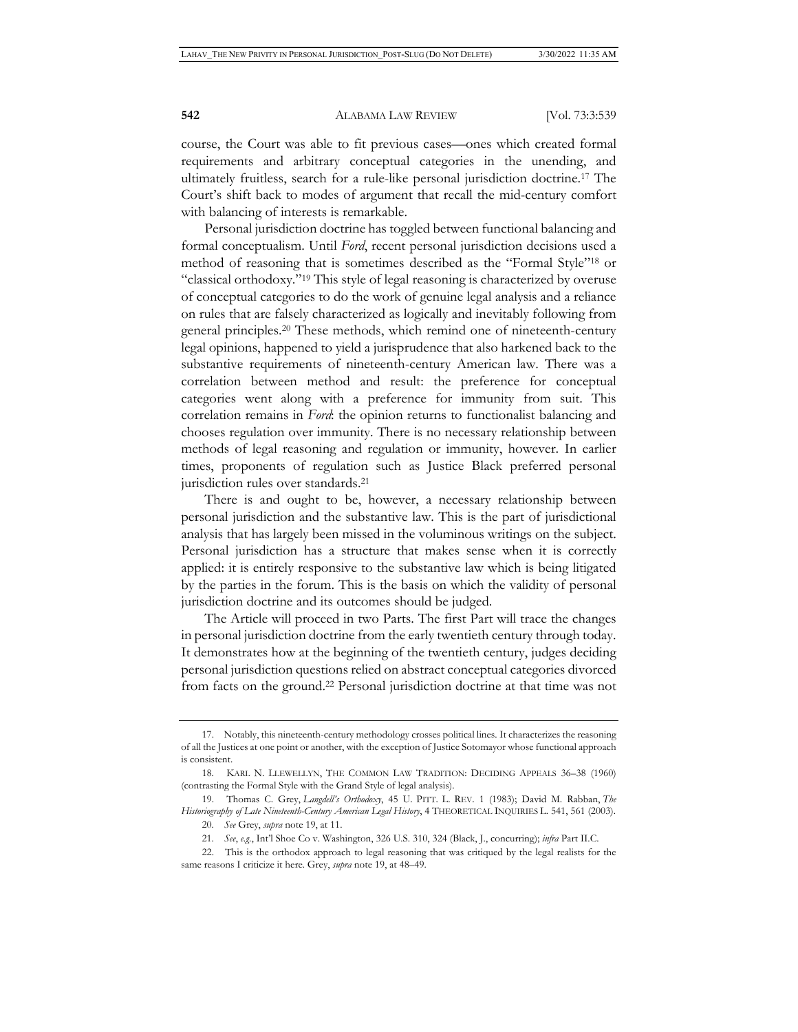course, the Court was able to fit previous cases—ones which created formal requirements and arbitrary conceptual categories in the unending, and ultimately fruitless, search for a rule-like personal jurisdiction doctrine.[17] The Court's shift back to modes of argument that recall the mid-century comfort with balancing of interests is remarkable.

Personal jurisdiction doctrine has toggled between functional balancing and formal conceptualism. Until *Ford*, recent personal jurisdiction decisions used a method of reasoning that is sometimes described as the "Formal Style"[18] or "classical orthodoxy."[19] This style of legal reasoning is characterized by overuse of conceptual categories to do the work of genuine legal analysis and a reliance on rules that are falsely characterized as logically and inevitably following from general principles.[20] These methods, which remind one of nineteenth-century legal opinions, happened to yield a jurisprudence that also harkened back to the substantive requirements of nineteenth-century American law. There was a correlation between method and result: the preference for conceptual categories went along with a preference for immunity from suit. This correlation remains in *Ford*: the opinion returns to functionalist balancing and chooses regulation over immunity. There is no necessary relationship between methods of legal reasoning and regulation or immunity, however. In earlier times, proponents of regulation such as Justice Black preferred personal jurisdiction rules over standards.[21]

There is and ought to be, however, a necessary relationship between personal jurisdiction and the substantive law. This is the part of jurisdictional analysis that has largely been missed in the voluminous writings on the subject. Personal jurisdiction has a structure that makes sense when it is correctly applied: it is entirely responsive to the substantive law which is being litigated by the parties in the forum. This is the basis on which the validity of personal jurisdiction doctrine and its outcomes should be judged.

The Article will proceed in two Parts. The first Part will trace the changes in personal jurisdiction doctrine from the early twentieth century through today. It demonstrates how at the beginning of the twentieth century, judges deciding personal jurisdiction questions relied on abstract conceptual categories divorced from facts on the ground.[22] Personal jurisdiction doctrine at that time was not

---

17. Notably, this nineteenth-century methodology crosses political lines. It characterizes the reasoning of all the Justices at one point or another, with the exception of Justice Sotomayor whose functional approach is consistent.

18. KARL N. LLEWELLYN, THE COMMON LAW TRADITION: DECIDING APPEALS 36–38 (1960) (contrasting the Formal Style with the Grand Style of legal analysis).

19. Thomas C. Grey, *Langdell's Orthodoxy*, 45 U. PITT. L. REV. 1 (1983); David M. Rabban, *The Historiography of Late Nineteenth-Century American Legal History*, 4 THEORETICAL INQUIRIES L. 541, 561 (2003).

20. *See* Grey, *supra* note 19, at 11.

21. *See, e.g.*, Int'l Shoe Co v. Washington, 326 U.S. 310, 324 (Black, J., concurring); *infra* Part II.C.

22. This is the orthodox approach to legal reasoning that was critiqued by the legal realists for the same reasons I criticize it here. Grey, *supra* note 19, at 48–49.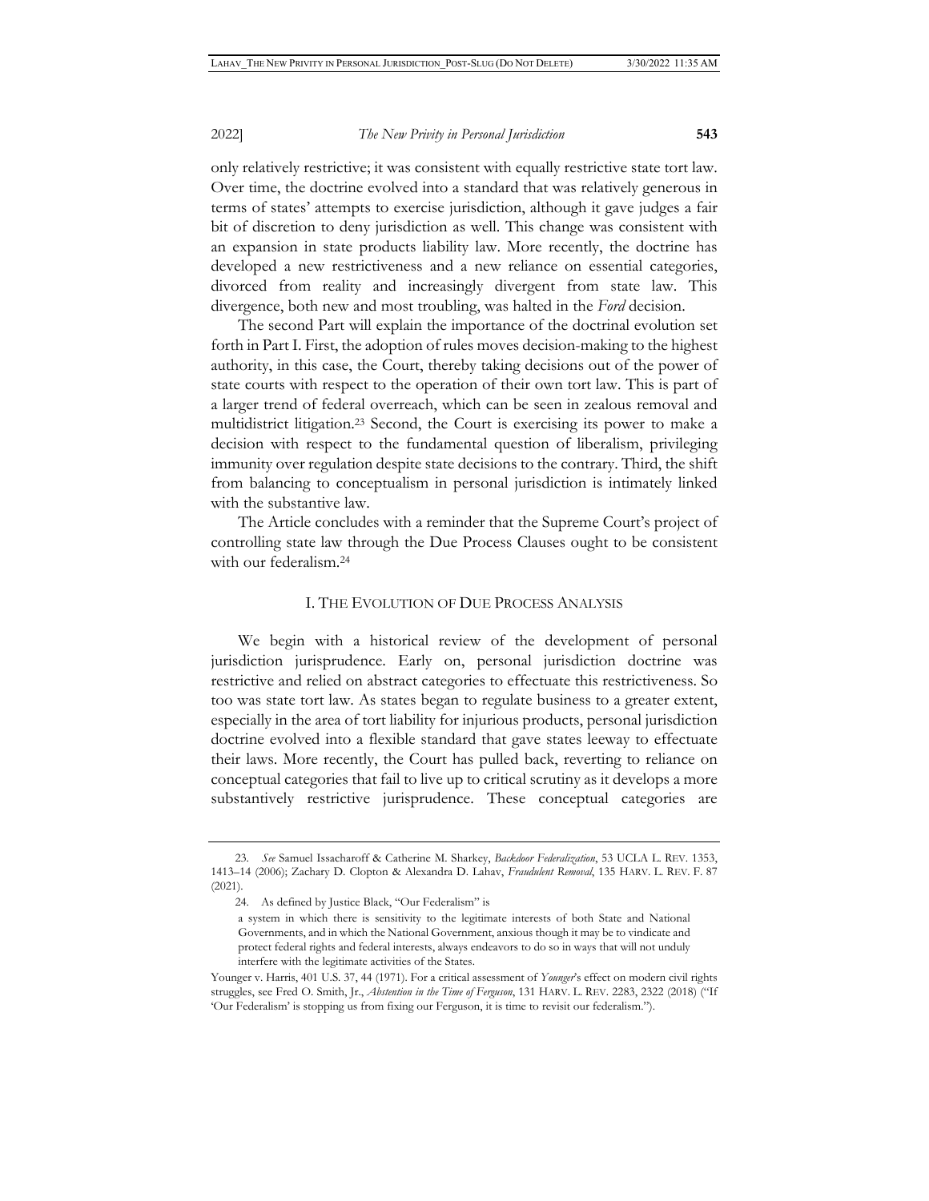only relatively restrictive; it was consistent with equally restrictive state tort law. Over time, the doctrine evolved into a standard that was relatively generous in terms of states' attempts to exercise jurisdiction, although it gave judges a fair bit of discretion to deny jurisdiction as well. This change was consistent with an expansion in state products liability law. More recently, the doctrine has developed a new restrictiveness and a new reliance on essential categories, divorced from reality and increasingly divergent from state law. This divergence, both new and most troubling, was halted in the *Ford* decision.

The second Part will explain the importance of the doctrinal evolution set forth in Part I. First, the adoption of rules moves decision-making to the highest authority, in this case, the Court, thereby taking decisions out of the power of state courts with respect to the operation of their own tort law. This is part of a larger trend of federal overreach, which can be seen in zealous removal and multidistrict litigation.[23] Second, the Court is exercising its power to make a decision with respect to the fundamental question of liberalism, privileging immunity over regulation despite state decisions to the contrary. Third, the shift from balancing to conceptualism in personal jurisdiction is intimately linked with the substantive law.

The Article concludes with a reminder that the Supreme Court's project of controlling state law through the Due Process Clauses ought to be consistent with our federalism.[24]

## I. THE EVOLUTION OF DUE PROCESS ANALYSIS

We begin with a historical review of the development of personal jurisdiction jurisprudence. Early on, personal jurisdiction doctrine was restrictive and relied on abstract categories to effectuate this restrictiveness. So too was state tort law. As states began to regulate business to a greater extent, especially in the area of tort liability for injurious products, personal jurisdiction doctrine evolved into a flexible standard that gave states leeway to effectuate their laws. More recently, the Court has pulled back, reverting to reliance on conceptual categories that fail to live up to critical scrutiny as it develops a more substantively restrictive jurisprudence. These conceptual categories are

---

23. *See* Samuel Issacharoff & Catherine M. Sharkey, *Backdoor Federalization*, 53 UCLA L. REV. 1353, 1413–14 (2006); Zachary D. Clopton & Alexandra D. Lahav, *Fraudulent Removal*, 135 HARV. L. REV. F. 87 (2021).

24. As defined by Justice Black, "Our Federalism" is

> a system in which there is sensitivity to the legitimate interests of both State and National Governments, and in which the National Government, anxious though it may be to vindicate and protect federal rights and federal interests, always endeavors to do so in ways that will not unduly interfere with the legitimate activities of the States.

Younger v. Harris, 401 U.S. 37, 44 (1971). For a critical assessment of *Younger*'s effect on modern civil rights struggles, see Fred O. Smith, Jr., *Abstention in the Time of Ferguson*, 131 HARV. L. REV. 2283, 2322 (2018) ("If 'Our Federalism' is stopping us from fixing our Ferguson, it is time to revisit our federalism.").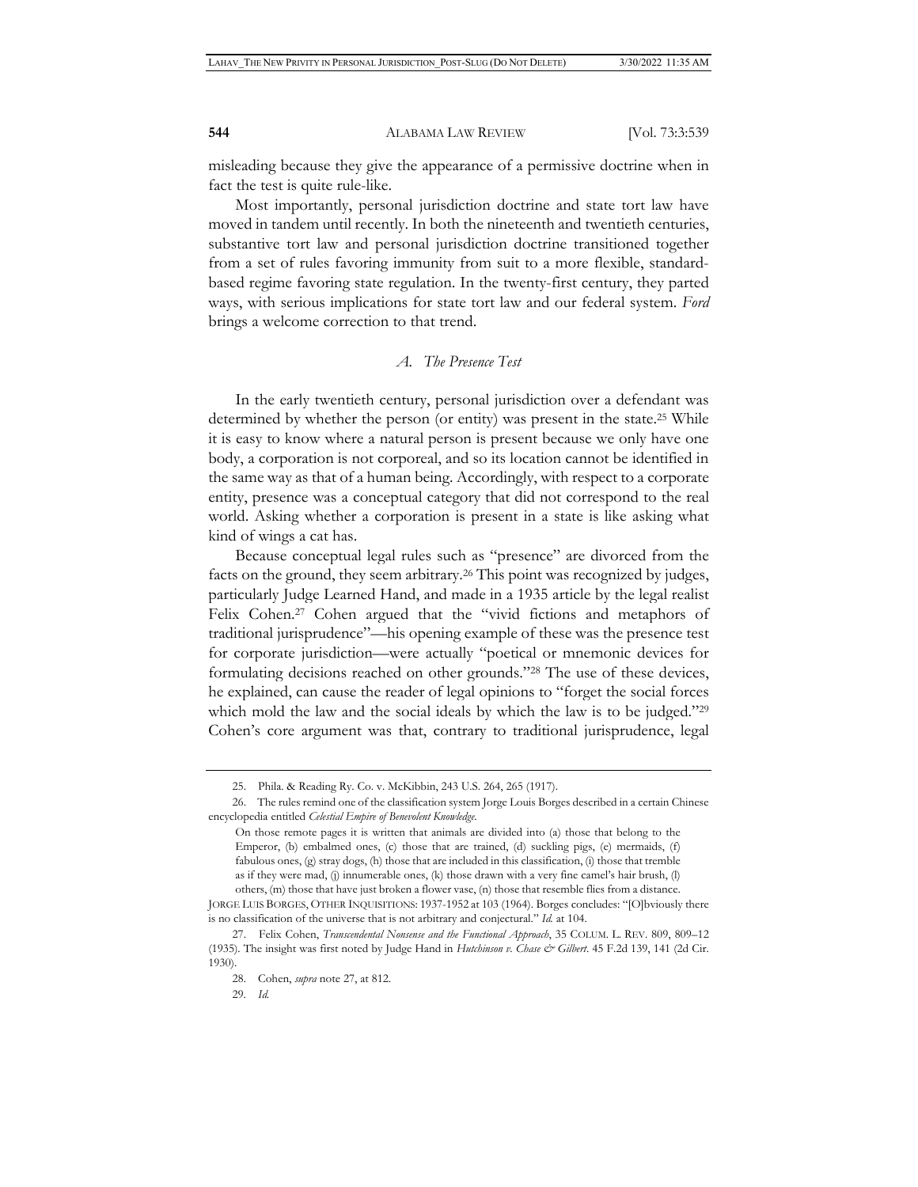misleading because they give the appearance of a permissive doctrine when in fact the test is quite rule-like.

Most importantly, personal jurisdiction doctrine and state tort law have moved in tandem until recently. In both the nineteenth and twentieth centuries, substantive tort law and personal jurisdiction doctrine transitioned together from a set of rules favoring immunity from suit to a more flexible, standard-based regime favoring state regulation. In the twenty-first century, they parted ways, with serious implications for state tort law and our federal system. *Ford* brings a welcome correction to that trend.

### *A. The Presence Test*

In the early twentieth century, personal jurisdiction over a defendant was determined by whether the person (or entity) was present in the state.[25] While it is easy to know where a natural person is present because we only have one body, a corporation is not corporeal, and so its location cannot be identified in the same way as that of a human being. Accordingly, with respect to a corporate entity, presence was a conceptual category that did not correspond to the real world. Asking whether a corporation is present in a state is like asking what kind of wings a cat has.

Because conceptual legal rules such as "presence" are divorced from the facts on the ground, they seem arbitrary.[26] This point was recognized by judges, particularly Judge Learned Hand, and made in a 1935 article by the legal realist Felix Cohen.[27] Cohen argued that the "vivid fictions and metaphors of traditional jurisprudence"—his opening example of these was the presence test for corporate jurisdiction—were actually "poetical or mnemonic devices for formulating decisions reached on other grounds."[28] The use of these devices, he explained, can cause the reader of legal opinions to "forget the social forces which mold the law and the social ideals by which the law is to be judged."[29] Cohen's core argument was that, contrary to traditional jurisprudence, legal

---

25. Phila. & Reading Ry. Co. v. McKibbin, 243 U.S. 264, 265 (1917).

26. The rules remind one of the classification system Jorge Louis Borges described in a certain Chinese encyclopedia entitled *Celestial Empire of Benevolent Knowledge*.

> On those remote pages it is written that animals are divided into (a) those that belong to the Emperor, (b) embalmed ones, (c) those that are trained, (d) suckling pigs, (e) mermaids, (f) fabulous ones, (g) stray dogs, (h) those that are included in this classification, (i) those that tremble as if they were mad, (j) innumerable ones, (k) those drawn with a very fine camel's hair brush, (l) others, (m) those that have just broken a flower vase, (n) those that resemble flies from a distance.

JORGE LUIS BORGES, OTHER INQUISITIONS: 1937-1952 at 103 (1964). Borges concludes: "[O]bviously there is no classification of the universe that is not arbitrary and conjectural." *Id.* at 104.

27. Felix Cohen, *Transcendental Nonsense and the Functional Approach*, 35 COLUM. L. REV. 809, 809–12 (1935). The insight was first noted by Judge Hand in *Hutchinson v. Chase & Gilbert*. 45 F.2d 139, 141 (2d Cir. 1930).

28. Cohen, *supra* note 27, at 812.

29. *Id.*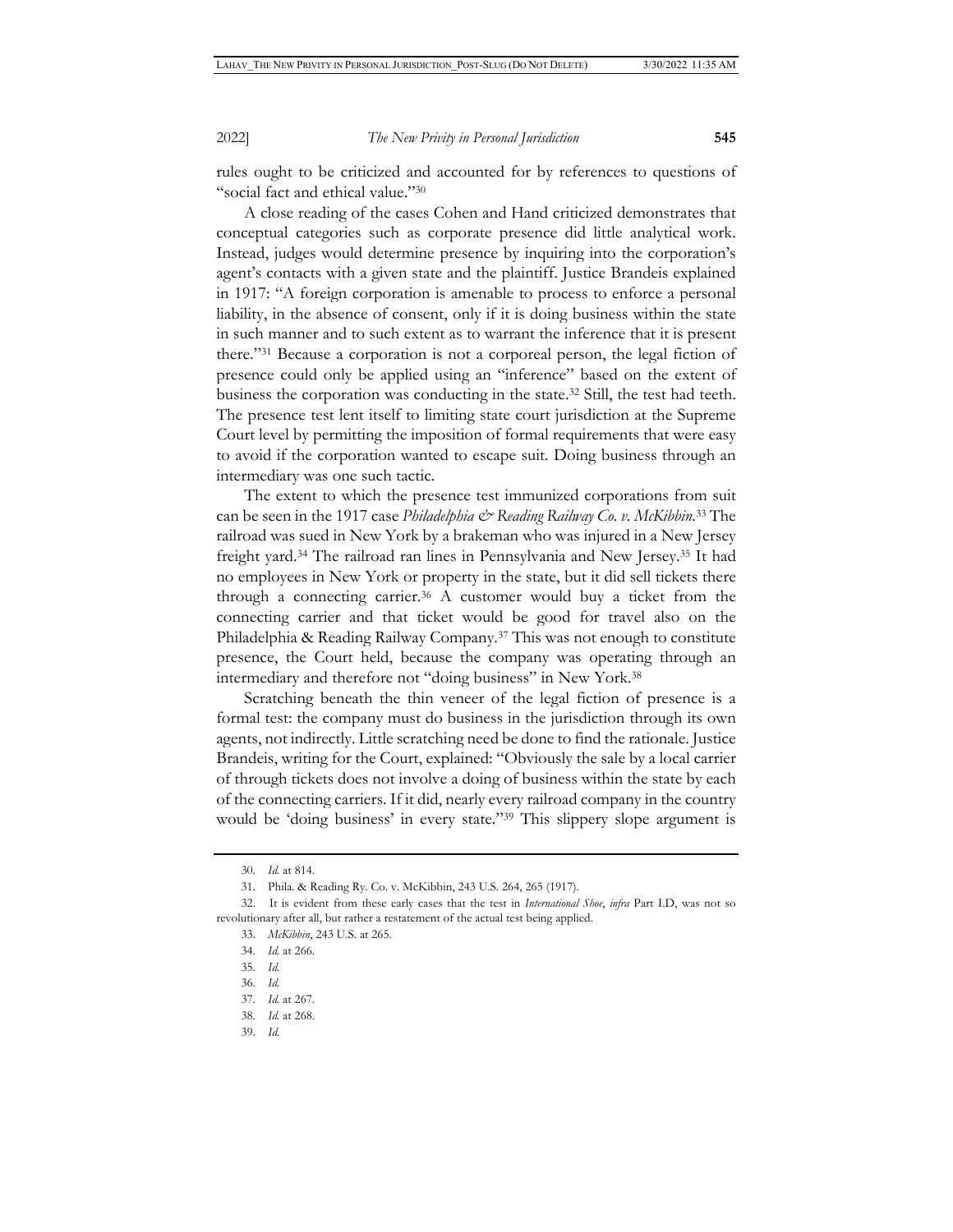rules ought to be criticized and accounted for by references to questions of "social fact and ethical value."[30]

A close reading of the cases Cohen and Hand criticized demonstrates that conceptual categories such as corporate presence did little analytical work. Instead, judges would determine presence by inquiring into the corporation's agent's contacts with a given state and the plaintiff. Justice Brandeis explained in 1917: "A foreign corporation is amenable to process to enforce a personal liability, in the absence of consent, only if it is doing business within the state in such manner and to such extent as to warrant the inference that it is present there."[31] Because a corporation is not a corporeal person, the legal fiction of presence could only be applied using an "inference" based on the extent of business the corporation was conducting in the state.[32] Still, the test had teeth. The presence test lent itself to limiting state court jurisdiction at the Supreme Court level by permitting the imposition of formal requirements that were easy to avoid if the corporation wanted to escape suit. Doing business through an intermediary was one such tactic.

The extent to which the presence test immunized corporations from suit can be seen in the 1917 case *Philadelphia & Reading Railway Co. v. McKibbin*.[33] The railroad was sued in New York by a brakeman who was injured in a New Jersey freight yard.[34] The railroad ran lines in Pennsylvania and New Jersey.[35] It had no employees in New York or property in the state, but it did sell tickets there through a connecting carrier.[36] A customer would buy a ticket from the connecting carrier and that ticket would be good for travel also on the Philadelphia & Reading Railway Company.[37] This was not enough to constitute presence, the Court held, because the company was operating through an intermediary and therefore not "doing business" in New York.[38]

Scratching beneath the thin veneer of the legal fiction of presence is a formal test: the company must do business in the jurisdiction through its own agents, not indirectly. Little scratching need be done to find the rationale. Justice Brandeis, writing for the Court, explained: "Obviously the sale by a local carrier of through tickets does not involve a doing of business within the state by each of the connecting carriers. If it did, nearly every railroad company in the country would be 'doing business' in every state."[39] This slippery slope argument is

---

30. *Id.* at 814.

31. Phila. & Reading Ry. Co. v. McKibbin, 243 U.S. 264, 265 (1917).

32. It is evident from these early cases that the test in *International Shoe*, *infra* Part I.D, was not so revolutionary after all, but rather a restatement of the actual test being applied.

33. *McKibbin*, 243 U.S. at 265.

34. *Id.* at 266.

35. *Id.*

36. *Id.*

37. *Id.* at 267.

38. *Id.* at 268.

39. *Id.*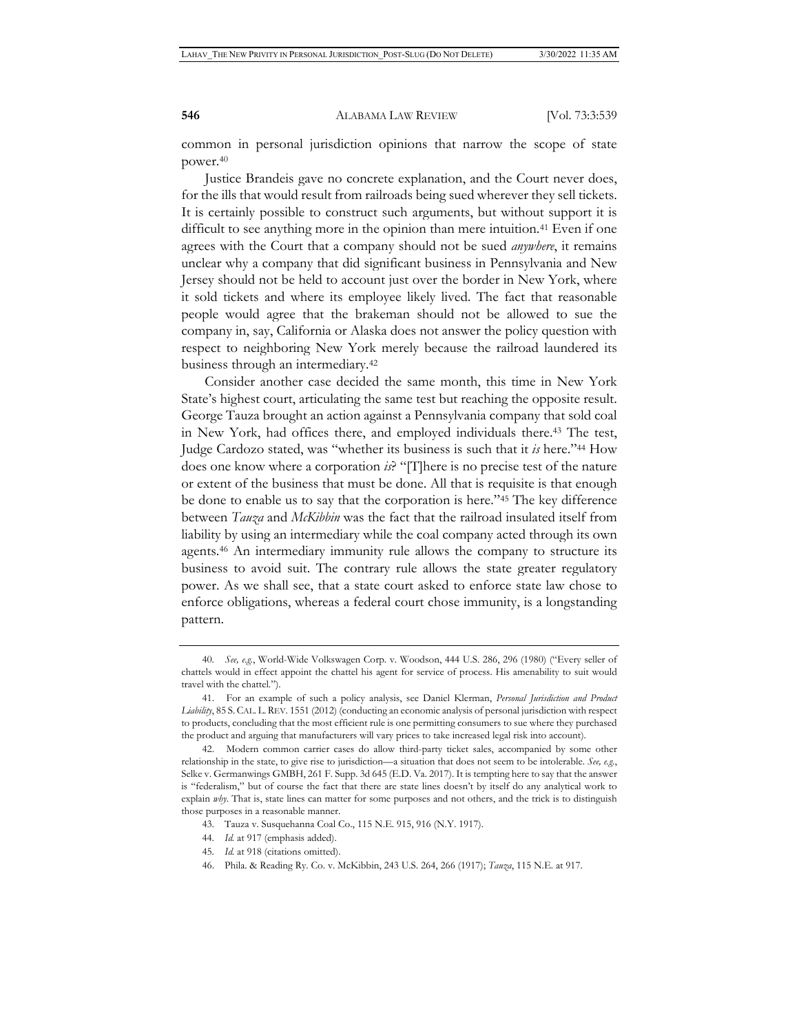common in personal jurisdiction opinions that narrow the scope of state power.[40]

Justice Brandeis gave no concrete explanation, and the Court never does, for the ills that would result from railroads being sued wherever they sell tickets. It is certainly possible to construct such arguments, but without support it is difficult to see anything more in the opinion than mere intuition.[41] Even if one agrees with the Court that a company should not be sued *anywhere*, it remains unclear why a company that did significant business in Pennsylvania and New Jersey should not be held to account just over the border in New York, where it sold tickets and where its employee likely lived. The fact that reasonable people would agree that the brakeman should not be allowed to sue the company in, say, California or Alaska does not answer the policy question with respect to neighboring New York merely because the railroad laundered its business through an intermediary.[42]

Consider another case decided the same month, this time in New York State's highest court, articulating the same test but reaching the opposite result. George Tauza brought an action against a Pennsylvania company that sold coal in New York, had offices there, and employed individuals there.[43] The test, Judge Cardozo stated, was "whether its business is such that it *is* here."[44] How does one know where a corporation *is*? "[T]here is no precise test of the nature or extent of the business that must be done. All that is requisite is that enough be done to enable us to say that the corporation is here."[45] The key difference between *Tauza* and *McKibbin* was the fact that the railroad insulated itself from liability by using an intermediary while the coal company acted through its own agents.[46] An intermediary immunity rule allows the company to structure its business to avoid suit. The contrary rule allows the state greater regulatory power. As we shall see, that a state court asked to enforce state law chose to enforce obligations, whereas a federal court chose immunity, is a longstanding pattern.

---

40. *See, e.g.*, World-Wide Volkswagen Corp. v. Woodson, 444 U.S. 286, 296 (1980) ("Every seller of chattels would in effect appoint the chattel his agent for service of process. His amenability to suit would travel with the chattel.").

41. For an example of such a policy analysis, see Daniel Klerman, *Personal Jurisdiction and Product Liability*, 85 S. CAL. L. REV. 1551 (2012) (conducting an economic analysis of personal jurisdiction with respect to products, concluding that the most efficient rule is one permitting consumers to sue where they purchased the product and arguing that manufacturers will vary prices to take increased legal risk into account).

42. Modern common carrier cases do allow third-party ticket sales, accompanied by some other relationship in the state, to give rise to jurisdiction—a situation that does not seem to be intolerable. *See, e.g.*, Selke v. Germanwings GMBH, 261 F. Supp. 3d 645 (E.D. Va. 2017). It is tempting here to say that the answer is "federalism," but of course the fact that there are state lines doesn't by itself do any analytical work to explain *why*. That is, state lines can matter for some purposes and not others, and the trick is to distinguish those purposes in a reasonable manner.

43. Tauza v. Susquehanna Coal Co., 115 N.E. 915, 916 (N.Y. 1917).

44. *Id.* at 917 (emphasis added).

45. *Id.* at 918 (citations omitted).

46. Phila. & Reading Ry. Co. v. McKibbin, 243 U.S. 264, 266 (1917); *Tauza*, 115 N.E. at 917.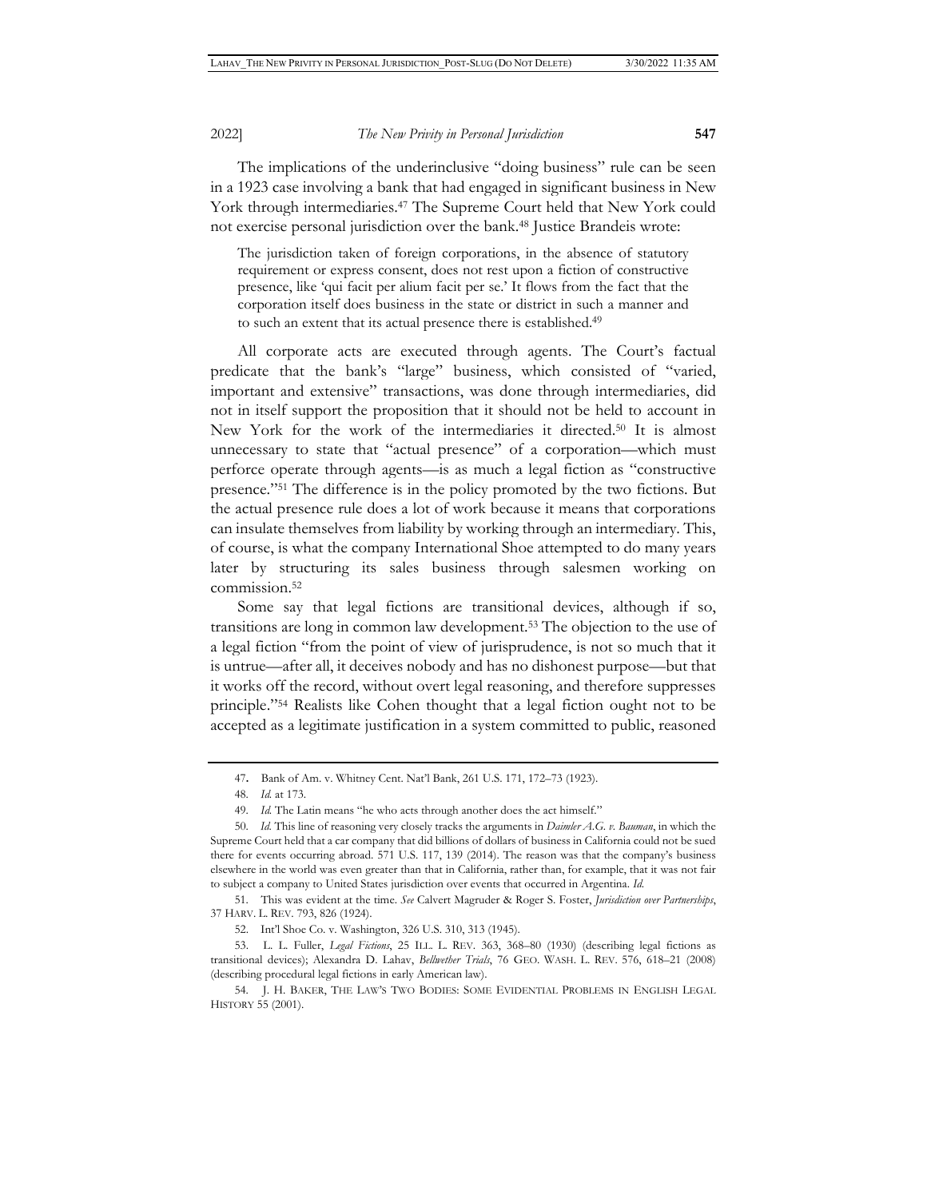The implications of the underinclusive "doing business" rule can be seen in a 1923 case involving a bank that had engaged in significant business in New York through intermediaries.[47] The Supreme Court held that New York could not exercise personal jurisdiction over the bank.[48] Justice Brandeis wrote:

> The jurisdiction taken of foreign corporations, in the absence of statutory requirement or express consent, does not rest upon a fiction of constructive presence, like 'qui facit per alium facit per se.' It flows from the fact that the corporation itself does business in the state or district in such a manner and to such an extent that its actual presence there is established.[49]

All corporate acts are executed through agents. The Court's factual predicate that the bank's "large" business, which consisted of "varied, important and extensive" transactions, was done through intermediaries, did not in itself support the proposition that it should not be held to account in New York for the work of the intermediaries it directed.[50] It is almost unnecessary to state that "actual presence" of a corporation—which must perforce operate through agents—is as much a legal fiction as "constructive presence."[51] The difference is in the policy promoted by the two fictions. But the actual presence rule does a lot of work because it means that corporations can insulate themselves from liability by working through an intermediary. This, of course, is what the company International Shoe attempted to do many years later by structuring its sales business through salesmen working on commission.[52]

Some say that legal fictions are transitional devices, although if so, transitions are long in common law development.[53] The objection to the use of a legal fiction "from the point of view of jurisprudence, is not so much that it is untrue—after all, it deceives nobody and has no dishonest purpose—but that it works off the record, without overt legal reasoning, and therefore suppresses principle."[54] Realists like Cohen thought that a legal fiction ought not to be accepted as a legitimate justification in a system committed to public, reasoned

---

47. Bank of Am. v. Whitney Cent. Nat'l Bank, 261 U.S. 171, 172–73 (1923).

48. *Id.* at 173.

49. *Id.* The Latin means "he who acts through another does the act himself."

50. *Id.* This line of reasoning very closely tracks the arguments in *Daimler A.G. v. Bauman*, in which the Supreme Court held that a car company that did billions of dollars of business in California could not be sued there for events occurring abroad. 571 U.S. 117, 139 (2014). The reason was that the company's business elsewhere in the world was even greater than that in California, rather than, for example, that it was not fair to subject a company to United States jurisdiction over events that occurred in Argentina. *Id.*

51. This was evident at the time. *See* Calvert Magruder & Roger S. Foster, *Jurisdiction over Partnerships*, 37 HARV. L. REV. 793, 826 (1924).

52. Int'l Shoe Co. v. Washington, 326 U.S. 310, 313 (1945).

53. L. L. Fuller, *Legal Fictions*, 25 ILL. L. REV. 363, 368–80 (1930) (describing legal fictions as transitional devices); Alexandra D. Lahav, *Bellwether Trials*, 76 GEO. WASH. L. REV. 576, 618–21 (2008) (describing procedural legal fictions in early American law).

54. J. H. BAKER, THE LAW'S TWO BODIES: SOME EVIDENTIAL PROBLEMS IN ENGLISH LEGAL HISTORY 55 (2001).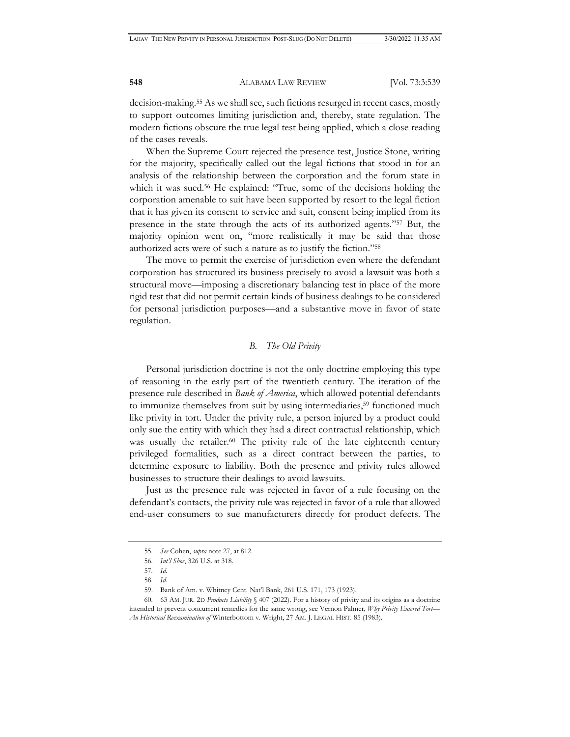decision-making.[55] As we shall see, such fictions resurged in recent cases, mostly to support outcomes limiting jurisdiction and, thereby, state regulation. The modern fictions obscure the true legal test being applied, which a close reading of the cases reveals.

When the Supreme Court rejected the presence test, Justice Stone, writing for the majority, specifically called out the legal fictions that stood in for an analysis of the relationship between the corporation and the forum state in which it was sued.[56] He explained: "True, some of the decisions holding the corporation amenable to suit have been supported by resort to the legal fiction that it has given its consent to service and suit, consent being implied from its presence in the state through the acts of its authorized agents."[57] But, the majority opinion went on, "more realistically it may be said that those authorized acts were of such a nature as to justify the fiction."[58]

The move to permit the exercise of jurisdiction even where the defendant corporation has structured its business precisely to avoid a lawsuit was both a structural move—imposing a discretionary balancing test in place of the more rigid test that did not permit certain kinds of business dealings to be considered for personal jurisdiction purposes—and a substantive move in favor of state regulation.

### *B. The Old Privity*

Personal jurisdiction doctrine is not the only doctrine employing this type of reasoning in the early part of the twentieth century. The iteration of the presence rule described in *Bank of America*, which allowed potential defendants to immunize themselves from suit by using intermediaries,[59] functioned much like privity in tort. Under the privity rule, a person injured by a product could only sue the entity with which they had a direct contractual relationship, which was usually the retailer.[60] The privity rule of the late eighteenth century privileged formalities, such as a direct contract between the parties, to determine exposure to liability. Both the presence and privity rules allowed businesses to structure their dealings to avoid lawsuits.

Just as the presence rule was rejected in favor of a rule focusing on the defendant's contacts, the privity rule was rejected in favor of a rule that allowed end-user consumers to sue manufacturers directly for product defects. The

---

55. *See* Cohen, *supra* note 27, at 812.

56. *Int'l Shoe*, 326 U.S. at 318.

57. *Id.*

58. *Id.*

59. Bank of Am. v. Whitney Cent. Nat'l Bank, 261 U.S. 171, 173 (1923).

60. 63 AM. JUR. 2D *Products Liability* § 407 (2022). For a history of privity and its origins as a doctrine intended to prevent concurrent remedies for the same wrong, see Vernon Palmer, *Why Privity Entered Tort—An Historical Reexamination of* Winterbottom v. Wright, 27 AM. J. LEGAL HIST. 85 (1983).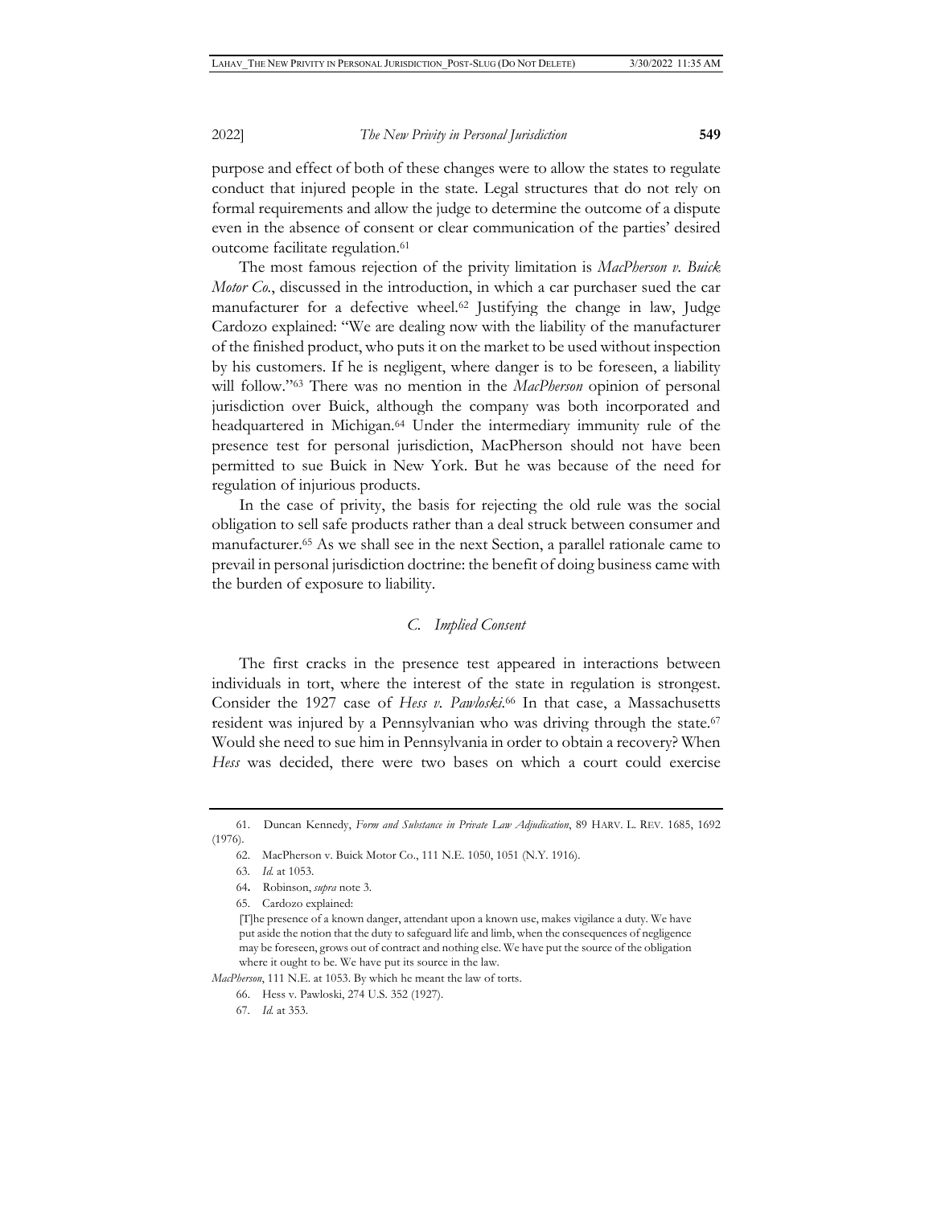purpose and effect of both of these changes were to allow the states to regulate conduct that injured people in the state. Legal structures that do not rely on formal requirements and allow the judge to determine the outcome of a dispute even in the absence of consent or clear communication of the parties' desired outcome facilitate regulation.[61]

The most famous rejection of the privity limitation is *MacPherson v. Buick Motor Co.*, discussed in the introduction, in which a car purchaser sued the car manufacturer for a defective wheel.[62] Justifying the change in law, Judge Cardozo explained: "We are dealing now with the liability of the manufacturer of the finished product, who puts it on the market to be used without inspection by his customers. If he is negligent, where danger is to be foreseen, a liability will follow."[63] There was no mention in the *MacPherson* opinion of personal jurisdiction over Buick, although the company was both incorporated and headquartered in Michigan.[64] Under the intermediary immunity rule of the presence test for personal jurisdiction, MacPherson should not have been permitted to sue Buick in New York. But he was because of the need for regulation of injurious products.

In the case of privity, the basis for rejecting the old rule was the social obligation to sell safe products rather than a deal struck between consumer and manufacturer.[65] As we shall see in the next Section, a parallel rationale came to prevail in personal jurisdiction doctrine: the benefit of doing business came with the burden of exposure to liability.

### *C. Implied Consent*

The first cracks in the presence test appeared in interactions between individuals in tort, where the interest of the state in regulation is strongest. Consider the 1927 case of *Hess v. Pawloski*.[66] In that case, a Massachusetts resident was injured by a Pennsylvanian who was driving through the state.[67] Would she need to sue him in Pennsylvania in order to obtain a recovery? When *Hess* was decided, there were two bases on which a court could exercise

---

61. Duncan Kennedy, *Form and Substance in Private Law Adjudication*, 89 HARV. L. REV. 1685, 1692 (1976).

62. MacPherson v. Buick Motor Co., 111 N.E. 1050, 1051 (N.Y. 1916).

63. *Id.* at 1053.

64. Robinson, *supra* note 3.

65. Cardozo explained:

> [T]he presence of a known danger, attendant upon a known use, makes vigilance a duty. We have put aside the notion that the duty to safeguard life and limb, when the consequences of negligence may be foreseen, grows out of contract and nothing else. We have put the source of the obligation where it ought to be. We have put its source in the law.

*MacPherson*, 111 N.E. at 1053. By which he meant the law of torts.

66. Hess v. Pawloski, 274 U.S. 352 (1927).

67. *Id.* at 353.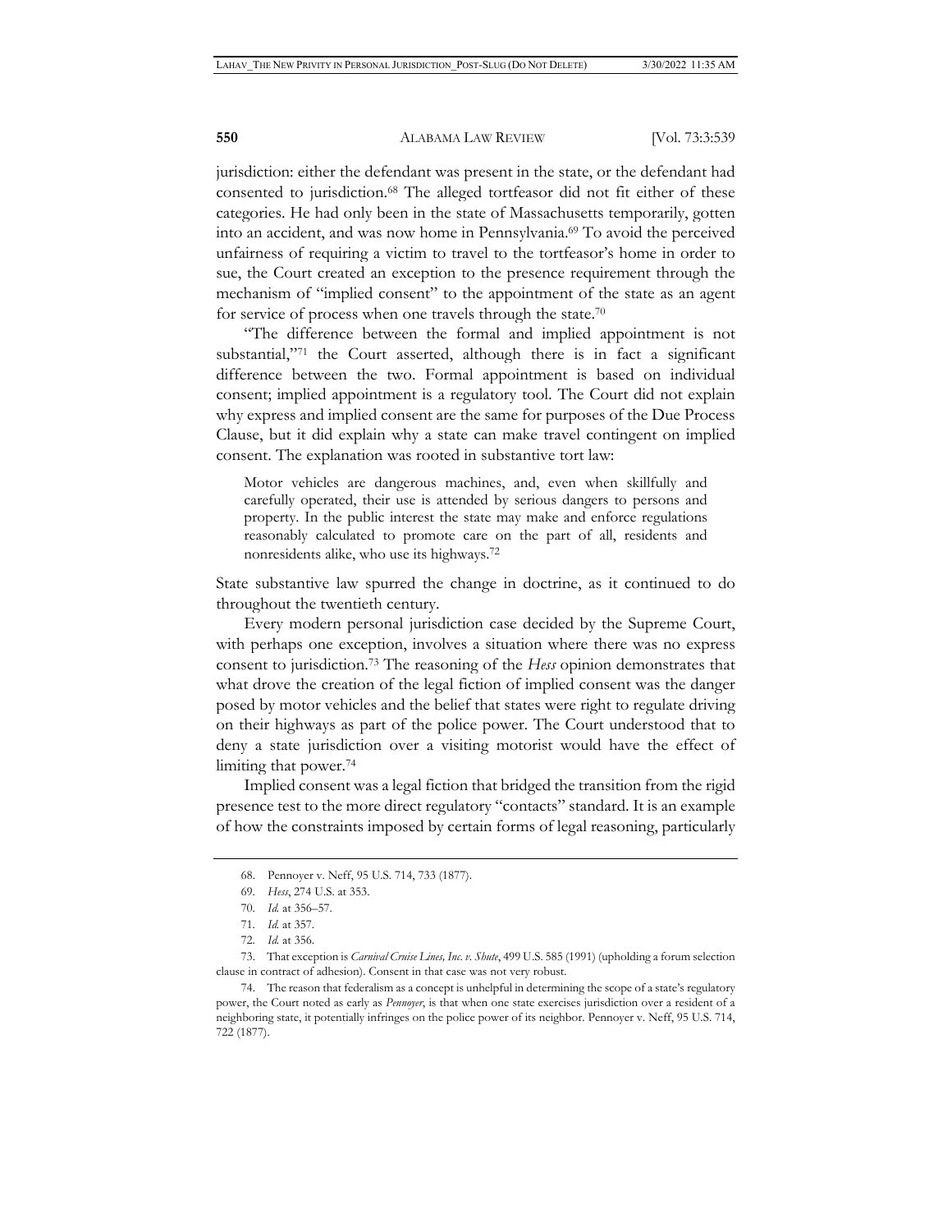jurisdiction: either the defendant was present in the state, or the defendant had consented to jurisdiction.[68] The alleged tortfeasor did not fit either of these categories. He had only been in the state of Massachusetts temporarily, gotten into an accident, and was now home in Pennsylvania.[69] To avoid the perceived unfairness of requiring a victim to travel to the tortfeasor's home in order to sue, the Court created an exception to the presence requirement through the mechanism of "implied consent" to the appointment of the state as an agent for service of process when one travels through the state.[70]

"The difference between the formal and implied appointment is not substantial,"[71] the Court asserted, although there is in fact a significant difference between the two. Formal appointment is based on individual consent; implied appointment is a regulatory tool. The Court did not explain why express and implied consent are the same for purposes of the Due Process Clause, but it did explain why a state can make travel contingent on implied consent. The explanation was rooted in substantive tort law:

> Motor vehicles are dangerous machines, and, even when skillfully and carefully operated, their use is attended by serious dangers to persons and property. In the public interest the state may make and enforce regulations reasonably calculated to promote care on the part of all, residents and nonresidents alike, who use its highways.[72]

State substantive law spurred the change in doctrine, as it continued to do throughout the twentieth century.

Every modern personal jurisdiction case decided by the Supreme Court, with perhaps one exception, involves a situation where there was no express consent to jurisdiction.[73] The reasoning of the *Hess* opinion demonstrates that what drove the creation of the legal fiction of implied consent was the danger posed by motor vehicles and the belief that states were right to regulate driving on their highways as part of the police power. The Court understood that to deny a state jurisdiction over a visiting motorist would have the effect of limiting that power.[74]

Implied consent was a legal fiction that bridged the transition from the rigid presence test to the more direct regulatory "contacts" standard. It is an example of how the constraints imposed by certain forms of legal reasoning, particularly

---

68. Pennoyer v. Neff, 95 U.S. 714, 733 (1877).

69. *Hess*, 274 U.S. at 353.

70. *Id.* at 356–57.

71. *Id.* at 357.

72. *Id.* at 356.

73. That exception is *Carnival Cruise Lines, Inc. v. Shute*, 499 U.S. 585 (1991) (upholding a forum selection clause in contract of adhesion). Consent in that case was not very robust.

74. The reason that federalism as a concept is unhelpful in determining the scope of a state's regulatory power, the Court noted as early as *Pennoyer*, is that when one state exercises jurisdiction over a resident of a neighboring state, it potentially infringes on the police power of its neighbor. Pennoyer v. Neff, 95 U.S. 714, 722 (1877).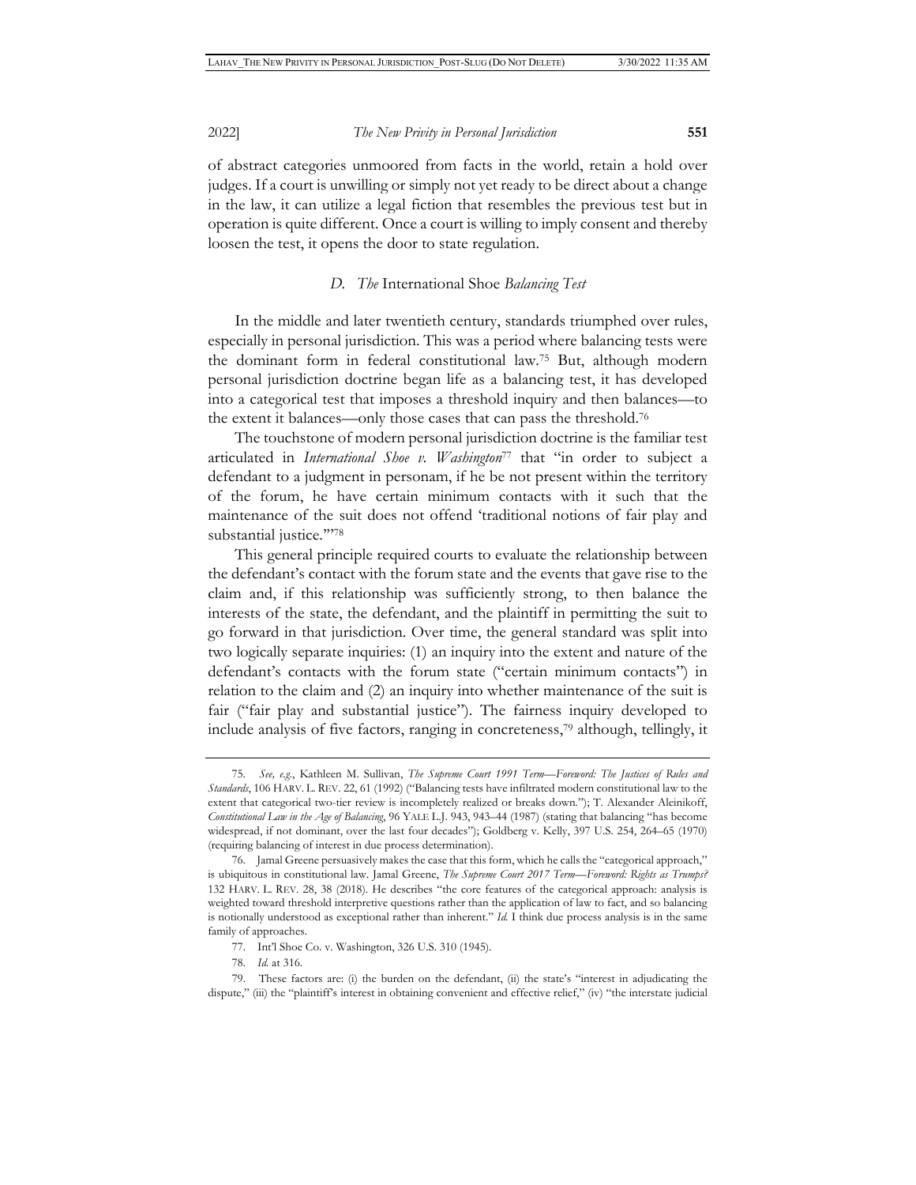of abstract categories unmoored from facts in the world, retain a hold over judges. If a court is unwilling or simply not yet ready to be direct about a change in the law, it can utilize a legal fiction that resembles the previous test but in operation is quite different. Once a court is willing to imply consent and thereby loosen the test, it opens the door to state regulation.

### *D. The* International Shoe *Balancing Test*

In the middle and later twentieth century, standards triumphed over rules, especially in personal jurisdiction. This was a period where balancing tests were the dominant form in federal constitutional law.[75] But, although modern personal jurisdiction doctrine began life as a balancing test, it has developed into a categorical test that imposes a threshold inquiry and then balances—to the extent it balances—only those cases that can pass the threshold.[76]

The touchstone of modern personal jurisdiction doctrine is the familiar test articulated in *International Shoe v. Washington*[77] that "in order to subject a defendant to a judgment in personam, if he be not present within the territory of the forum, he have certain minimum contacts with it such that the maintenance of the suit does not offend 'traditional notions of fair play and substantial justice.'"[78]

This general principle required courts to evaluate the relationship between the defendant's contact with the forum state and the events that gave rise to the claim and, if this relationship was sufficiently strong, to then balance the interests of the state, the defendant, and the plaintiff in permitting the suit to go forward in that jurisdiction. Over time, the general standard was split into two logically separate inquiries: (1) an inquiry into the extent and nature of the defendant's contacts with the forum state ("certain minimum contacts") in relation to the claim and (2) an inquiry into whether maintenance of the suit is fair ("fair play and substantial justice"). The fairness inquiry developed to include analysis of five factors, ranging in concreteness,[79] although, tellingly, it

---

75. *See, e.g.*, Kathleen M. Sullivan, *The Supreme Court 1991 Term—Foreword: The Justices of Rules and Standards*, 106 HARV. L. REV. 22, 61 (1992) ("Balancing tests have infiltrated modern constitutional law to the extent that categorical two-tier review is incompletely realized or breaks down."); T. Alexander Aleinikoff, *Constitutional Law in the Age of Balancing*, 96 YALE L.J. 943, 943–44 (1987) (stating that balancing "has become widespread, if not dominant, over the last four decades"); Goldberg v. Kelly, 397 U.S. 254, 264–65 (1970) (requiring balancing of interest in due process determination).

76. Jamal Greene persuasively makes the case that this form, which he calls the "categorical approach," is ubiquitous in constitutional law. Jamal Greene, *The Supreme Court 2017 Term—Foreword: Rights as Trumps?* 132 HARV. L. REV. 28, 38 (2018). He describes "the core features of the categorical approach: analysis is weighted toward threshold interpretive questions rather than the application of law to fact, and so balancing is notionally understood as exceptional rather than inherent." *Id.* I think due process analysis is in the same family of approaches.

77. Int'l Shoe Co. v. Washington, 326 U.S. 310 (1945).

78. *Id.* at 316.

79. These factors are: (i) the burden on the defendant, (ii) the state's "interest in adjudicating the dispute," (iii) the "plaintiff's interest in obtaining convenient and effective relief," (iv) "the interstate judicial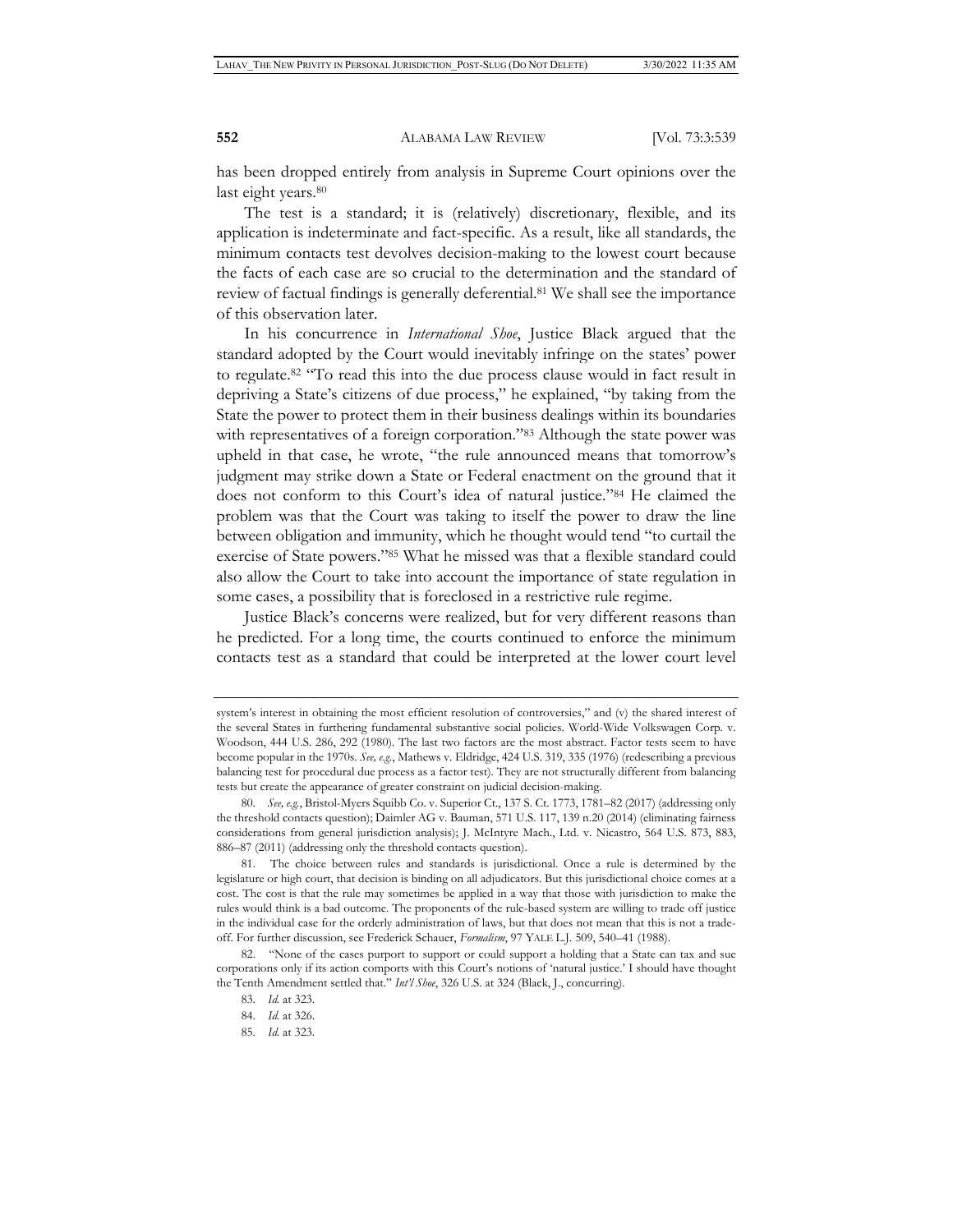has been dropped entirely from analysis in Supreme Court opinions over the last eight years.[80]

The test is a standard; it is (relatively) discretionary, flexible, and its application is indeterminate and fact-specific. As a result, like all standards, the minimum contacts test devolves decision-making to the lowest court because the facts of each case are so crucial to the determination and the standard of review of factual findings is generally deferential.[81] We shall see the importance of this observation later.

In his concurrence in *International Shoe*, Justice Black argued that the standard adopted by the Court would inevitably infringe on the states' power to regulate.[82] "To read this into the due process clause would in fact result in depriving a State's citizens of due process," he explained, "by taking from the State the power to protect them in their business dealings within its boundaries with representatives of a foreign corporation."[83] Although the state power was upheld in that case, he wrote, "the rule announced means that tomorrow's judgment may strike down a State or Federal enactment on the ground that it does not conform to this Court's idea of natural justice."[84] He claimed the problem was that the Court was taking to itself the power to draw the line between obligation and immunity, which he thought would tend "to curtail the exercise of State powers."[85] What he missed was that a flexible standard could also allow the Court to take into account the importance of state regulation in some cases, a possibility that is foreclosed in a restrictive rule regime.

Justice Black's concerns were realized, but for very different reasons than he predicted. For a long time, the courts continued to enforce the minimum contacts test as a standard that could be interpreted at the lower court level

---

system's interest in obtaining the most efficient resolution of controversies," and (v) the shared interest of the several States in furthering fundamental substantive social policies. World-Wide Volkswagen Corp. v. Woodson, 444 U.S. 286, 292 (1980). The last two factors are the most abstract. Factor tests seem to have become popular in the 1970s. *See, e.g.*, Mathews v. Eldridge, 424 U.S. 319, 335 (1976) (redescribing a previous balancing test for procedural due process as a factor test). They are not structurally different from balancing tests but create the appearance of greater constraint on judicial decision-making.

80. *See, e.g.*, Bristol-Myers Squibb Co. v. Superior Ct., 137 S. Ct. 1773, 1781–82 (2017) (addressing only the threshold contacts question); Daimler AG v. Bauman, 571 U.S. 117, 139 n.20 (2014) (eliminating fairness considerations from general jurisdiction analysis); J. McIntyre Mach., Ltd. v. Nicastro, 564 U.S. 873, 883, 886–87 (2011) (addressing only the threshold contacts question).

81. The choice between rules and standards is jurisdictional. Once a rule is determined by the legislature or high court, that decision is binding on all adjudicators. But this jurisdictional choice comes at a cost. The cost is that the rule may sometimes be applied in a way that those with jurisdiction to make the rules would think is a bad outcome. The proponents of the rule-based system are willing to trade off justice in the individual case for the orderly administration of laws, but that does not mean that this is not a trade-off. For further discussion, see Frederick Schauer, *Formalism*, 97 YALE L.J. 509, 540–41 (1988).

82. "None of the cases purport to support or could support a holding that a State can tax and sue corporations only if its action comports with this Court's notions of 'natural justice.' I should have thought the Tenth Amendment settled that." *Int'l Shoe*, 326 U.S. at 324 (Black, J., concurring).

83. *Id.* at 323.

84. *Id.* at 326.

85. *Id.* at 323.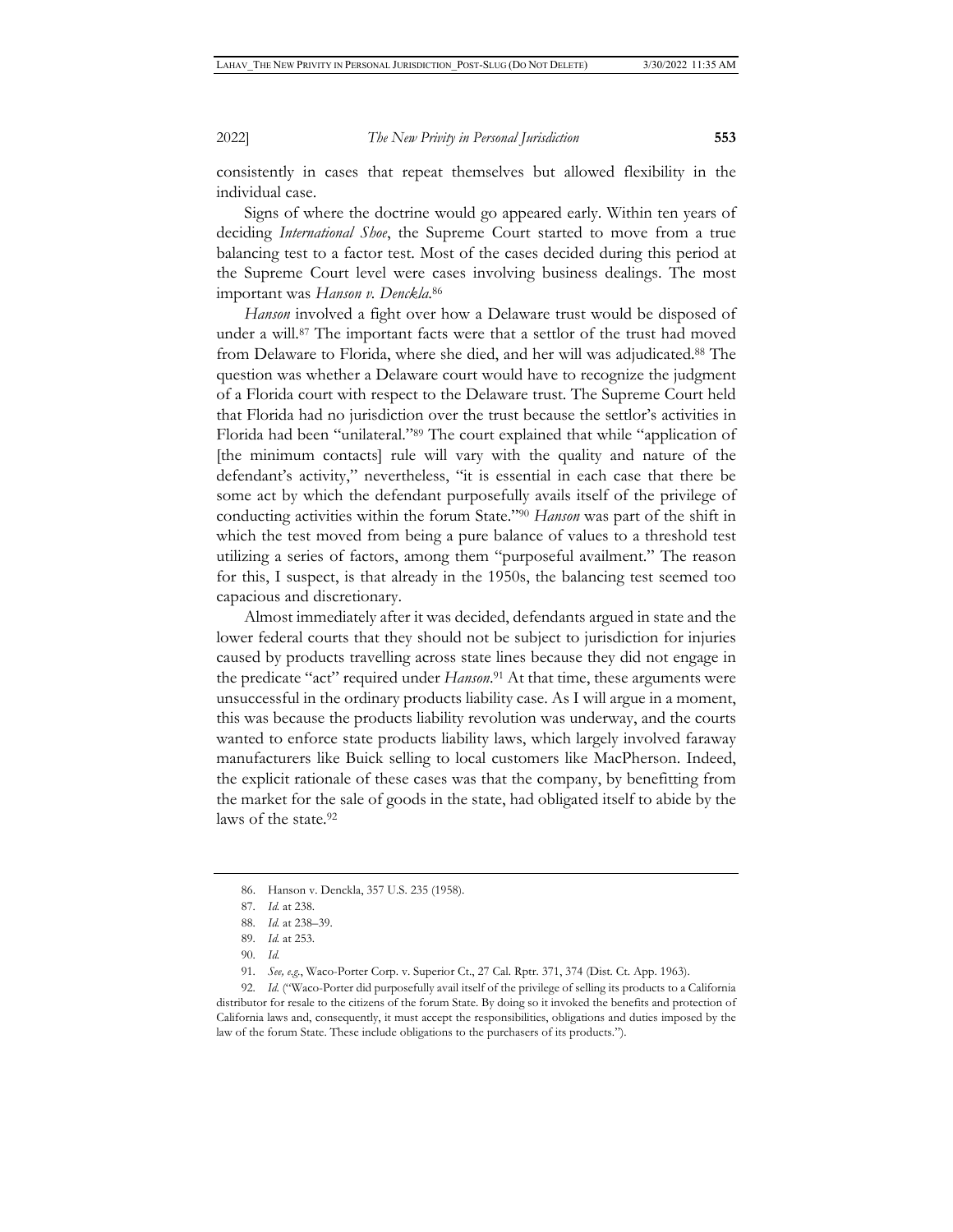consistently in cases that repeat themselves but allowed flexibility in the individual case.

Signs of where the doctrine would go appeared early. Within ten years of deciding *International Shoe*, the Supreme Court started to move from a true balancing test to a factor test. Most of the cases decided during this period at the Supreme Court level were cases involving business dealings. The most important was *Hanson v. Denckla*.[86]

*Hanson* involved a fight over how a Delaware trust would be disposed of under a will.[87] The important facts were that a settlor of the trust had moved from Delaware to Florida, where she died, and her will was adjudicated.[88] The question was whether a Delaware court would have to recognize the judgment of a Florida court with respect to the Delaware trust. The Supreme Court held that Florida had no jurisdiction over the trust because the settlor's activities in Florida had been "unilateral."[89] The court explained that while "application of [the minimum contacts] rule will vary with the quality and nature of the defendant's activity," nevertheless, "it is essential in each case that there be some act by which the defendant purposefully avails itself of the privilege of conducting activities within the forum State."[90] *Hanson* was part of the shift in which the test moved from being a pure balance of values to a threshold test utilizing a series of factors, among them "purposeful availment." The reason for this, I suspect, is that already in the 1950s, the balancing test seemed too capacious and discretionary.

Almost immediately after it was decided, defendants argued in state and the lower federal courts that they should not be subject to jurisdiction for injuries caused by products travelling across state lines because they did not engage in the predicate "act" required under *Hanson*.[91] At that time, these arguments were unsuccessful in the ordinary products liability case. As I will argue in a moment, this was because the products liability revolution was underway, and the courts wanted to enforce state products liability laws, which largely involved faraway manufacturers like Buick selling to local customers like MacPherson. Indeed, the explicit rationale of these cases was that the company, by benefitting from the market for the sale of goods in the state, had obligated itself to abide by the laws of the state.[92]

---

86. Hanson v. Denckla, 357 U.S. 235 (1958).

87. *Id.* at 238.

88. *Id.* at 238–39.

89. *Id.* at 253.

90. *Id.*

91. *See, e.g.*, Waco-Porter Corp. v. Superior Ct., 27 Cal. Rptr. 371, 374 (Dist. Ct. App. 1963).

92. *Id.* ("Waco-Porter did purposefully avail itself of the privilege of selling its products to a California distributor for resale to the citizens of the forum State. By doing so it invoked the benefits and protection of California laws and, consequently, it must accept the responsibilities, obligations and duties imposed by the law of the forum State. These include obligations to the purchasers of its products.").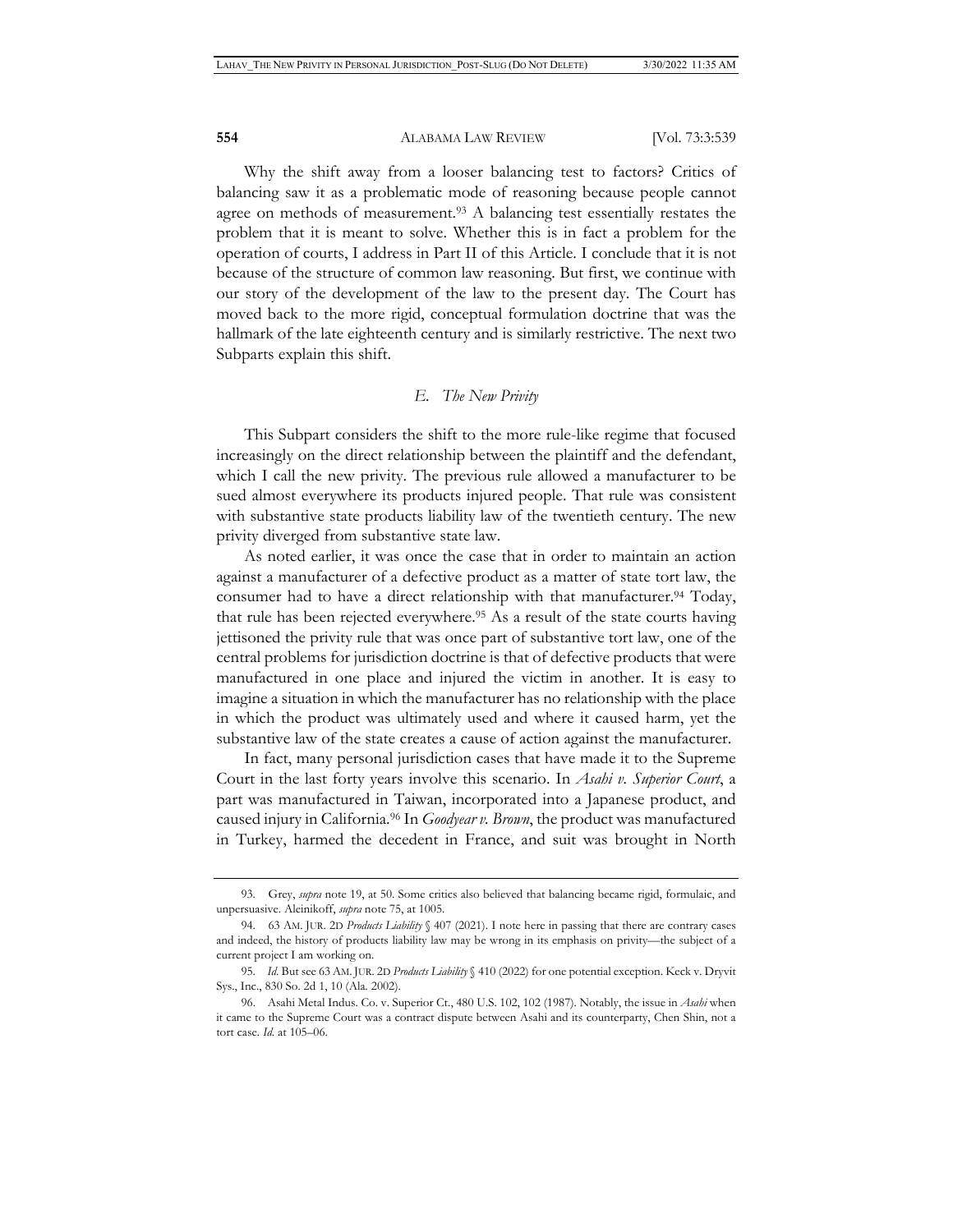Why the shift away from a looser balancing test to factors? Critics of balancing saw it as a problematic mode of reasoning because people cannot agree on methods of measurement.[93] A balancing test essentially restates the problem that it is meant to solve. Whether this is in fact a problem for the operation of courts, I address in Part II of this Article. I conclude that it is not because of the structure of common law reasoning. But first, we continue with our story of the development of the law to the present day. The Court has moved back to the more rigid, conceptual formulation doctrine that was the hallmark of the late eighteenth century and is similarly restrictive. The next two Subparts explain this shift.

### *E. The New Privity*

This Subpart considers the shift to the more rule-like regime that focused increasingly on the direct relationship between the plaintiff and the defendant, which I call the new privity. The previous rule allowed a manufacturer to be sued almost everywhere its products injured people. That rule was consistent with substantive state products liability law of the twentieth century. The new privity diverged from substantive state law.

As noted earlier, it was once the case that in order to maintain an action against a manufacturer of a defective product as a matter of state tort law, the consumer had to have a direct relationship with that manufacturer.[94] Today, that rule has been rejected everywhere.[95] As a result of the state courts having jettisoned the privity rule that was once part of substantive tort law, one of the central problems for jurisdiction doctrine is that of defective products that were manufactured in one place and injured the victim in another. It is easy to imagine a situation in which the manufacturer has no relationship with the place in which the product was ultimately used and where it caused harm, yet the substantive law of the state creates a cause of action against the manufacturer.

In fact, many personal jurisdiction cases that have made it to the Supreme Court in the last forty years involve this scenario. In *Asahi v. Superior Court*, a part was manufactured in Taiwan, incorporated into a Japanese product, and caused injury in California.[96] In *Goodyear v. Brown*, the product was manufactured in Turkey, harmed the decedent in France, and suit was brought in North

---

93. Grey, *supra* note 19, at 50. Some critics also believed that balancing became rigid, formulaic, and unpersuasive. Aleinikoff, *supra* note 75, at 1005.

94. 63 AM. JUR. 2D *Products Liability* § 407 (2021). I note here in passing that there are contrary cases and indeed, the history of products liability law may be wrong in its emphasis on privity—the subject of a current project I am working on.

95. *Id.* But see 63 AM. JUR. 2D *Products Liability* § 410 (2022) for one potential exception. Keck v. Dryvit Sys., Inc., 830 So. 2d 1, 10 (Ala. 2002).

96. Asahi Metal Indus. Co. v. Superior Ct., 480 U.S. 102, 102 (1987). Notably, the issue in *Asahi* when it came to the Supreme Court was a contract dispute between Asahi and its counterparty, Chen Shin, not a tort case. *Id.* at 105–06.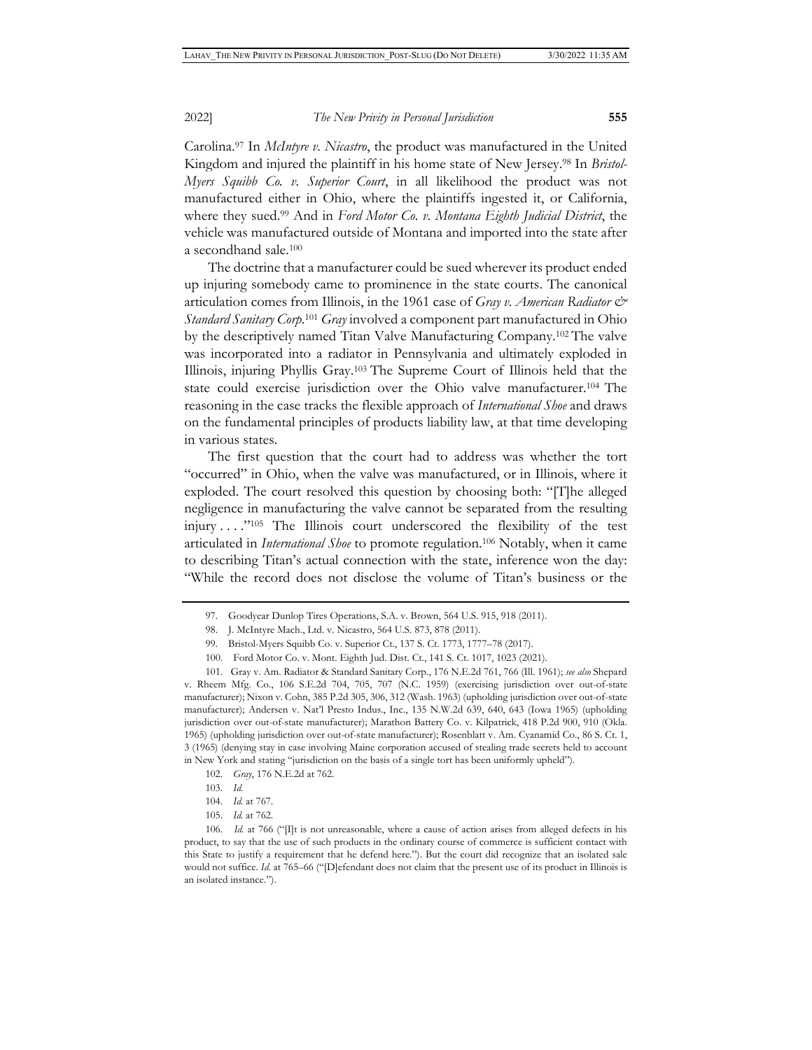Carolina.[97] In *McIntyre v. Nicastro*, the product was manufactured in the United Kingdom and injured the plaintiff in his home state of New Jersey.[98] In *Bristol-Myers Squibb Co. v. Superior Court*, in all likelihood the product was not manufactured either in Ohio, where the plaintiffs ingested it, or California, where they sued.[99] And in *Ford Motor Co. v. Montana Eighth Judicial District*, the vehicle was manufactured outside of Montana and imported into the state after a secondhand sale.[100]

The doctrine that a manufacturer could be sued wherever its product ended up injuring somebody came to prominence in the state courts. The canonical articulation comes from Illinois, in the 1961 case of *Gray v. American Radiator & Standard Sanitary Corp*.[101] *Gray* involved a component part manufactured in Ohio by the descriptively named Titan Valve Manufacturing Company.[102] The valve was incorporated into a radiator in Pennsylvania and ultimately exploded in Illinois, injuring Phyllis Gray.[103] The Supreme Court of Illinois held that the state could exercise jurisdiction over the Ohio valve manufacturer.[104] The reasoning in the case tracks the flexible approach of *International Shoe* and draws on the fundamental principles of products liability law, at that time developing in various states.

The first question that the court had to address was whether the tort "occurred" in Ohio, when the valve was manufactured, or in Illinois, where it exploded. The court resolved this question by choosing both: "[T]he alleged negligence in manufacturing the valve cannot be separated from the resulting injury . . . ."[105] The Illinois court underscored the flexibility of the test articulated in *International Shoe* to promote regulation.[106] Notably, when it came to describing Titan's actual connection with the state, inference won the day: "While the record does not disclose the volume of Titan's business or the

---

97. Goodyear Dunlop Tires Operations, S.A. v. Brown, 564 U.S. 915, 918 (2011).

98. J. McIntyre Mach., Ltd. v. Nicastro, 564 U.S. 873, 878 (2011).

99. Bristol-Myers Squibb Co. v. Superior Ct., 137 S. Ct. 1773, 1777–78 (2017).

100. Ford Motor Co. v. Mont. Eighth Jud. Dist. Ct., 141 S. Ct. 1017, 1023 (2021).

101. Gray v. Am. Radiator & Standard Sanitary Corp., 176 N.E.2d 761, 766 (Ill. 1961); *see also* Shepard v. Rheem Mfg. Co., 106 S.E.2d 704, 705, 707 (N.C. 1959) (exercising jurisdiction over out-of-state manufacturer); Nixon v. Cohn, 385 P.2d 305, 306, 312 (Wash. 1963) (upholding jurisdiction over out-of-state manufacturer); Andersen v. Nat'l Presto Indus., Inc., 135 N.W.2d 639, 640, 643 (Iowa 1965) (upholding jurisdiction over out-of-state manufacturer); Marathon Battery Co. v. Kilpatrick, 418 P.2d 900, 910 (Okla. 1965) (upholding jurisdiction over out-of-state manufacturer); Rosenblatt v. Am. Cyanamid Co., 86 S. Ct. 1, 3 (1965) (denying stay in case involving Maine corporation accused of stealing trade secrets held to account in New York and stating "jurisdiction on the basis of a single tort has been uniformly upheld").

102. *Gray*, 176 N.E.2d at 762.

103. *Id.*

104. *Id.* at 767.

105. *Id.* at 762.

106. *Id.* at 766 ("[I]t is not unreasonable, where a cause of action arises from alleged defects in his product, to say that the use of such products in the ordinary course of commerce is sufficient contact with this State to justify a requirement that he defend here."). But the court did recognize that an isolated sale would not suffice. *Id.* at 765–66 ("[D]efendant does not claim that the present use of its product in Illinois is an isolated instance.").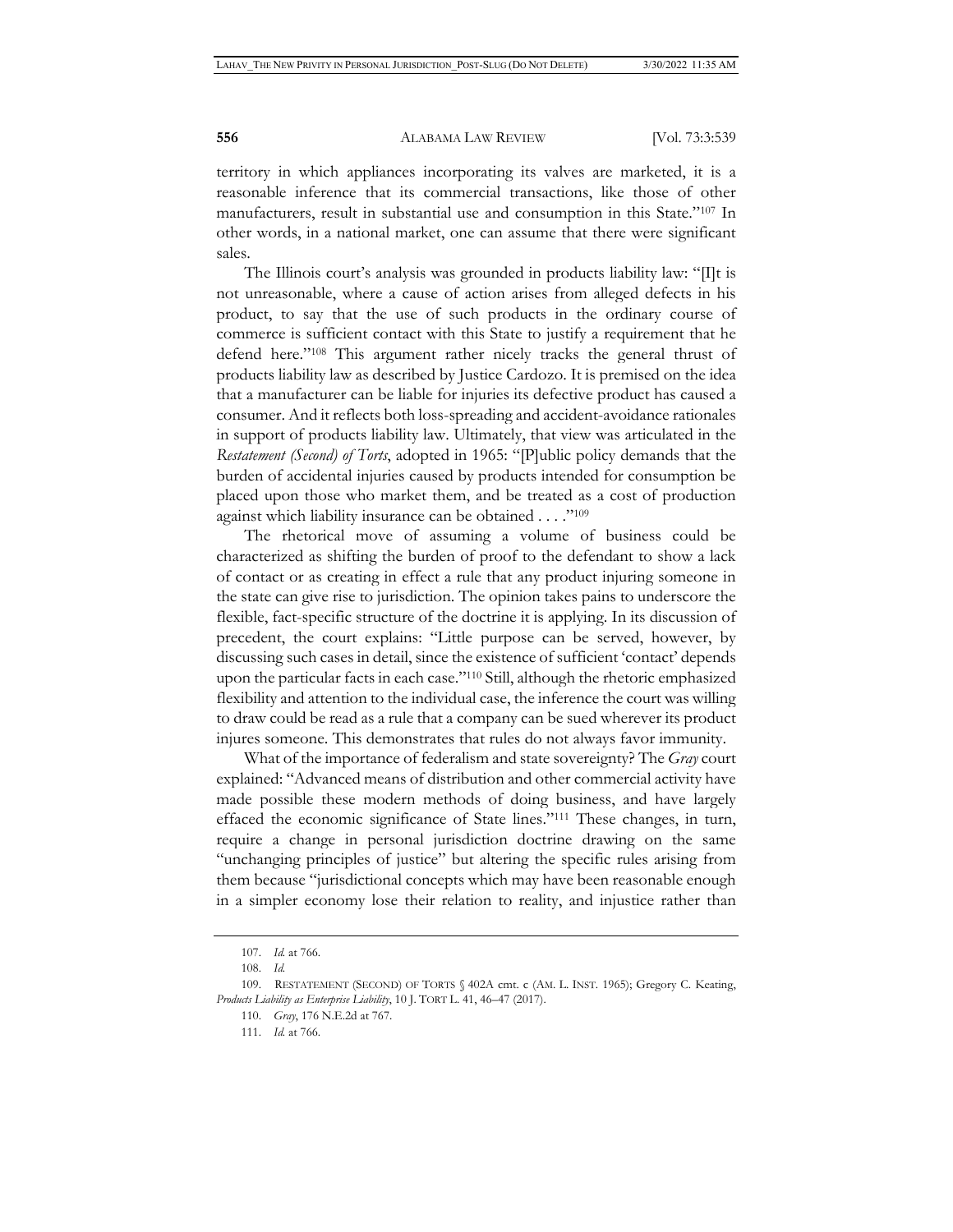territory in which appliances incorporating its valves are marketed, it is a reasonable inference that its commercial transactions, like those of other manufacturers, result in substantial use and consumption in this State."[107] In other words, in a national market, one can assume that there were significant sales.

The Illinois court's analysis was grounded in products liability law: "[I]t is not unreasonable, where a cause of action arises from alleged defects in his product, to say that the use of such products in the ordinary course of commerce is sufficient contact with this State to justify a requirement that he defend here."[108] This argument rather nicely tracks the general thrust of products liability law as described by Justice Cardozo. It is premised on the idea that a manufacturer can be liable for injuries its defective product has caused a consumer. And it reflects both loss-spreading and accident-avoidance rationales in support of products liability law. Ultimately, that view was articulated in the *Restatement (Second) of Torts*, adopted in 1965: "[P]ublic policy demands that the burden of accidental injuries caused by products intended for consumption be placed upon those who market them, and be treated as a cost of production against which liability insurance can be obtained . . . ."[109]

The rhetorical move of assuming a volume of business could be characterized as shifting the burden of proof to the defendant to show a lack of contact or as creating in effect a rule that any product injuring someone in the state can give rise to jurisdiction. The opinion takes pains to underscore the flexible, fact-specific structure of the doctrine it is applying. In its discussion of precedent, the court explains: "Little purpose can be served, however, by discussing such cases in detail, since the existence of sufficient 'contact' depends upon the particular facts in each case."[110] Still, although the rhetoric emphasized flexibility and attention to the individual case, the inference the court was willing to draw could be read as a rule that a company can be sued wherever its product injures someone. This demonstrates that rules do not always favor immunity.

What of the importance of federalism and state sovereignty? The *Gray* court explained: "Advanced means of distribution and other commercial activity have made possible these modern methods of doing business, and have largely effaced the economic significance of State lines."[111] These changes, in turn, require a change in personal jurisdiction doctrine drawing on the same "unchanging principles of justice" but altering the specific rules arising from them because "jurisdictional concepts which may have been reasonable enough in a simpler economy lose their relation to reality, and injustice rather than

107. *Id.* at 766.

108. *Id.*

109. RESTATEMENT (SECOND) OF TORTS § 402A cmt. c (AM. L. INST. 1965); Gregory C. Keating, *Products Liability as Enterprise Liability*, 10 J. TORT L. 41, 46–47 (2017).

110. *Gray*, 176 N.E.2d at 767.

111. *Id.* at 766.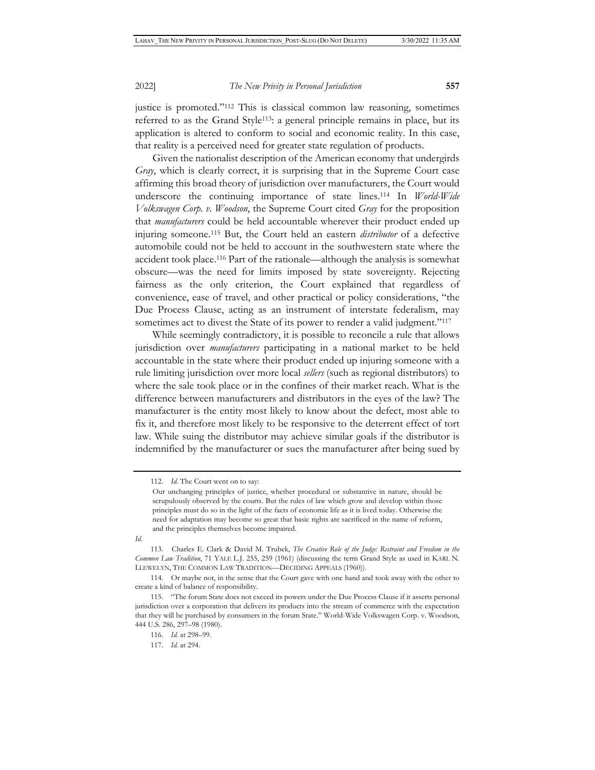justice is promoted."[112] This is classical common law reasoning, sometimes referred to as the Grand Style[113]: a general principle remains in place, but its application is altered to conform to social and economic reality. In this case, that reality is a perceived need for greater state regulation of products.

Given the nationalist description of the American economy that undergirds *Gray*, which is clearly correct, it is surprising that in the Supreme Court case affirming this broad theory of jurisdiction over manufacturers, the Court would underscore the continuing importance of state lines.[114] In *World-Wide Volkswagen Corp. v. Woodson*, the Supreme Court cited *Gray* for the proposition that *manufacturers* could be held accountable wherever their product ended up injuring someone.[115] But, the Court held an eastern *distributor* of a defective automobile could not be held to account in the southwestern state where the accident took place.[116] Part of the rationale—although the analysis is somewhat obscure—was the need for limits imposed by state sovereignty. Rejecting fairness as the only criterion, the Court explained that regardless of convenience, ease of travel, and other practical or policy considerations, "the Due Process Clause, acting as an instrument of interstate federalism, may sometimes act to divest the State of its power to render a valid judgment."[117]

While seemingly contradictory, it is possible to reconcile a rule that allows jurisdiction over *manufacturers* participating in a national market to be held accountable in the state where their product ended up injuring someone with a rule limiting jurisdiction over more local *sellers* (such as regional distributors) to where the sale took place or in the confines of their market reach. What is the difference between manufacturers and distributors in the eyes of the law? The manufacturer is the entity most likely to know about the defect, most able to fix it, and therefore most likely to be responsive to the deterrent effect of tort law. While suing the distributor may achieve similar goals if the distributor is indemnified by the manufacturer or sues the manufacturer after being sued by

---

112. *Id.* The Court went on to say:

> Our unchanging principles of justice, whether procedural or substantive in nature, should be scrupulously observed by the courts. But the rules of law which grow and develop within those principles must do so in the light of the facts of economic life as it is lived today. Otherwise the need for adaptation may become so great that basic rights are sacrificed in the name of reform, and the principles themselves become impaired.

*Id.*

113. Charles E. Clark & David M. Trubek, *The Creative Role of the Judge: Restraint and Freedom in the Common Law Tradition*, 71 YALE L.J. 255, 259 (1961) (discussing the term Grand Style as used in KARL N. LLEWELYN, THE COMMON LAW TRADITION—DECIDING APPEALS (1960)).

114. Or maybe not, in the sense that the Court gave with one hand and took away with the other to create a kind of balance of responsibility.

115. "The forum State does not exceed its powers under the Due Process Clause if it asserts personal jurisdiction over a corporation that delivers its products into the stream of commerce with the expectation that they will be purchased by consumers in the forum State." World-Wide Volkswagen Corp. v. Woodson, 444 U.S. 286, 297–98 (1980).

116. *Id.* at 298–99.

117. *Id.* at 294.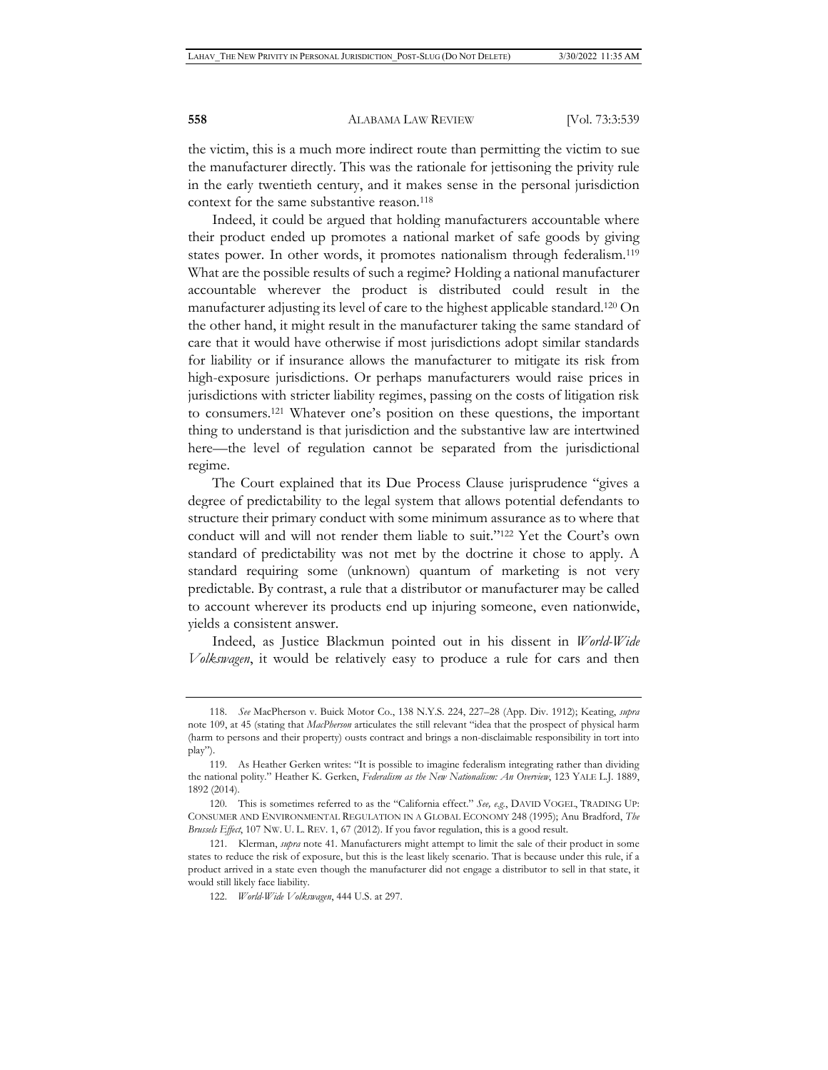the victim, this is a much more indirect route than permitting the victim to sue the manufacturer directly. This was the rationale for jettisoning the privity rule in the early twentieth century, and it makes sense in the personal jurisdiction context for the same substantive reason.[118]

Indeed, it could be argued that holding manufacturers accountable where their product ended up promotes a national market of safe goods by giving states power. In other words, it promotes nationalism through federalism.[119] What are the possible results of such a regime? Holding a national manufacturer accountable wherever the product is distributed could result in the manufacturer adjusting its level of care to the highest applicable standard.[120] On the other hand, it might result in the manufacturer taking the same standard of care that it would have otherwise if most jurisdictions adopt similar standards for liability or if insurance allows the manufacturer to mitigate its risk from high-exposure jurisdictions. Or perhaps manufacturers would raise prices in jurisdictions with stricter liability regimes, passing on the costs of litigation risk to consumers.[121] Whatever one's position on these questions, the important thing to understand is that jurisdiction and the substantive law are intertwined here—the level of regulation cannot be separated from the jurisdictional regime.

The Court explained that its Due Process Clause jurisprudence "gives a degree of predictability to the legal system that allows potential defendants to structure their primary conduct with some minimum assurance as to where that conduct will and will not render them liable to suit."[122] Yet the Court's own standard of predictability was not met by the doctrine it chose to apply. A standard requiring some (unknown) quantum of marketing is not very predictable. By contrast, a rule that a distributor or manufacturer may be called to account wherever its products end up injuring someone, even nationwide, yields a consistent answer.

Indeed, as Justice Blackmun pointed out in his dissent in *World-Wide Volkswagen*, it would be relatively easy to produce a rule for cars and then

---

118. *See* MacPherson v. Buick Motor Co., 138 N.Y.S. 224, 227–28 (App. Div. 1912); Keating, *supra* note 109, at 45 (stating that *MacPherson* articulates the still relevant "idea that the prospect of physical harm (harm to persons and their property) ousts contract and brings a non-disclaimable responsibility in tort into play").

119. As Heather Gerken writes: "It is possible to imagine federalism integrating rather than dividing the national polity." Heather K. Gerken, *Federalism as the New Nationalism: An Overview*, 123 YALE L.J. 1889, 1892 (2014).

120. This is sometimes referred to as the "California effect." *See, e.g.*, DAVID VOGEL, TRADING UP: CONSUMER AND ENVIRONMENTAL REGULATION IN A GLOBAL ECONOMY 248 (1995); Anu Bradford, *The Brussels Effect*, 107 NW. U. L. REV. 1, 67 (2012). If you favor regulation, this is a good result.

121. Klerman, *supra* note 41. Manufacturers might attempt to limit the sale of their product in some states to reduce the risk of exposure, but this is the least likely scenario. That is because under this rule, if a product arrived in a state even though the manufacturer did not engage a distributor to sell in that state, it would still likely face liability.

122. *World-Wide Volkswagen*, 444 U.S. at 297.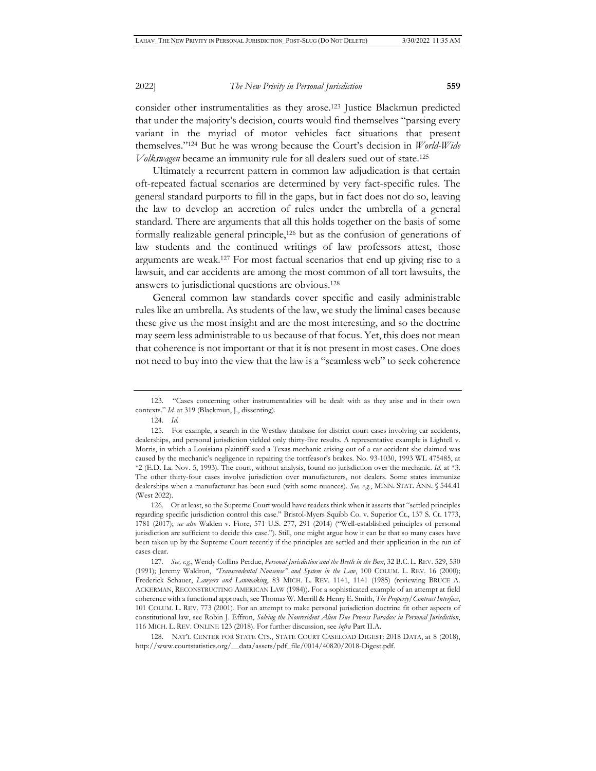consider other instrumentalities as they arose.[123] Justice Blackmun predicted that under the majority's decision, courts would find themselves "parsing every variant in the myriad of motor vehicles fact situations that present themselves."[124] But he was wrong because the Court's decision in *World-Wide Volkswagen* became an immunity rule for all dealers sued out of state.[125]

Ultimately a recurrent pattern in common law adjudication is that certain oft-repeated factual scenarios are determined by very fact-specific rules. The general standard purports to fill in the gaps, but in fact does not do so, leaving the law to develop an accretion of rules under the umbrella of a general standard. There are arguments that all this holds together on the basis of some formally realizable general principle,[126] but as the confusion of generations of law students and the continued writings of law professors attest, those arguments are weak.[127] For most factual scenarios that end up giving rise to a lawsuit, and car accidents are among the most common of all tort lawsuits, the answers to jurisdictional questions are obvious.[128]

General common law standards cover specific and easily administrable rules like an umbrella. As students of the law, we study the liminal cases because these give us the most insight and are the most interesting, and so the doctrine may seem less administrable to us because of that focus. Yet, this does not mean that coherence is not important or that it is not present in most cases. One does not need to buy into the view that the law is a "seamless web" to seek coherence

---

123. "Cases concerning other instrumentalities will be dealt with as they arise and in their own contexts." *Id.* at 319 (Blackmun, J., dissenting).

124. *Id.*

125. For example, a search in the Westlaw database for district court cases involving car accidents, dealerships, and personal jurisdiction yielded only thirty-five results. A representative example is Lightell v. Morris, in which a Louisiana plaintiff sued a Texas mechanic arising out of a car accident she claimed was caused by the mechanic's negligence in repairing the tortfeasor's brakes. No. 93-1030, 1993 WL 475485, at *2 (E.D. La. Nov. 5, 1993). The court, without analysis, found no jurisdiction over the mechanic. *Id.* at *3. The other thirty-four cases involve jurisdiction over manufacturers, not dealers. Some states immunize dealerships when a manufacturer has been sued (with some nuances). *See, e.g.*, MINN. STAT. ANN. § 544.41 (West 2022).

126. Or at least, so the Supreme Court would have readers think when it asserts that "settled principles regarding specific jurisdiction control this case." Bristol-Myers Squibb Co. v. Superior Ct., 137 S. Ct. 1773, 1781 (2017); *see also* Walden v. Fiore, 571 U.S. 277, 291 (2014) ("Well-established principles of personal jurisdiction are sufficient to decide this case."). Still, one might argue how it can be that so many cases have been taken up by the Supreme Court recently if the principles are settled and their application in the run of cases clear.

127. *See, e.g.*, Wendy Collins Perdue, *Personal Jurisdiction and the Beetle in the Box*, 32 B.C. L. REV. 529, 530 (1991); Jeremy Waldron, *"Transcendental Nonsense" and System in the Law*, 100 COLUM. L. REV. 16 (2000); Frederick Schauer, *Lawyers and Lawmaking*, 83 MICH. L. REV. 1141, 1141 (1985) (reviewing BRUCE A. ACKERMAN, RECONSTRUCTING AMERICAN LAW (1984)). For a sophisticated example of an attempt at field coherence with a functional approach, see Thomas W. Merrill & Henry E. Smith, *The Property/Contract Interface*, 101 COLUM. L. REV. 773 (2001). For an attempt to make personal jurisdiction doctrine fit other aspects of constitutional law, see Robin J. Effron, *Solving the Nonresident Alien Due Process Paradox in Personal Jurisdiction*, 116 MICH. L. REV. ONLINE 123 (2018). For further discussion, see *infra* Part II.A.

128. NAT'L CENTER FOR STATE CTS., STATE COURT CASELOAD DIGEST: 2018 DATA, at 8 (2018), http://www.courtstatistics.org/__data/assets/pdf_file/0014/40820/2018-Digest.pdf.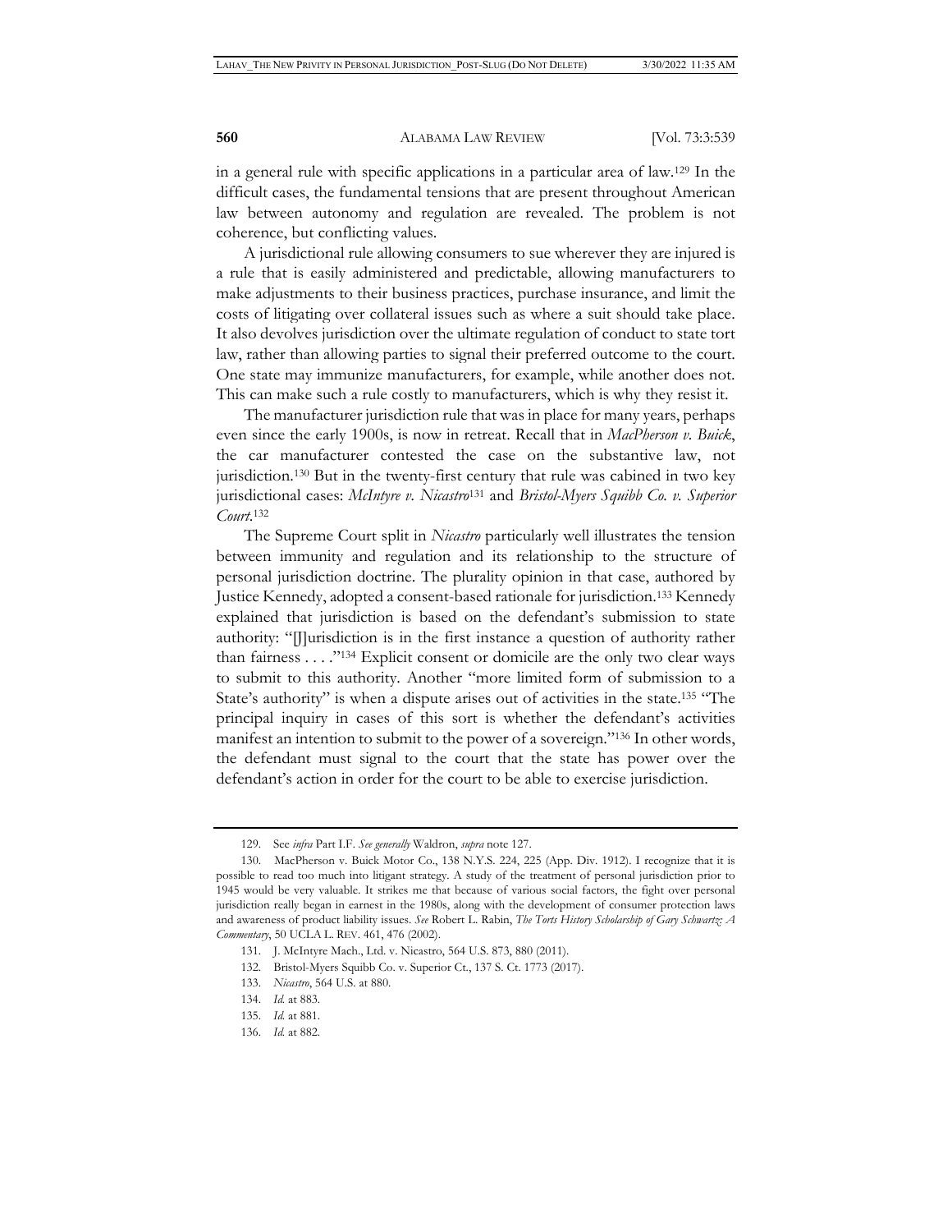in a general rule with specific applications in a particular area of law.[129] In the difficult cases, the fundamental tensions that are present throughout American law between autonomy and regulation are revealed. The problem is not coherence, but conflicting values.

A jurisdictional rule allowing consumers to sue wherever they are injured is a rule that is easily administered and predictable, allowing manufacturers to make adjustments to their business practices, purchase insurance, and limit the costs of litigating over collateral issues such as where a suit should take place. It also devolves jurisdiction over the ultimate regulation of conduct to state tort law, rather than allowing parties to signal their preferred outcome to the court. One state may immunize manufacturers, for example, while another does not. This can make such a rule costly to manufacturers, which is why they resist it.

The manufacturer jurisdiction rule that was in place for many years, perhaps even since the early 1900s, is now in retreat. Recall that in *MacPherson v. Buick*, the car manufacturer contested the case on the substantive law, not jurisdiction.[130] But in the twenty-first century that rule was cabined in two key jurisdictional cases: *McIntyre v. Nicastro*[131] and *Bristol-Myers Squibb Co. v. Superior Court*.[132]

The Supreme Court split in *Nicastro* particularly well illustrates the tension between immunity and regulation and its relationship to the structure of personal jurisdiction doctrine. The plurality opinion in that case, authored by Justice Kennedy, adopted a consent-based rationale for jurisdiction.[133] Kennedy explained that jurisdiction is based on the defendant's submission to state authority: "[J]urisdiction is in the first instance a question of authority rather than fairness . . . ."[134] Explicit consent or domicile are the only two clear ways to submit to this authority. Another "more limited form of submission to a State's authority" is when a dispute arises out of activities in the state.[135] "The principal inquiry in cases of this sort is whether the defendant's activities manifest an intention to submit to the power of a sovereign."[136] In other words, the defendant must signal to the court that the state has power over the defendant's action in order for the court to be able to exercise jurisdiction.

---

129. See *infra* Part I.F. *See generally* Waldron, *supra* note 127.

130. MacPherson v. Buick Motor Co., 138 N.Y.S. 224, 225 (App. Div. 1912). I recognize that it is possible to read too much into litigant strategy. A study of the treatment of personal jurisdiction prior to 1945 would be very valuable. It strikes me that because of various social factors, the fight over personal jurisdiction really began in earnest in the 1980s, along with the development of consumer protection laws and awareness of product liability issues. *See* Robert L. Rabin, *The Torts History Scholarship of Gary Schwartz: A Commentary*, 50 UCLA L. REV. 461, 476 (2002).

131. J. McIntyre Mach., Ltd. v. Nicastro, 564 U.S. 873, 880 (2011).

132. Bristol-Myers Squibb Co. v. Superior Ct., 137 S. Ct. 1773 (2017).

133. *Nicastro*, 564 U.S. at 880.

134. *Id.* at 883.

135. *Id.* at 881.

136. *Id.* at 882.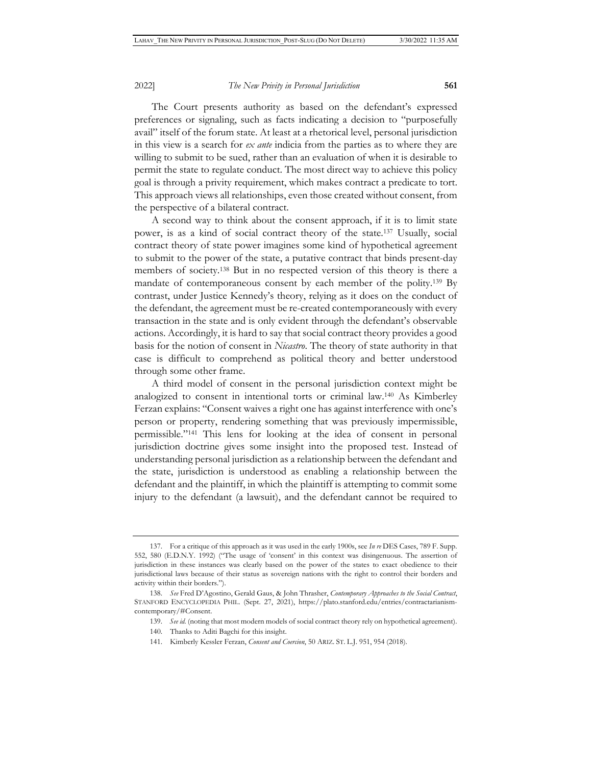The Court presents authority as based on the defendant's expressed preferences or signaling, such as facts indicating a decision to "purposefully avail" itself of the forum state. At least at a rhetorical level, personal jurisdiction in this view is a search for *ex ante* indicia from the parties as to where they are willing to submit to be sued, rather than an evaluation of when it is desirable to permit the state to regulate conduct. The most direct way to achieve this policy goal is through a privity requirement, which makes contract a predicate to tort. This approach views all relationships, even those created without consent, from the perspective of a bilateral contract.

A second way to think about the consent approach, if it is to limit state power, is as a kind of social contract theory of the state.[137] Usually, social contract theory of state power imagines some kind of hypothetical agreement to submit to the power of the state, a putative contract that binds present-day members of society.[138] But in no respected version of this theory is there a mandate of contemporaneous consent by each member of the polity.[139] By contrast, under Justice Kennedy's theory, relying as it does on the conduct of the defendant, the agreement must be re-created contemporaneously with every transaction in the state and is only evident through the defendant's observable actions. Accordingly, it is hard to say that social contract theory provides a good basis for the notion of consent in *Nicastro*. The theory of state authority in that case is difficult to comprehend as political theory and better understood through some other frame.

A third model of consent in the personal jurisdiction context might be analogized to consent in intentional torts or criminal law.[140] As Kimberley Ferzan explains: "Consent waives a right one has against interference with one's person or property, rendering something that was previously impermissible, permissible."[141] This lens for looking at the idea of consent in personal jurisdiction doctrine gives some insight into the proposed test. Instead of understanding personal jurisdiction as a relationship between the defendant and the state, jurisdiction is understood as enabling a relationship between the defendant and the plaintiff, in which the plaintiff is attempting to commit some injury to the defendant (a lawsuit), and the defendant cannot be required to

---

137. For a critique of this approach as it was used in the early 1900s, see *In re* DES Cases, 789 F. Supp. 552, 580 (E.D.N.Y. 1992) ("The usage of 'consent' in this context was disingenuous. The assertion of jurisdiction in these instances was clearly based on the power of the states to exact obedience to their jurisdictional laws because of their status as sovereign nations with the right to control their borders and activity within their borders.").

138. *See* Fred D'Agostino, Gerald Gaus, & John Thrasher, *Contemporary Approaches to the Social Contract*, STANFORD ENCYCLOPEDIA PHIL. (Sept. 27, 2021), https://plato.stanford.edu/entries/contractarianism-contemporary/#Consent.

139. *See id.* (noting that most modern models of social contract theory rely on hypothetical agreement).

140. Thanks to Aditi Bagchi for this insight.

141. Kimberly Kessler Ferzan, *Consent and Coercion*, 50 ARIZ. ST. L.J. 951, 954 (2018).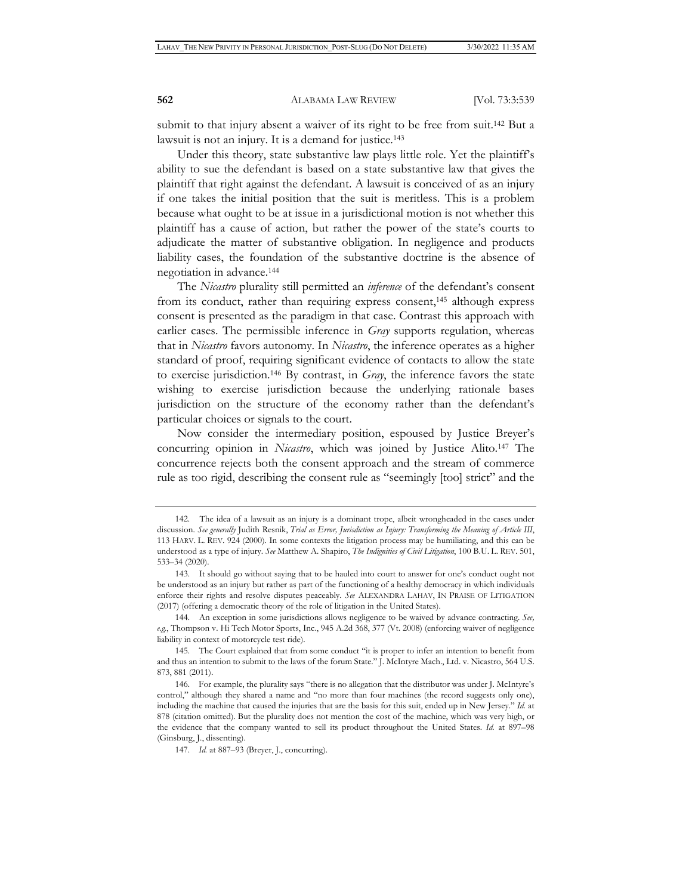submit to that injury absent a waiver of its right to be free from suit.[142] But a lawsuit is not an injury. It is a demand for justice.[143]

Under this theory, state substantive law plays little role. Yet the plaintiff's ability to sue the defendant is based on a state substantive law that gives the plaintiff that right against the defendant. A lawsuit is conceived of as an injury if one takes the initial position that the suit is meritless. This is a problem because what ought to be at issue in a jurisdictional motion is not whether this plaintiff has a cause of action, but rather the power of the state's courts to adjudicate the matter of substantive obligation. In negligence and products liability cases, the foundation of the substantive doctrine is the absence of negotiation in advance.[144]

The *Nicastro* plurality still permitted an *inference* of the defendant's consent from its conduct, rather than requiring express consent,[145] although express consent is presented as the paradigm in that case. Contrast this approach with earlier cases. The permissible inference in *Gray* supports regulation, whereas that in *Nicastro* favors autonomy. In *Nicastro*, the inference operates as a higher standard of proof, requiring significant evidence of contacts to allow the state to exercise jurisdiction.[146] By contrast, in *Gray*, the inference favors the state wishing to exercise jurisdiction because the underlying rationale bases jurisdiction on the structure of the economy rather than the defendant's particular choices or signals to the court.

Now consider the intermediary position, espoused by Justice Breyer's concurring opinion in *Nicastro*, which was joined by Justice Alito.[147] The concurrence rejects both the consent approach and the stream of commerce rule as too rigid, describing the consent rule as "seemingly [too] strict" and the

---

142. The idea of a lawsuit as an injury is a dominant trope, albeit wrongheaded in the cases under discussion. *See generally* Judith Resnik, *Trial as Error, Jurisdiction as Injury: Transforming the Meaning of Article III*, 113 HARV. L. REV. 924 (2000). In some contexts the litigation process may be humiliating, and this can be understood as a type of injury. *See* Matthew A. Shapiro, *The Indignities of Civil Litigation*, 100 B.U. L. REV. 501, 533–34 (2020).

143. It should go without saying that to be hauled into court to answer for one's conduct ought not be understood as an injury but rather as part of the functioning of a healthy democracy in which individuals enforce their rights and resolve disputes peaceably. *See* ALEXANDRA LAHAV, IN PRAISE OF LITIGATION (2017) (offering a democratic theory of the role of litigation in the United States).

144. An exception in some jurisdictions allows negligence to be waived by advance contracting. *See, e.g.*, Thompson v. Hi Tech Motor Sports, Inc., 945 A.2d 368, 377 (Vt. 2008) (enforcing waiver of negligence liability in context of motorcycle test ride).

145. The Court explained that from some conduct "it is proper to infer an intention to benefit from and thus an intention to submit to the laws of the forum State." J. McIntyre Mach., Ltd. v. Nicastro, 564 U.S. 873, 881 (2011).

146. For example, the plurality says "there is no allegation that the distributor was under J. McIntyre's control," although they shared a name and "no more than four machines (the record suggests only one), including the machine that caused the injuries that are the basis for this suit, ended up in New Jersey." *Id.* at 878 (citation omitted). But the plurality does not mention the cost of the machine, which was very high, or the evidence that the company wanted to sell its product throughout the United States. *Id.* at 897–98 (Ginsburg, J., dissenting).

147. *Id.* at 887–93 (Breyer, J., concurring).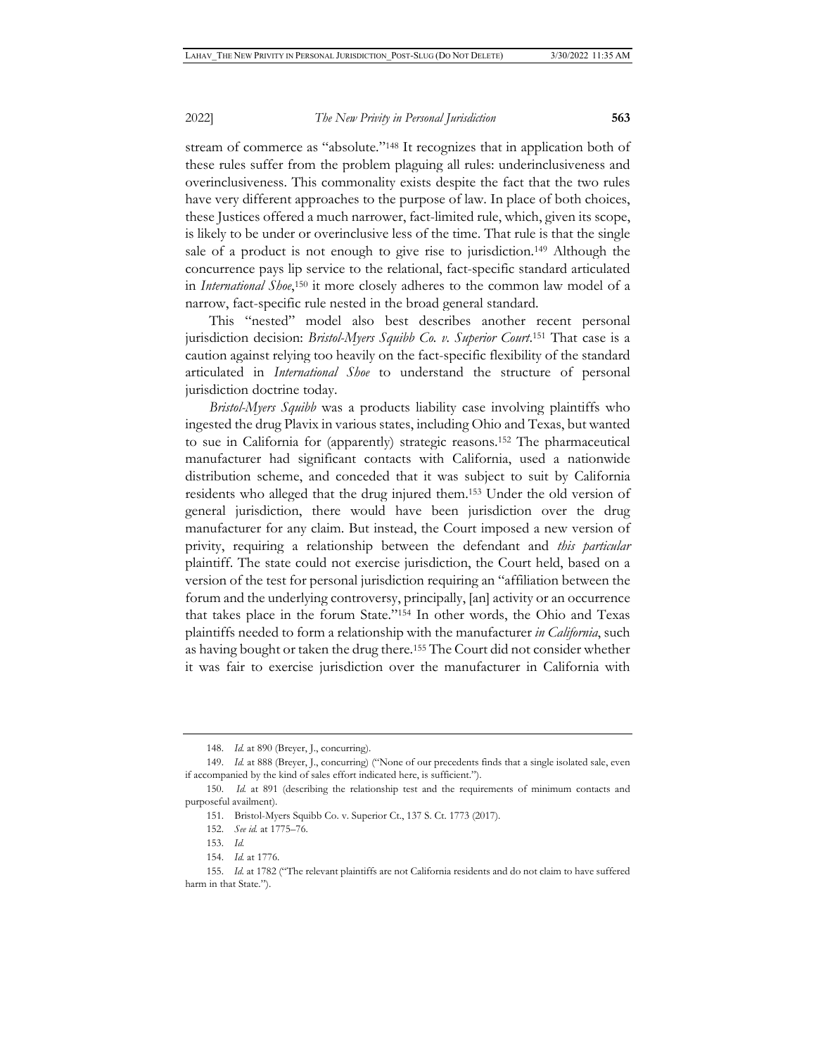stream of commerce as "absolute."[148] It recognizes that in application both of these rules suffer from the problem plaguing all rules: underinclusiveness and overinclusiveness. This commonality exists despite the fact that the two rules have very different approaches to the purpose of law. In place of both choices, these Justices offered a much narrower, fact-limited rule, which, given its scope, is likely to be under or overinclusive less of the time. That rule is that the single sale of a product is not enough to give rise to jurisdiction.[149] Although the concurrence pays lip service to the relational, fact-specific standard articulated in *International Shoe*,[150] it more closely adheres to the common law model of a narrow, fact-specific rule nested in the broad general standard.

This "nested" model also best describes another recent personal jurisdiction decision: *Bristol-Myers Squibb Co. v. Superior Court*.[151] That case is a caution against relying too heavily on the fact-specific flexibility of the standard articulated in *International Shoe* to understand the structure of personal jurisdiction doctrine today.

*Bristol-Myers Squibb* was a products liability case involving plaintiffs who ingested the drug Plavix in various states, including Ohio and Texas, but wanted to sue in California for (apparently) strategic reasons.[152] The pharmaceutical manufacturer had significant contacts with California, used a nationwide distribution scheme, and conceded that it was subject to suit by California residents who alleged that the drug injured them.[153] Under the old version of general jurisdiction, there would have been jurisdiction over the drug manufacturer for any claim. But instead, the Court imposed a new version of privity, requiring a relationship between the defendant and *this particular* plaintiff. The state could not exercise jurisdiction, the Court held, based on a version of the test for personal jurisdiction requiring an "affiliation between the forum and the underlying controversy, principally, [an] activity or an occurrence that takes place in the forum State."[154] In other words, the Ohio and Texas plaintiffs needed to form a relationship with the manufacturer *in California*, such as having bought or taken the drug there.[155] The Court did not consider whether it was fair to exercise jurisdiction over the manufacturer in California with

---

148. *Id.* at 890 (Breyer, J., concurring).

149. *Id.* at 888 (Breyer, J., concurring) ("None of our precedents finds that a single isolated sale, even if accompanied by the kind of sales effort indicated here, is sufficient.").

150. *Id.* at 891 (describing the relationship test and the requirements of minimum contacts and purposeful availment).

151. Bristol-Myers Squibb Co. v. Superior Ct., 137 S. Ct. 1773 (2017).

152. *See id.* at 1775–76.

153. *Id.*

154. *Id.* at 1776.

155. *Id.* at 1782 ("The relevant plaintiffs are not California residents and do not claim to have suffered harm in that State.").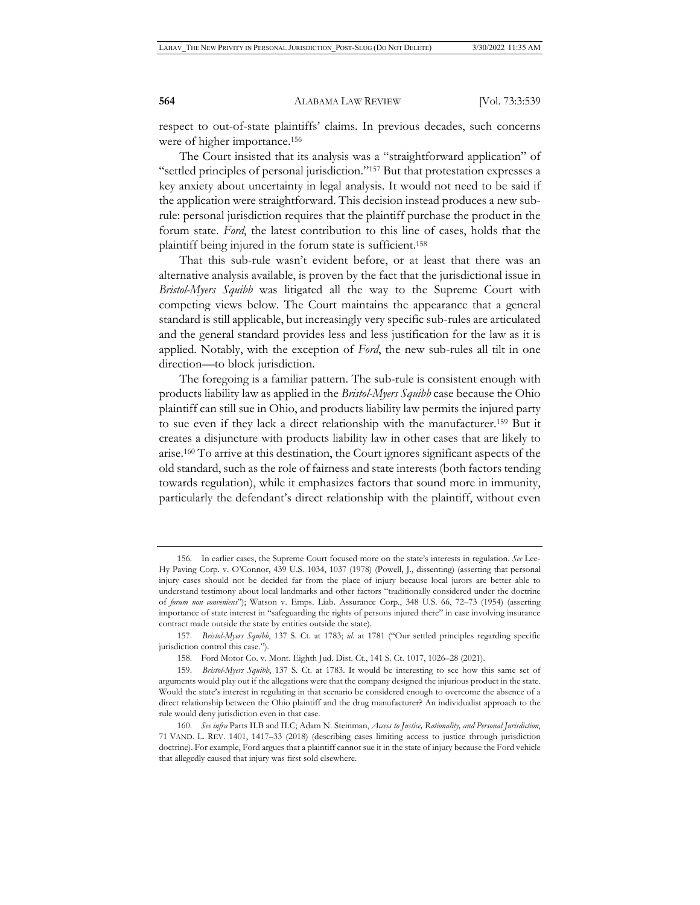respect to out-of-state plaintiffs' claims. In previous decades, such concerns were of higher importance.[156]

The Court insisted that its analysis was a "straightforward application" of "settled principles of personal jurisdiction."[157] But that protestation expresses a key anxiety about uncertainty in legal analysis. It would not need to be said if the application were straightforward. This decision instead produces a new sub-rule: personal jurisdiction requires that the plaintiff purchase the product in the forum state. *Ford*, the latest contribution to this line of cases, holds that the plaintiff being injured in the forum state is sufficient.[158]

That this sub-rule wasn't evident before, or at least that there was an alternative analysis available, is proven by the fact that the jurisdictional issue in *Bristol-Myers Squibb* was litigated all the way to the Supreme Court with competing views below. The Court maintains the appearance that a general standard is still applicable, but increasingly very specific sub-rules are articulated and the general standard provides less and less justification for the law as it is applied. Notably, with the exception of *Ford*, the new sub-rules all tilt in one direction—to block jurisdiction.

The foregoing is a familiar pattern. The sub-rule is consistent enough with products liability law as applied in the *Bristol-Myers Squibb* case because the Ohio plaintiff can still sue in Ohio, and products liability law permits the injured party to sue even if they lack a direct relationship with the manufacturer.[159] But it creates a disjuncture with products liability law in other cases that are likely to arise.[160] To arrive at this destination, the Court ignores significant aspects of the old standard, such as the role of fairness and state interests (both factors tending towards regulation), while it emphasizes factors that sound more in immunity, particularly the defendant's direct relationship with the plaintiff, without even

---

156. In earlier cases, the Supreme Court focused more on the state's interests in regulation. *See* Lee-Hy Paving Corp. v. O'Connor, 439 U.S. 1034, 1037 (1978) (Powell, J., dissenting) (asserting that personal injury cases should not be decided far from the place of injury because local jurors are better able to understand testimony about local landmarks and other factors "traditionally considered under the doctrine of *forum non conveniens*"); Watson v. Emps. Liab. Assurance Corp., 348 U.S. 66, 72–73 (1954) (asserting importance of state interest in "safeguarding the rights of persons injured there" in case involving insurance contract made outside the state by entities outside the state).

157. *Bristol-Myers Squibb*, 137 S. Ct. at 1783; *id.* at 1781 ("Our settled principles regarding specific jurisdiction control this case.").

158. Ford Motor Co. v. Mont. Eighth Jud. Dist. Ct., 141 S. Ct. 1017, 1026–28 (2021).

159. *Bristol-Myers Squibb*, 137 S. Ct. at 1783. It would be interesting to see how this same set of arguments would play out if the allegations were that the company designed the injurious product in the state. Would the state's interest in regulating in that scenario be considered enough to overcome the absence of a direct relationship between the Ohio plaintiff and the drug manufacturer? An individualist approach to the rule would deny jurisdiction even in that case.

160. *See infra* Parts II.B and II.C; Adam N. Steinman, *Access to Justice, Rationality, and Personal Jurisdiction*, 71 VAND. L. REV. 1401, 1417–33 (2018) (describing cases limiting access to justice through jurisdiction doctrine). For example, Ford argues that a plaintiff cannot sue it in the state of injury because the Ford vehicle that allegedly caused that injury was first sold elsewhere.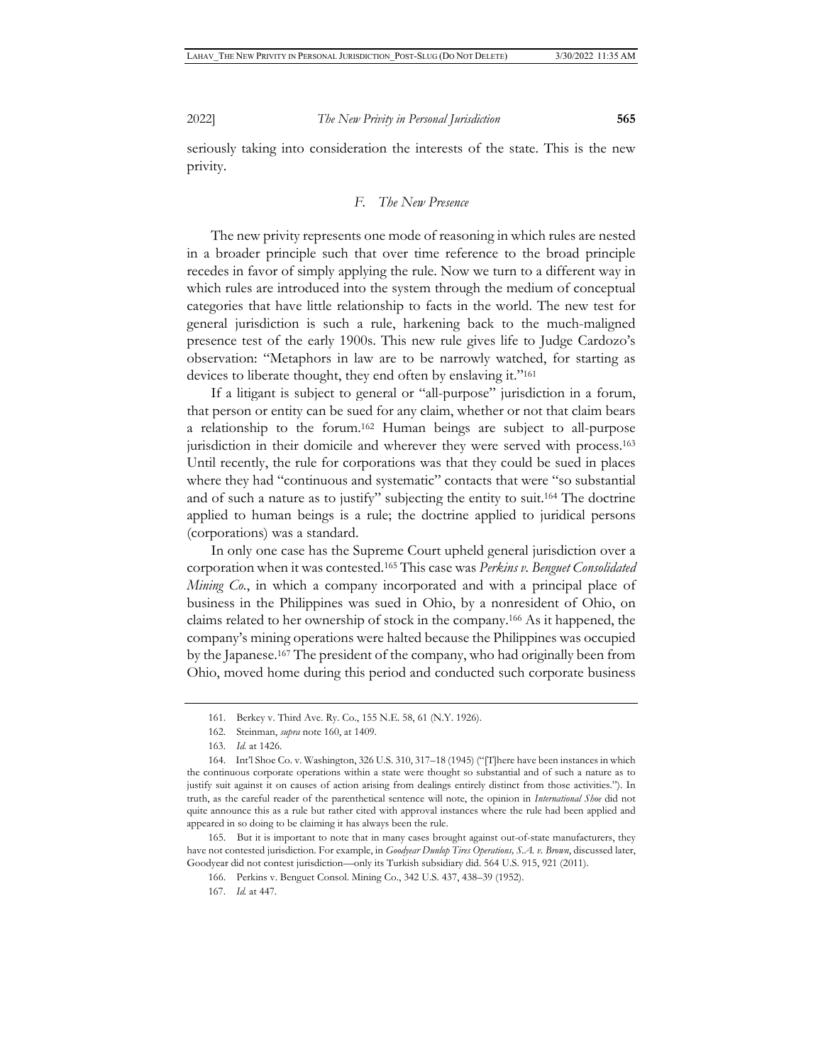seriously taking into consideration the interests of the state. This is the new privity.

### *F. The New Presence*

The new privity represents one mode of reasoning in which rules are nested in a broader principle such that over time reference to the broad principle recedes in favor of simply applying the rule. Now we turn to a different way in which rules are introduced into the system through the medium of conceptual categories that have little relationship to facts in the world. The new test for general jurisdiction is such a rule, harkening back to the much-maligned presence test of the early 1900s. This new rule gives life to Judge Cardozo's observation: "Metaphors in law are to be narrowly watched, for starting as devices to liberate thought, they end often by enslaving it."[161]

If a litigant is subject to general or "all-purpose" jurisdiction in a forum, that person or entity can be sued for any claim, whether or not that claim bears a relationship to the forum.[162] Human beings are subject to all-purpose jurisdiction in their domicile and wherever they were served with process.[163] Until recently, the rule for corporations was that they could be sued in places where they had "continuous and systematic" contacts that were "so substantial and of such a nature as to justify" subjecting the entity to suit.[164] The doctrine applied to human beings is a rule; the doctrine applied to juridical persons (corporations) was a standard.

In only one case has the Supreme Court upheld general jurisdiction over a corporation when it was contested.[165] This case was *Perkins v. Benguet Consolidated Mining Co.*, in which a company incorporated and with a principal place of business in the Philippines was sued in Ohio, by a nonresident of Ohio, on claims related to her ownership of stock in the company.[166] As it happened, the company's mining operations were halted because the Philippines was occupied by the Japanese.[167] The president of the company, who had originally been from Ohio, moved home during this period and conducted such corporate business

---

161. Berkey v. Third Ave. Ry. Co., 155 N.E. 58, 61 (N.Y. 1926).

162. Steinman, *supra* note 160, at 1409.

163. *Id.* at 1426.

164. Int'l Shoe Co. v. Washington, 326 U.S. 310, 317–18 (1945) ("[T]here have been instances in which the continuous corporate operations within a state were thought so substantial and of such a nature as to justify suit against it on causes of action arising from dealings entirely distinct from those activities."). In truth, as the careful reader of the parenthetical sentence will note, the opinion in *International Shoe* did not quite announce this as a rule but rather cited with approval instances where the rule had been applied and appeared in so doing to be claiming it has always been the rule.

165. But it is important to note that in many cases brought against out-of-state manufacturers, they have not contested jurisdiction. For example, in *Goodyear Dunlop Tires Operations, S.A. v. Brown*, discussed later, Goodyear did not contest jurisdiction—only its Turkish subsidiary did. 564 U.S. 915, 921 (2011).

166. Perkins v. Benguet Consol. Mining Co., 342 U.S. 437, 438–39 (1952).

167. *Id.* at 447.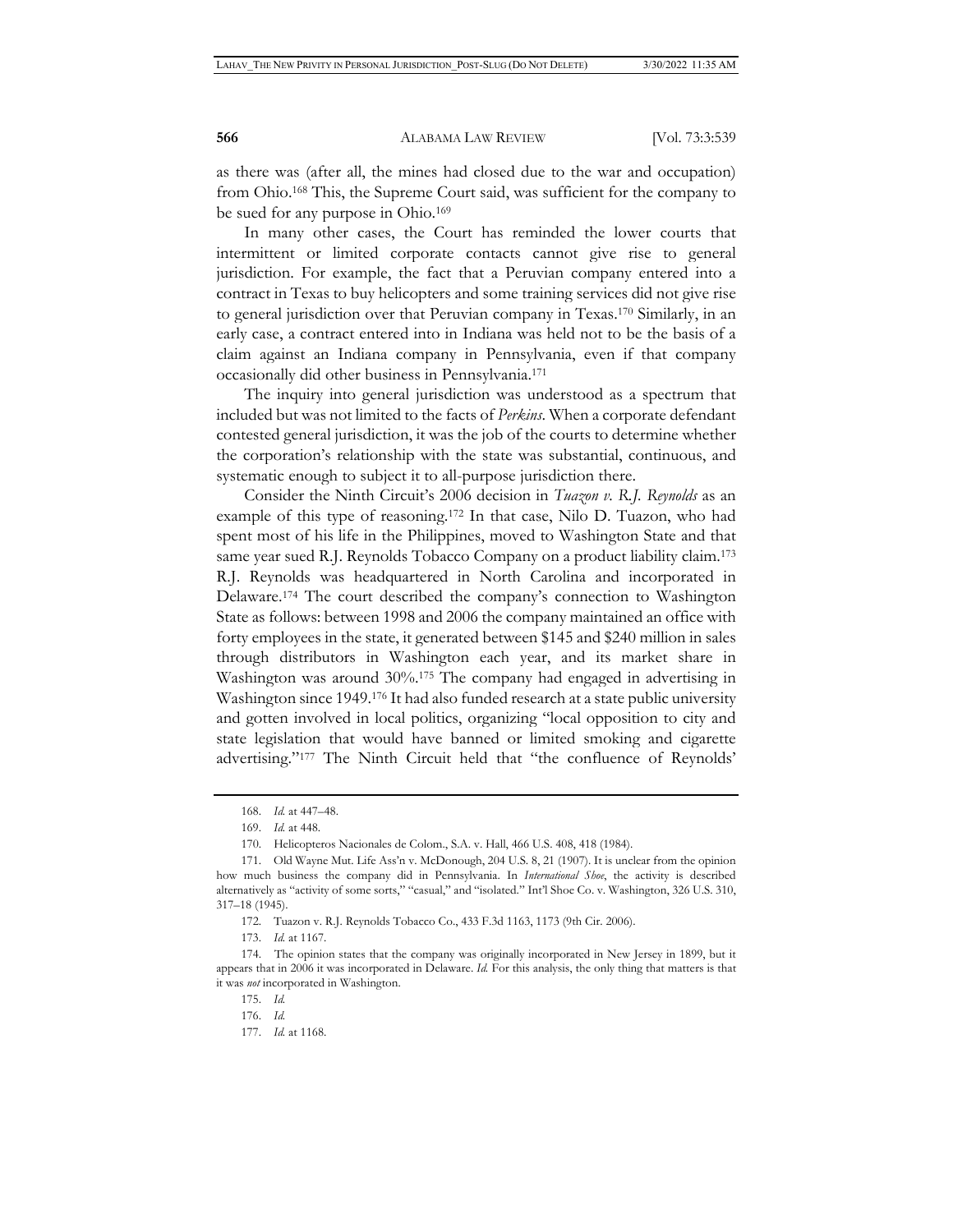as there was (after all, the mines had closed due to the war and occupation) from Ohio.[168] This, the Supreme Court said, was sufficient for the company to be sued for any purpose in Ohio.[169]

In many other cases, the Court has reminded the lower courts that intermittent or limited corporate contacts cannot give rise to general jurisdiction. For example, the fact that a Peruvian company entered into a contract in Texas to buy helicopters and some training services did not give rise to general jurisdiction over that Peruvian company in Texas.[170] Similarly, in an early case, a contract entered into in Indiana was held not to be the basis of a claim against an Indiana company in Pennsylvania, even if that company occasionally did other business in Pennsylvania.[171]

The inquiry into general jurisdiction was understood as a spectrum that included but was not limited to the facts of *Perkins*. When a corporate defendant contested general jurisdiction, it was the job of the courts to determine whether the corporation's relationship with the state was substantial, continuous, and systematic enough to subject it to all-purpose jurisdiction there.

Consider the Ninth Circuit's 2006 decision in *Tuazon v. R.J. Reynolds* as an example of this type of reasoning.[172] In that case, Nilo D. Tuazon, who had spent most of his life in the Philippines, moved to Washington State and that same year sued R.J. Reynolds Tobacco Company on a product liability claim.[173] R.J. Reynolds was headquartered in North Carolina and incorporated in Delaware.[174] The court described the company's connection to Washington State as follows: between 1998 and 2006 the company maintained an office with forty employees in the state, it generated between $145 and $240 million in sales through distributors in Washington each year, and its market share in Washington was around 30%.[175] The company had engaged in advertising in Washington since 1949.[176] It had also funded research at a state public university and gotten involved in local politics, organizing "local opposition to city and state legislation that would have banned or limited smoking and cigarette advertising."[177] The Ninth Circuit held that "the confluence of Reynolds'

---

168. *Id.* at 447–48.

169. *Id.* at 448.

170. Helicopteros Nacionales de Colom., S.A. v. Hall, 466 U.S. 408, 418 (1984).

171. Old Wayne Mut. Life Ass'n v. McDonough, 204 U.S. 8, 21 (1907). It is unclear from the opinion how much business the company did in Pennsylvania. In *International Shoe*, the activity is described alternatively as "activity of some sorts," "casual," and "isolated." Int'l Shoe Co. v. Washington, 326 U.S. 310, 317–18 (1945).

172. Tuazon v. R.J. Reynolds Tobacco Co., 433 F.3d 1163, 1173 (9th Cir. 2006).

173. *Id.* at 1167.

174. The opinion states that the company was originally incorporated in New Jersey in 1899, but it appears that in 2006 it was incorporated in Delaware. *Id.* For this analysis, the only thing that matters is that it was *not* incorporated in Washington.

175. *Id.*

176. *Id.*

177. *Id.* at 1168.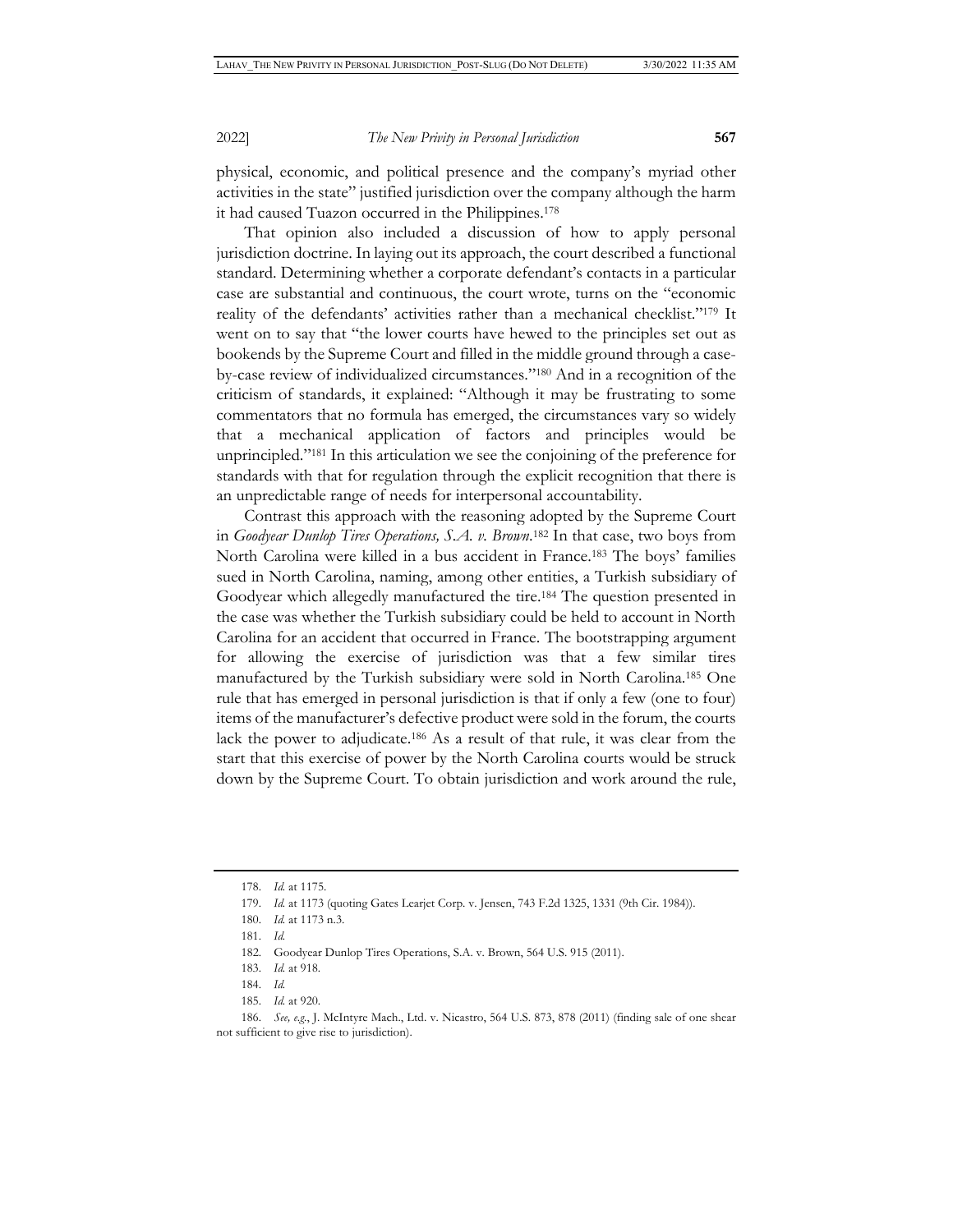physical, economic, and political presence and the company's myriad other activities in the state" justified jurisdiction over the company although the harm it had caused Tuazon occurred in the Philippines.[178]

That opinion also included a discussion of how to apply personal jurisdiction doctrine. In laying out its approach, the court described a functional standard. Determining whether a corporate defendant's contacts in a particular case are substantial and continuous, the court wrote, turns on the "economic reality of the defendants' activities rather than a mechanical checklist."[179] It went on to say that "the lower courts have hewed to the principles set out as bookends by the Supreme Court and filled in the middle ground through a case-by-case review of individualized circumstances."[180] And in a recognition of the criticism of standards, it explained: "Although it may be frustrating to some commentators that no formula has emerged, the circumstances vary so widely that a mechanical application of factors and principles would be unprincipled."[181] In this articulation we see the conjoining of the preference for standards with that for regulation through the explicit recognition that there is an unpredictable range of needs for interpersonal accountability.

Contrast this approach with the reasoning adopted by the Supreme Court in *Goodyear Dunlop Tires Operations, S.A. v. Brown*.[182] In that case, two boys from North Carolina were killed in a bus accident in France.[183] The boys' families sued in North Carolina, naming, among other entities, a Turkish subsidiary of Goodyear which allegedly manufactured the tire.[184] The question presented in the case was whether the Turkish subsidiary could be held to account in North Carolina for an accident that occurred in France. The bootstrapping argument for allowing the exercise of jurisdiction was that a few similar tires manufactured by the Turkish subsidiary were sold in North Carolina.[185] One rule that has emerged in personal jurisdiction is that if only a few (one to four) items of the manufacturer's defective product were sold in the forum, the courts lack the power to adjudicate.[186] As a result of that rule, it was clear from the start that this exercise of power by the North Carolina courts would be struck down by the Supreme Court. To obtain jurisdiction and work around the rule,

---

178. *Id.* at 1175.

179. *Id.* at 1173 (quoting Gates Learjet Corp. v. Jensen, 743 F.2d 1325, 1331 (9th Cir. 1984)).

180. *Id.* at 1173 n.3.

181. *Id.*

182. Goodyear Dunlop Tires Operations, S.A. v. Brown, 564 U.S. 915 (2011).

183. *Id.* at 918.

184. *Id.*

185. *Id.* at 920.

186. *See, e.g.*, J. McIntyre Mach., Ltd. v. Nicastro, 564 U.S. 873, 878 (2011) (finding sale of one shear not sufficient to give rise to jurisdiction).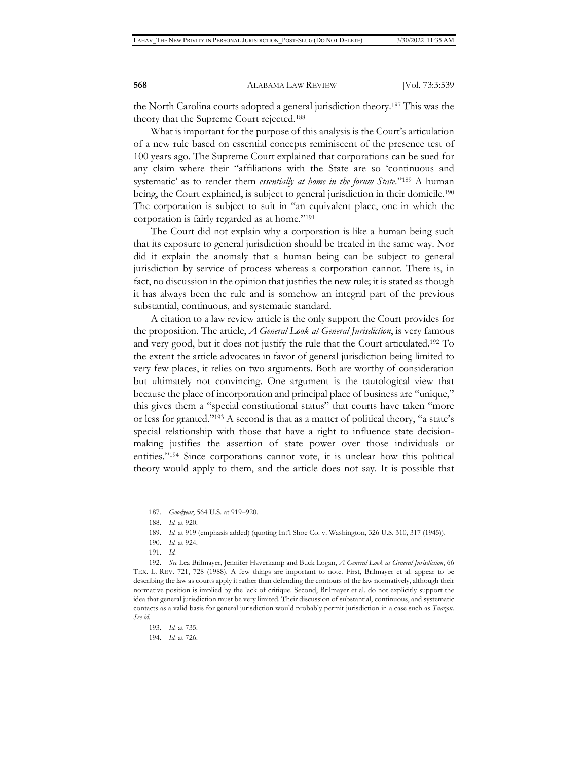the North Carolina courts adopted a general jurisdiction theory.[187] This was the theory that the Supreme Court rejected.[188]

What is important for the purpose of this analysis is the Court's articulation of a new rule based on essential concepts reminiscent of the presence test of 100 years ago. The Supreme Court explained that corporations can be sued for any claim where their "affiliations with the State are so 'continuous and systematic' as to render them *essentially at home in the forum State*."[189] A human being, the Court explained, is subject to general jurisdiction in their domicile.[190] The corporation is subject to suit in "an equivalent place, one in which the corporation is fairly regarded as at home."[191]

The Court did not explain why a corporation is like a human being such that its exposure to general jurisdiction should be treated in the same way. Nor did it explain the anomaly that a human being can be subject to general jurisdiction by service of process whereas a corporation cannot. There is, in fact, no discussion in the opinion that justifies the new rule; it is stated as though it has always been the rule and is somehow an integral part of the previous substantial, continuous, and systematic standard.

A citation to a law review article is the only support the Court provides for the proposition. The article, *A General Look at General Jurisdiction*, is very famous and very good, but it does not justify the rule that the Court articulated.[192] To the extent the article advocates in favor of general jurisdiction being limited to very few places, it relies on two arguments. Both are worthy of consideration but ultimately not convincing. One argument is the tautological view that because the place of incorporation and principal place of business are "unique," this gives them a "special constitutional status" that courts have taken "more or less for granted."[193] A second is that as a matter of political theory, "a state's special relationship with those that have a right to influence state decision-making justifies the assertion of state power over those individuals or entities."[194] Since corporations cannot vote, it is unclear how this political theory would apply to them, and the article does not say. It is possible that

---

187. *Goodyear*, 564 U.S. at 919–920.

188. *Id.* at 920.

189. *Id.* at 919 (emphasis added) (quoting Int'l Shoe Co. v. Washington, 326 U.S. 310, 317 (1945)).

190. *Id.* at 924.

191. *Id.*

192. *See* Lea Brilmayer, Jennifer Haverkamp and Buck Logan, *A General Look at General Jurisdiction*, 66 TEX. L. REV. 721, 728 (1988). A few things are important to note. First, Brilmayer et al. appear to be describing the law as courts apply it rather than defending the contours of the law normatively, although their normative position is implied by the lack of critique. Second, Brilmayer et al. do not explicitly support the idea that general jurisdiction must be very limited. Their discussion of substantial, continuous, and systematic contacts as a valid basis for general jurisdiction would probably permit jurisdiction in a case such as *Tuazon*. *See id.*

193. *Id.* at 735.

194. *Id.* at 726.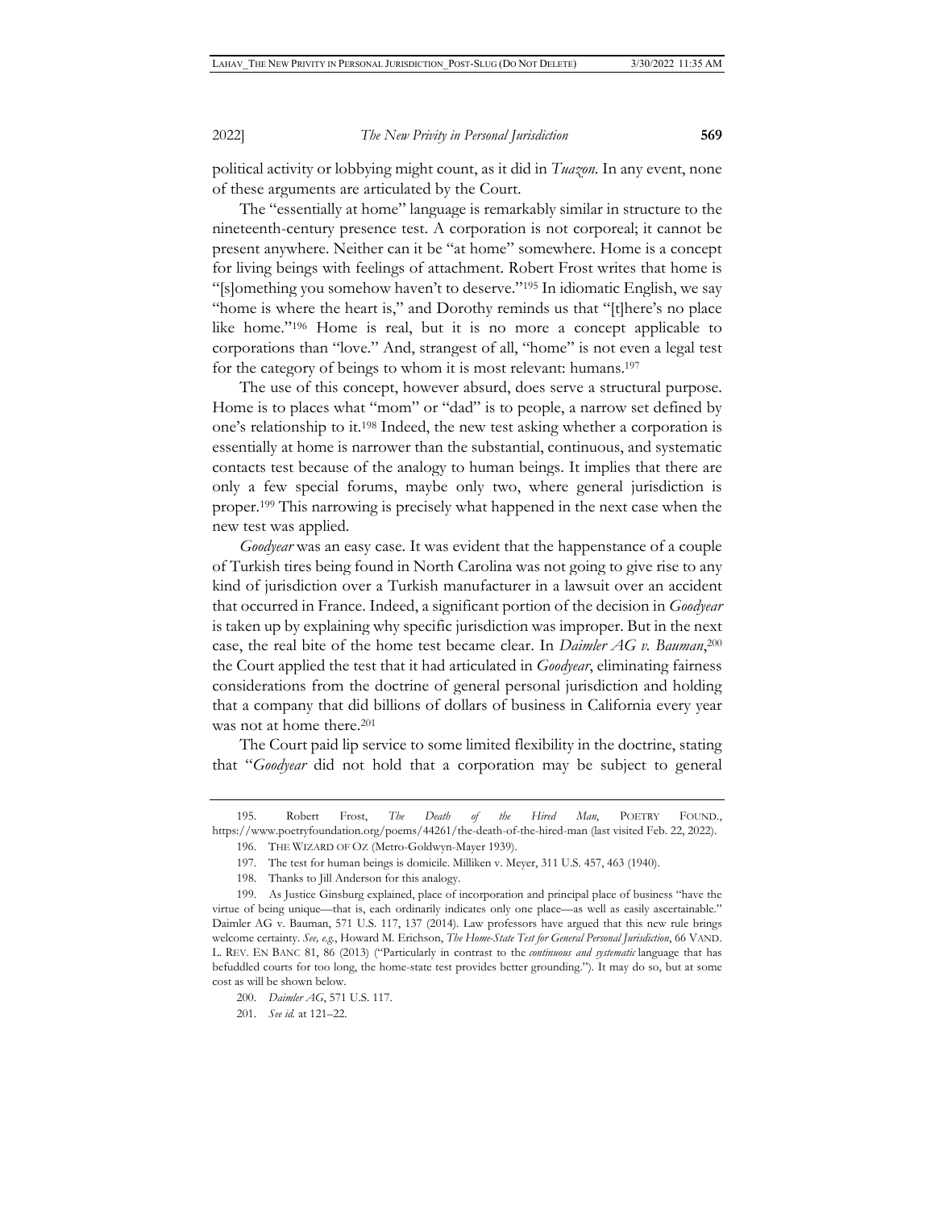political activity or lobbying might count, as it did in *Tuazon*. In any event, none of these arguments are articulated by the Court.

The "essentially at home" language is remarkably similar in structure to the nineteenth-century presence test. A corporation is not corporeal; it cannot be present anywhere. Neither can it be "at home" somewhere. Home is a concept for living beings with feelings of attachment. Robert Frost writes that home is "[s]omething you somehow haven't to deserve."[195] In idiomatic English, we say "home is where the heart is," and Dorothy reminds us that "[t]here's no place like home."[196] Home is real, but it is no more a concept applicable to corporations than "love." And, strangest of all, "home" is not even a legal test for the category of beings to whom it is most relevant: humans.[197]

The use of this concept, however absurd, does serve a structural purpose. Home is to places what "mom" or "dad" is to people, a narrow set defined by one's relationship to it.[198] Indeed, the new test asking whether a corporation is essentially at home is narrower than the substantial, continuous, and systematic contacts test because of the analogy to human beings. It implies that there are only a few special forums, maybe only two, where general jurisdiction is proper.[199] This narrowing is precisely what happened in the next case when the new test was applied.

*Goodyear* was an easy case. It was evident that the happenstance of a couple of Turkish tires being found in North Carolina was not going to give rise to any kind of jurisdiction over a Turkish manufacturer in a lawsuit over an accident that occurred in France. Indeed, a significant portion of the decision in *Goodyear* is taken up by explaining why specific jurisdiction was improper. But in the next case, the real bite of the home test became clear. In *Daimler AG v. Bauman*,[200] the Court applied the test that it had articulated in *Goodyear*, eliminating fairness considerations from the doctrine of general personal jurisdiction and holding that a company that did billions of dollars of business in California every year was not at home there.[201]

The Court paid lip service to some limited flexibility in the doctrine, stating that "*Goodyear* did not hold that a corporation may be subject to general

---

195. Robert Frost, *The Death of the Hired Man*, POETRY FOUND., https://www.poetryfoundation.org/poems/44261/the-death-of-the-hired-man (last visited Feb. 22, 2022).

196. THE WIZARD OF OZ (Metro-Goldwyn-Mayer 1939).

197. The test for human beings is domicile. Milliken v. Meyer, 311 U.S. 457, 463 (1940).

198. Thanks to Jill Anderson for this analogy.

199. As Justice Ginsburg explained, place of incorporation and principal place of business "have the virtue of being unique—that is, each ordinarily indicates only one place—as well as easily ascertainable." Daimler AG v. Bauman, 571 U.S. 117, 137 (2014). Law professors have argued that this new rule brings welcome certainty. *See, e.g.*, Howard M. Erichson, *The Home-State Test for General Personal Jurisdiction*, 66 VAND. L. REV. EN BANC 81, 86 (2013) ("Particularly in contrast to the *continuous and systematic* language that has befuddled courts for too long, the home-state test provides better grounding."). It may do so, but at some cost as will be shown below.

200. *Daimler AG*, 571 U.S. 117.

201. *See id.* at 121–22.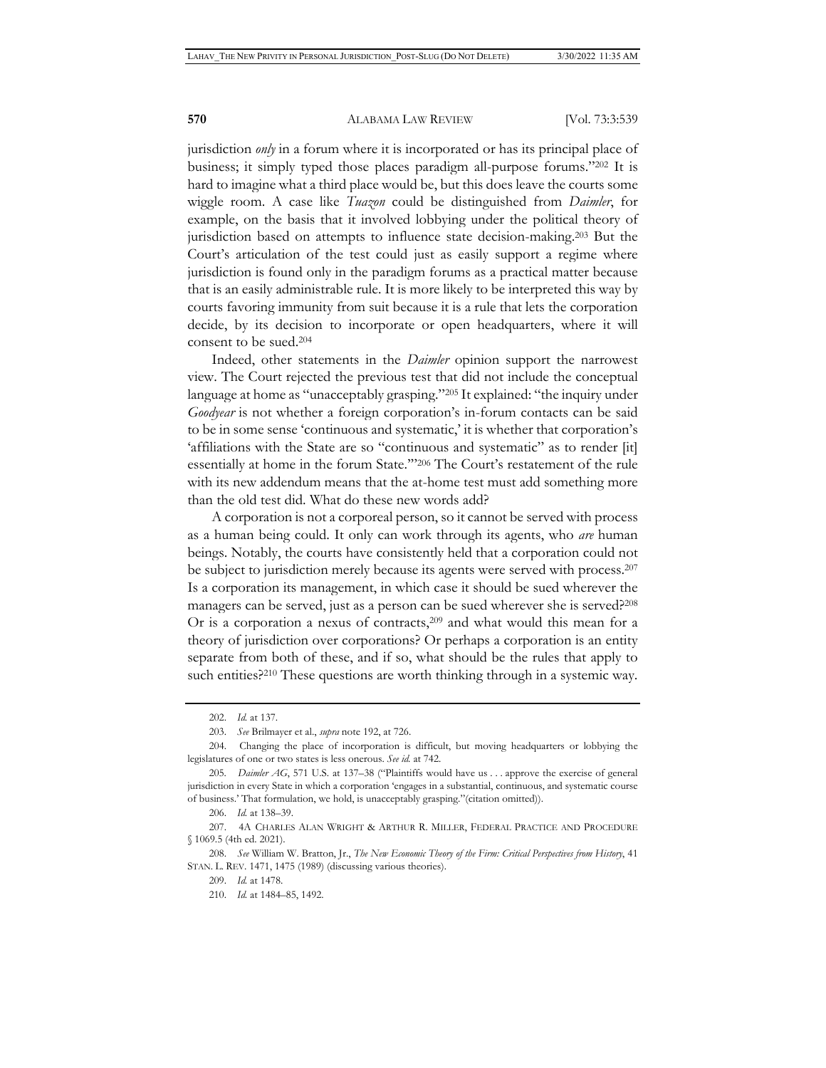jurisdiction *only* in a forum where it is incorporated or has its principal place of business; it simply typed those places paradigm all-purpose forums."[202] It is hard to imagine what a third place would be, but this does leave the courts some wiggle room. A case like *Tuazon* could be distinguished from *Daimler*, for example, on the basis that it involved lobbying under the political theory of jurisdiction based on attempts to influence state decision-making.[203] But the Court's articulation of the test could just as easily support a regime where jurisdiction is found only in the paradigm forums as a practical matter because that is an easily administrable rule. It is more likely to be interpreted this way by courts favoring immunity from suit because it is a rule that lets the corporation decide, by its decision to incorporate or open headquarters, where it will consent to be sued.[204]

Indeed, other statements in the *Daimler* opinion support the narrowest view. The Court rejected the previous test that did not include the conceptual language at home as "unacceptably grasping."[205] It explained: "the inquiry under *Goodyear* is not whether a foreign corporation's in-forum contacts can be said to be in some sense 'continuous and systematic,' it is whether that corporation's 'affiliations with the State are so "continuous and systematic" as to render [it] essentially at home in the forum State.'"[206] The Court's restatement of the rule with its new addendum means that the at-home test must add something more than the old test did. What do these new words add?

A corporation is not a corporeal person, so it cannot be served with process as a human being could. It only can work through its agents, who *are* human beings. Notably, the courts have consistently held that a corporation could not be subject to jurisdiction merely because its agents were served with process.[207] Is a corporation its management, in which case it should be sued wherever the managers can be served, just as a person can be sued wherever she is served?[208] Or is a corporation a nexus of contracts,[209] and what would this mean for a theory of jurisdiction over corporations? Or perhaps a corporation is an entity separate from both of these, and if so, what should be the rules that apply to such entities?[210] These questions are worth thinking through in a systemic way.

---

202. *Id.* at 137.

203. *See* Brilmayer et al., *supra* note 192, at 726.

204. Changing the place of incorporation is difficult, but moving headquarters or lobbying the legislatures of one or two states is less onerous. *See id.* at 742.

205. *Daimler AG*, 571 U.S. at 137–38 ("Plaintiffs would have us . . . approve the exercise of general jurisdiction in every State in which a corporation 'engages in a substantial, continuous, and systematic course of business.' That formulation, we hold, is unacceptably grasping."(citation omitted)).

206. *Id.* at 138–39.

207. 4A CHARLES ALAN WRIGHT & ARTHUR R. MILLER, FEDERAL PRACTICE AND PROCEDURE § 1069.5 (4th ed. 2021).

208. *See* William W. Bratton, Jr., *The New Economic Theory of the Firm: Critical Perspectives from History*, 41 STAN. L. REV. 1471, 1475 (1989) (discussing various theories).

209. *Id.* at 1478.

210. *Id.* at 1484–85, 1492.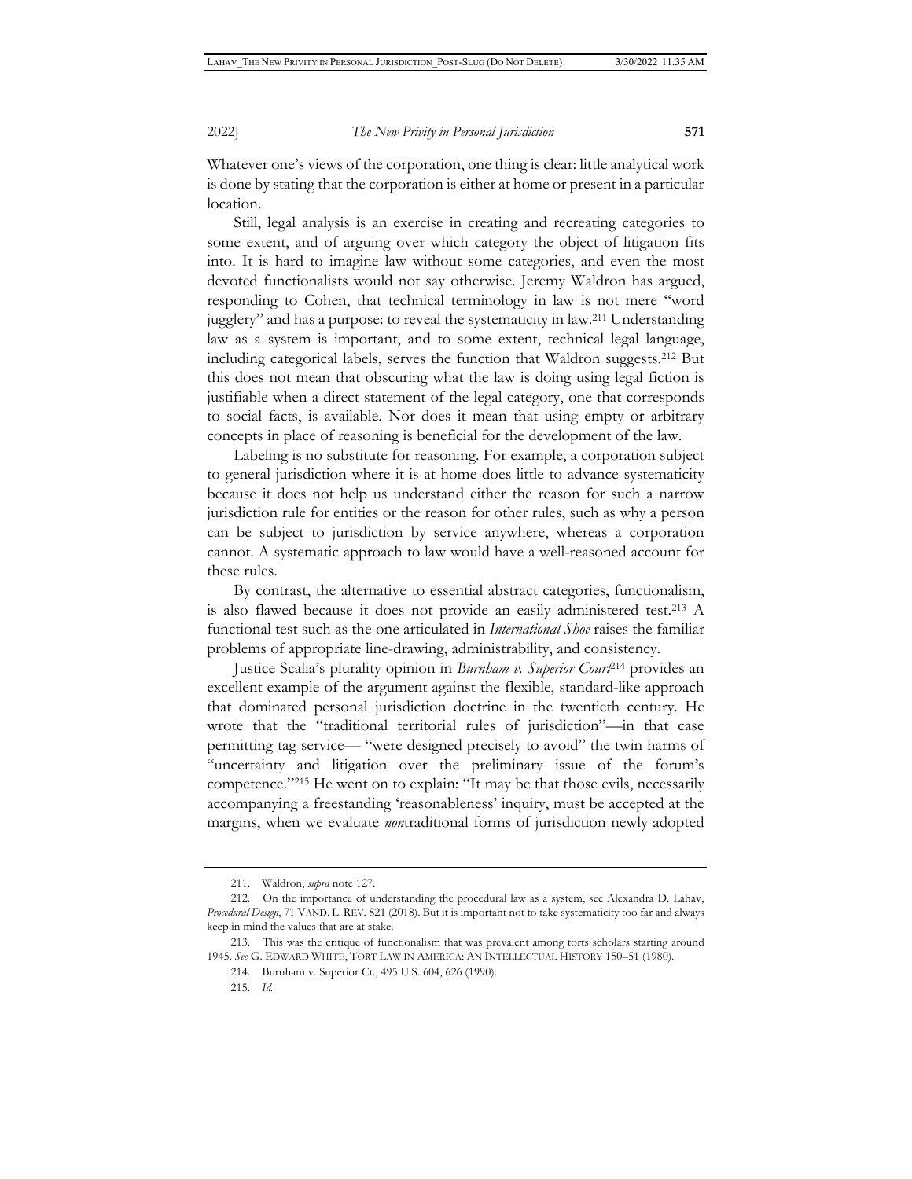Whatever one's views of the corporation, one thing is clear: little analytical work is done by stating that the corporation is either at home or present in a particular location.

Still, legal analysis is an exercise in creating and recreating categories to some extent, and of arguing over which category the object of litigation fits into. It is hard to imagine law without some categories, and even the most devoted functionalists would not say otherwise. Jeremy Waldron has argued, responding to Cohen, that technical terminology in law is not mere "word jugglery" and has a purpose: to reveal the systematicity in law.[211] Understanding law as a system is important, and to some extent, technical legal language, including categorical labels, serves the function that Waldron suggests.[212] But this does not mean that obscuring what the law is doing using legal fiction is justifiable when a direct statement of the legal category, one that corresponds to social facts, is available. Nor does it mean that using empty or arbitrary concepts in place of reasoning is beneficial for the development of the law.

Labeling is no substitute for reasoning. For example, a corporation subject to general jurisdiction where it is at home does little to advance systematicity because it does not help us understand either the reason for such a narrow jurisdiction rule for entities or the reason for other rules, such as why a person can be subject to jurisdiction by service anywhere, whereas a corporation cannot. A systematic approach to law would have a well-reasoned account for these rules.

By contrast, the alternative to essential abstract categories, functionalism, is also flawed because it does not provide an easily administered test.[213] A functional test such as the one articulated in *International Shoe* raises the familiar problems of appropriate line-drawing, administrability, and consistency.

Justice Scalia's plurality opinion in *Burnham v. Superior Court*[214] provides an excellent example of the argument against the flexible, standard-like approach that dominated personal jurisdiction doctrine in the twentieth century. He wrote that the "traditional territorial rules of jurisdiction"—in that case permitting tag service— "were designed precisely to avoid" the twin harms of "uncertainty and litigation over the preliminary issue of the forum's competence."[215] He went on to explain: "It may be that those evils, necessarily accompanying a freestanding 'reasonableness' inquiry, must be accepted at the margins, when we evaluate *non*traditional forms of jurisdiction newly adopted

---

211. Waldron, *supra* note 127.

212. On the importance of understanding the procedural law as a system, see Alexandra D. Lahav, *Procedural Design*, 71 VAND. L. REV. 821 (2018). But it is important not to take systematicity too far and always keep in mind the values that are at stake.

213. This was the critique of functionalism that was prevalent among torts scholars starting around 1945. *See* G. EDWARD WHITE, TORT LAW IN AMERICA: AN INTELLECTUAL HISTORY 150–51 (1980).

214. Burnham v. Superior Ct., 495 U.S. 604, 626 (1990).

215. *Id.*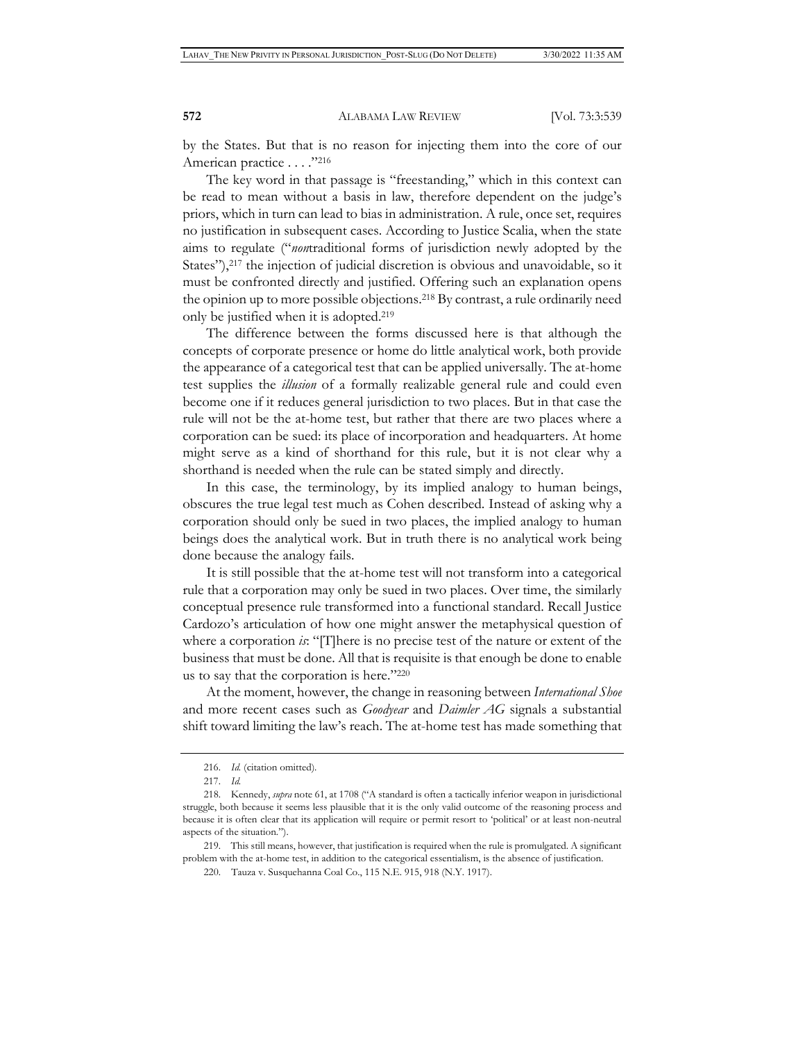by the States. But that is no reason for injecting them into the core of our American practice . . . ."[216]

The key word in that passage is "freestanding," which in this context can be read to mean without a basis in law, therefore dependent on the judge's priors, which in turn can lead to bias in administration. A rule, once set, requires no justification in subsequent cases. According to Justice Scalia, when the state aims to regulate ("*non*traditional forms of jurisdiction newly adopted by the States"),[217] the injection of judicial discretion is obvious and unavoidable, so it must be confronted directly and justified. Offering such an explanation opens the opinion up to more possible objections.[218] By contrast, a rule ordinarily need only be justified when it is adopted.[219]

The difference between the forms discussed here is that although the concepts of corporate presence or home do little analytical work, both provide the appearance of a categorical test that can be applied universally. The at-home test supplies the *illusion* of a formally realizable general rule and could even become one if it reduces general jurisdiction to two places. But in that case the rule will not be the at-home test, but rather that there are two places where a corporation can be sued: its place of incorporation and headquarters. At home might serve as a kind of shorthand for this rule, but it is not clear why a shorthand is needed when the rule can be stated simply and directly.

In this case, the terminology, by its implied analogy to human beings, obscures the true legal test much as Cohen described. Instead of asking why a corporation should only be sued in two places, the implied analogy to human beings does the analytical work. But in truth there is no analytical work being done because the analogy fails.

It is still possible that the at-home test will not transform into a categorical rule that a corporation may only be sued in two places. Over time, the similarly conceptual presence rule transformed into a functional standard. Recall Justice Cardozo's articulation of how one might answer the metaphysical question of where a corporation *is*: "[T]here is no precise test of the nature or extent of the business that must be done. All that is requisite is that enough be done to enable us to say that the corporation is here."[220]

At the moment, however, the change in reasoning between *International Shoe* and more recent cases such as *Goodyear* and *Daimler AG* signals a substantial shift toward limiting the law's reach. The at-home test has made something that

---

216. *Id.* (citation omitted).

217. *Id.*

218. Kennedy, *supra* note 61, at 1708 ("A standard is often a tactically inferior weapon in jurisdictional struggle, both because it seems less plausible that it is the only valid outcome of the reasoning process and because it is often clear that its application will require or permit resort to 'political' or at least non-neutral aspects of the situation.").

219. This still means, however, that justification is required when the rule is promulgated. A significant problem with the at-home test, in addition to the categorical essentialism, is the absence of justification.

220. Tauza v. Susquehanna Coal Co., 115 N.E. 915, 918 (N.Y. 1917).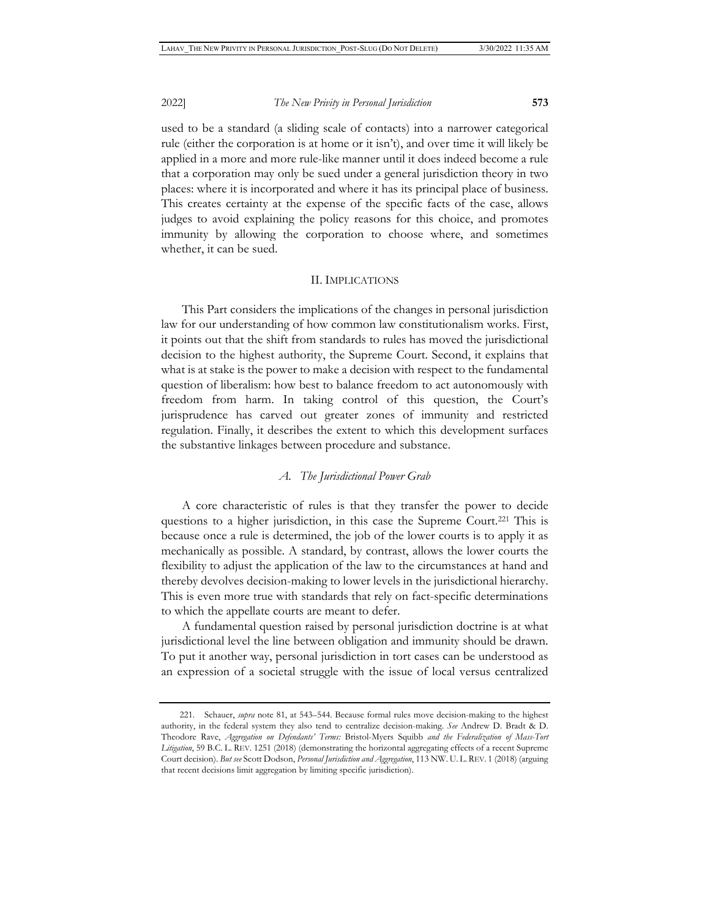used to be a standard (a sliding scale of contacts) into a narrower categorical rule (either the corporation is at home or it isn't), and over time it will likely be applied in a more and more rule-like manner until it does indeed become a rule that a corporation may only be sued under a general jurisdiction theory in two places: where it is incorporated and where it has its principal place of business. This creates certainty at the expense of the specific facts of the case, allows judges to avoid explaining the policy reasons for this choice, and promotes immunity by allowing the corporation to choose where, and sometimes whether, it can be sued.

## II. Implications

This Part considers the implications of the changes in personal jurisdiction law for our understanding of how common law constitutionalism works. First, it points out that the shift from standards to rules has moved the jurisdictional decision to the highest authority, the Supreme Court. Second, it explains that what is at stake is the power to make a decision with respect to the fundamental question of liberalism: how best to balance freedom to act autonomously with freedom from harm. In taking control of this question, the Court's jurisprudence has carved out greater zones of immunity and restricted regulation. Finally, it describes the extent to which this development surfaces the substantive linkages between procedure and substance.

### *A. The Jurisdictional Power Grab*

A core characteristic of rules is that they transfer the power to decide questions to a higher jurisdiction, in this case the Supreme Court.[221] This is because once a rule is determined, the job of the lower courts is to apply it as mechanically as possible. A standard, by contrast, allows the lower courts the flexibility to adjust the application of the law to the circumstances at hand and thereby devolves decision-making to lower levels in the jurisdictional hierarchy. This is even more true with standards that rely on fact-specific determinations to which the appellate courts are meant to defer.

A fundamental question raised by personal jurisdiction doctrine is at what jurisdictional level the line between obligation and immunity should be drawn. To put it another way, personal jurisdiction in tort cases can be understood as an expression of a societal struggle with the issue of local versus centralized

---

221. Schauer, *supra* note 81, at 543–544. Because formal rules move decision-making to the highest authority, in the federal system they also tend to centralize decision-making. *See* Andrew D. Bradt & D. Theodore Rave, *Aggregation on Defendants' Terms:* Bristol-Myers Squibb *and the Federalization of Mass-Tort Litigation*, 59 B.C. L. REV. 1251 (2018) (demonstrating the horizontal aggregating effects of a recent Supreme Court decision). *But see* Scott Dodson, *Personal Jurisdiction and Aggregation*, 113 NW. U. L. REV. 1 (2018) (arguing that recent decisions limit aggregation by limiting specific jurisdiction).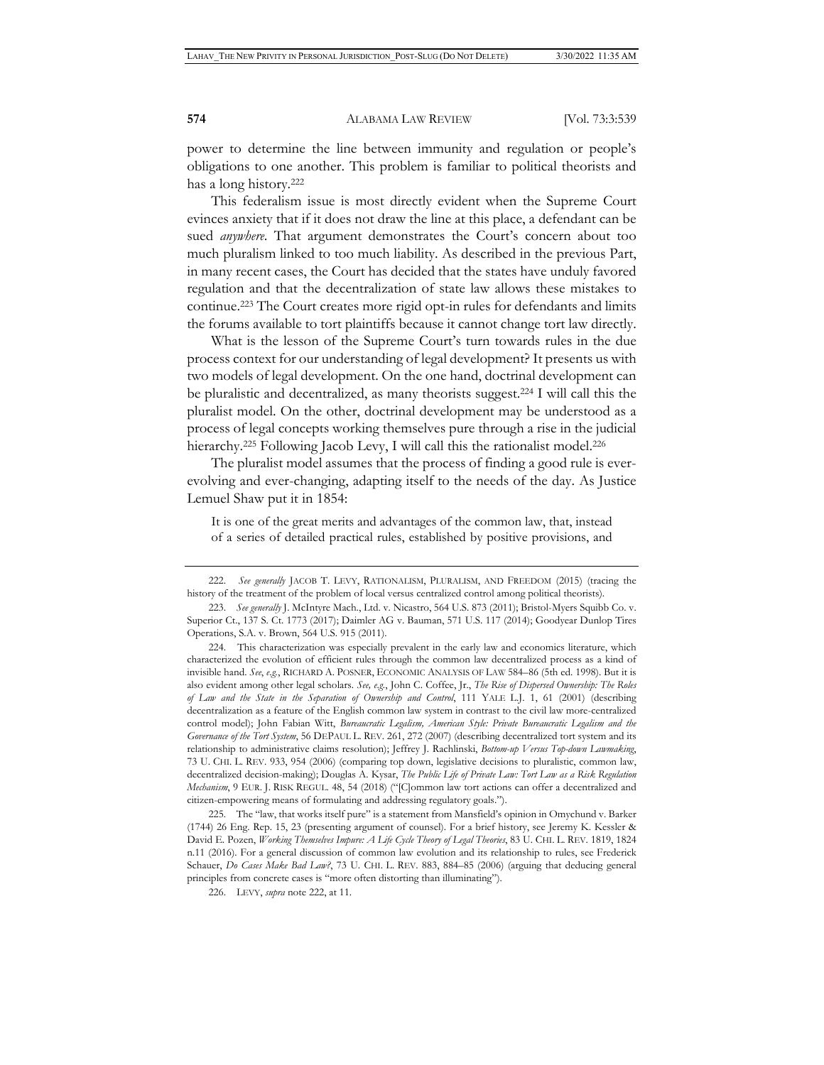power to determine the line between immunity and regulation or people's obligations to one another. This problem is familiar to political theorists and has a long history.[222]

This federalism issue is most directly evident when the Supreme Court evinces anxiety that if it does not draw the line at this place, a defendant can be sued *anywhere*. That argument demonstrates the Court's concern about too much pluralism linked to too much liability. As described in the previous Part, in many recent cases, the Court has decided that the states have unduly favored regulation and that the decentralization of state law allows these mistakes to continue.[223] The Court creates more rigid opt-in rules for defendants and limits the forums available to tort plaintiffs because it cannot change tort law directly.

What is the lesson of the Supreme Court's turn towards rules in the due process context for our understanding of legal development? It presents us with two models of legal development. On the one hand, doctrinal development can be pluralistic and decentralized, as many theorists suggest.[224] I will call this the pluralist model. On the other, doctrinal development may be understood as a process of legal concepts working themselves pure through a rise in the judicial hierarchy.[225] Following Jacob Levy, I will call this the rationalist model.[226]

The pluralist model assumes that the process of finding a good rule is ever-evolving and ever-changing, adapting itself to the needs of the day. As Justice Lemuel Shaw put it in 1854:

> It is one of the great merits and advantages of the common law, that, instead of a series of detailed practical rules, established by positive provisions, and

---

222. *See generally* JACOB T. LEVY, RATIONALISM, PLURALISM, AND FREEDOM (2015) (tracing the history of the treatment of the problem of local versus centralized control among political theorists).

223. *See generally* J. McIntyre Mach., Ltd. v. Nicastro, 564 U.S. 873 (2011); Bristol-Myers Squibb Co. v. Superior Ct., 137 S. Ct. 1773 (2017); Daimler AG v. Bauman, 571 U.S. 117 (2014); Goodyear Dunlop Tires Operations, S.A. v. Brown, 564 U.S. 915 (2011).

224. This characterization was especially prevalent in the early law and economics literature, which characterized the evolution of efficient rules through the common law decentralized process as a kind of invisible hand. *See, e.g.*, RICHARD A. POSNER, ECONOMIC ANALYSIS OF LAW 584–86 (5th ed. 1998). But it is also evident among other legal scholars. *See, e.g.*, John C. Coffee, Jr., *The Rise of Dispersed Ownership: The Roles of Law and the State in the Separation of Ownership and Control*, 111 YALE L.J. 1, 61 (2001) (describing decentralization as a feature of the English common law system in contrast to the civil law more-centralized control model); John Fabian Witt, *Bureaucratic Legalism, American Style: Private Bureaucratic Legalism and the Governance of the Tort System*, 56 DEPAUL L. REV. 261, 272 (2007) (describing decentralized tort system and its relationship to administrative claims resolution); Jeffrey J. Rachlinski, *Bottom-up Versus Top-down Lawmaking*, 73 U. CHI. L. REV. 933, 954 (2006) (comparing top down, legislative decisions to pluralistic, common law, decentralized decision-making); Douglas A. Kysar, *The Public Life of Private Law: Tort Law as a Risk Regulation Mechanism*, 9 EUR. J. RISK REGUL. 48, 54 (2018) ("[C]ommon law tort actions can offer a decentralized and citizen-empowering means of formulating and addressing regulatory goals.").

225. The "law, that works itself pure" is a statement from Mansfield's opinion in Omychund v. Barker (1744) 26 Eng. Rep. 15, 23 (presenting argument of counsel). For a brief history, see Jeremy K. Kessler & David E. Pozen, *Working Themselves Impure: A Life Cycle Theory of Legal Theories*, 83 U. CHI. L. REV. 1819, 1824 n.11 (2016). For a general discussion of common law evolution and its relationship to rules, see Frederick Schauer, *Do Cases Make Bad Law?*, 73 U. CHI. L. REV. 883, 884–85 (2006) (arguing that deducing general principles from concrete cases is "more often distorting than illuminating").

226. LEVY, *supra* note 222, at 11.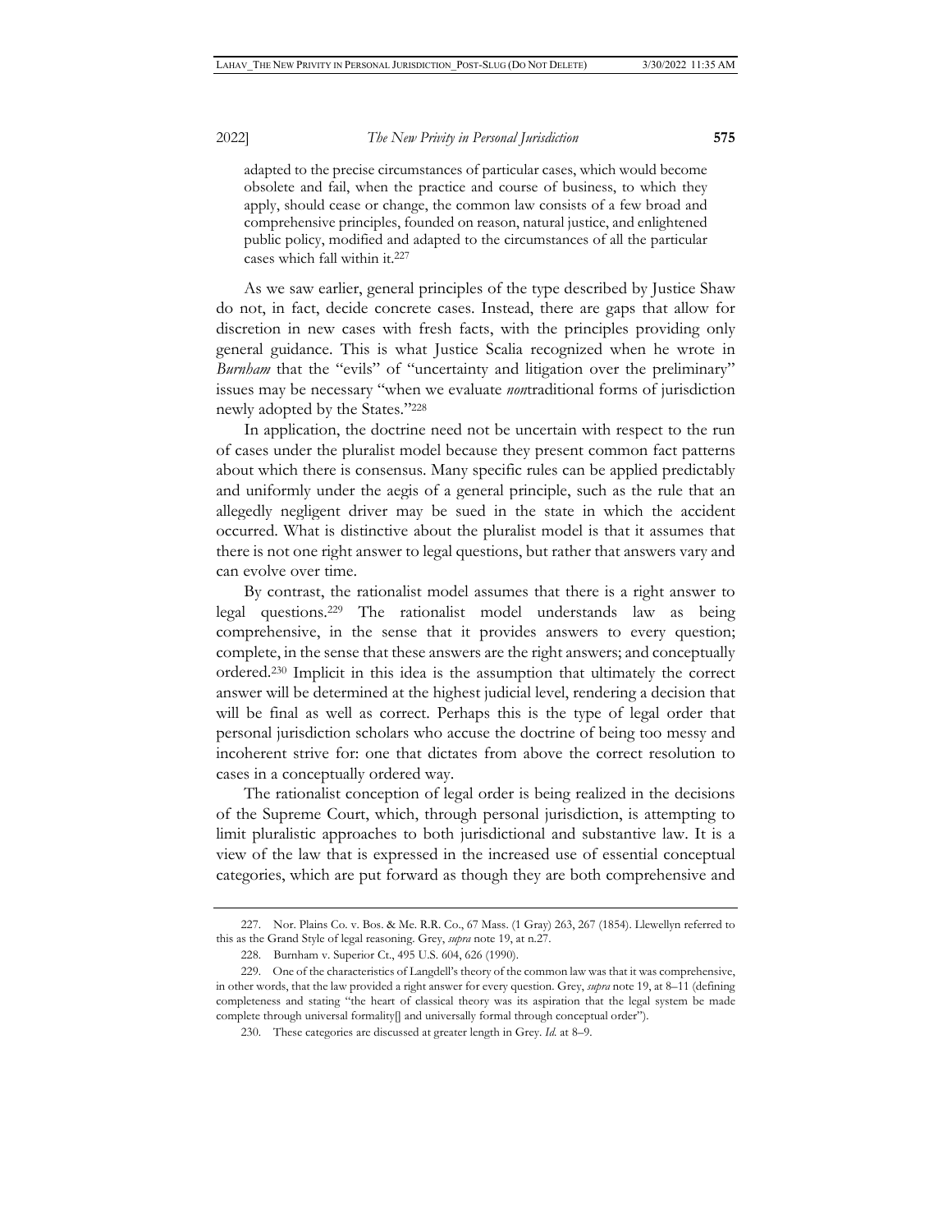adapted to the precise circumstances of particular cases, which would become obsolete and fail, when the practice and course of business, to which they apply, should cease or change, the common law consists of a few broad and comprehensive principles, founded on reason, natural justice, and enlightened public policy, modified and adapted to the circumstances of all the particular cases which fall within it.[227]

As we saw earlier, general principles of the type described by Justice Shaw do not, in fact, decide concrete cases. Instead, there are gaps that allow for discretion in new cases with fresh facts, with the principles providing only general guidance. This is what Justice Scalia recognized when he wrote in *Burnham* that the "evils" of "uncertainty and litigation over the preliminary" issues may be necessary "when we evaluate *non*traditional forms of jurisdiction newly adopted by the States."[228]

In application, the doctrine need not be uncertain with respect to the run of cases under the pluralist model because they present common fact patterns about which there is consensus. Many specific rules can be applied predictably and uniformly under the aegis of a general principle, such as the rule that an allegedly negligent driver may be sued in the state in which the accident occurred. What is distinctive about the pluralist model is that it assumes that there is not one right answer to legal questions, but rather that answers vary and can evolve over time.

By contrast, the rationalist model assumes that there is a right answer to legal questions.[229] The rationalist model understands law as being comprehensive, in the sense that it provides answers to every question; complete, in the sense that these answers are the right answers; and conceptually ordered.[230] Implicit in this idea is the assumption that ultimately the correct answer will be determined at the highest judicial level, rendering a decision that will be final as well as correct. Perhaps this is the type of legal order that personal jurisdiction scholars who accuse the doctrine of being too messy and incoherent strive for: one that dictates from above the correct resolution to cases in a conceptually ordered way.

The rationalist conception of legal order is being realized in the decisions of the Supreme Court, which, through personal jurisdiction, is attempting to limit pluralistic approaches to both jurisdictional and substantive law. It is a view of the law that is expressed in the increased use of essential conceptual categories, which are put forward as though they are both comprehensive and

---

227. Nor. Plains Co. v. Bos. & Me. R.R. Co., 67 Mass. (1 Gray) 263, 267 (1854). Llewellyn referred to this as the Grand Style of legal reasoning. Grey, *supra* note 19, at n.27.

228. Burnham v. Superior Ct., 495 U.S. 604, 626 (1990).

229. One of the characteristics of Langdell's theory of the common law was that it was comprehensive, in other words, that the law provided a right answer for every question. Grey, *supra* note 19, at 8–11 (defining completeness and stating "the heart of classical theory was its aspiration that the legal system be made complete through universal formality[] and universally formal through conceptual order").

230. These categories are discussed at greater length in Grey. *Id.* at 8–9.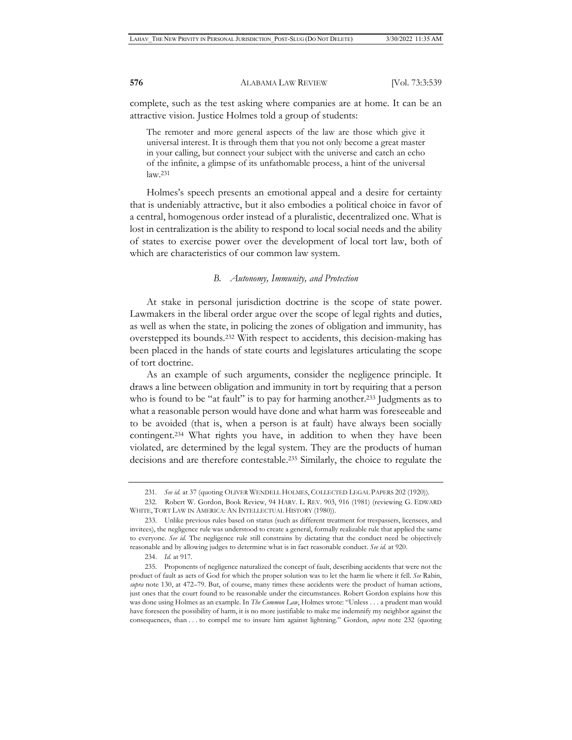complete, such as the test asking where companies are at home. It can be an attractive vision. Justice Holmes told a group of students:

> The remoter and more general aspects of the law are those which give it universal interest. It is through them that you not only become a great master in your calling, but connect your subject with the universe and catch an echo of the infinite, a glimpse of its unfathomable process, a hint of the universal law.[231]

Holmes's speech presents an emotional appeal and a desire for certainty that is undeniably attractive, but it also embodies a political choice in favor of a central, homogenous order instead of a pluralistic, decentralized one. What is lost in centralization is the ability to respond to local social needs and the ability of states to exercise power over the development of local tort law, both of which are characteristics of our common law system.

### *B. Autonomy, Immunity, and Protection*

At stake in personal jurisdiction doctrine is the scope of state power. Lawmakers in the liberal order argue over the scope of legal rights and duties, as well as when the state, in policing the zones of obligation and immunity, has overstepped its bounds.[232] With respect to accidents, this decision-making has been placed in the hands of state courts and legislatures articulating the scope of tort doctrine.

As an example of such arguments, consider the negligence principle. It draws a line between obligation and immunity in tort by requiring that a person who is found to be "at fault" is to pay for harming another.[233] Judgments as to what a reasonable person would have done and what harm was foreseeable and to be avoided (that is, when a person is at fault) have always been socially contingent.[234] What rights you have, in addition to when they have been violated, are determined by the legal system. They are the products of human decisions and are therefore contestable.[235] Similarly, the choice to regulate the

---

231. *See id.* at 37 (quoting OLIVER WENDELL HOLMES, COLLECTED LEGAL PAPERS 202 (1920)).

232. Robert W. Gordon, Book Review, 94 HARV. L. REV. 903, 916 (1981) (reviewing G. EDWARD WHITE, TORT LAW IN AMERICA: AN INTELLECTUAL HISTORY (1980)).

233. Unlike previous rules based on status (such as different treatment for trespassers, licensees, and invitees), the negligence rule was understood to create a general, formally realizable rule that applied the same to everyone. *See id.* The negligence rule still constrains by dictating that the conduct need be objectively reasonable and by allowing judges to determine what is in fact reasonable conduct. *See id.* at 920.

234. *Id.* at 917.

235. Proponents of negligence naturalized the concept of fault, describing accidents that were not the product of fault as acts of God for which the proper solution was to let the harm lie where it fell. *See* Rabin, *supra* note 130, at 472–79. But, of course, many times these accidents were the product of human actions, just ones that the court found to be reasonable under the circumstances. Robert Gordon explains how this was done using Holmes as an example. In *The Common Law*, Holmes wrote: "Unless . . . a prudent man would have foreseen the possibility of harm, it is no more justifiable to make me indemnify my neighbor against the consequences, than . . . to compel me to insure him against lightning." Gordon, *supra* note 232 (quoting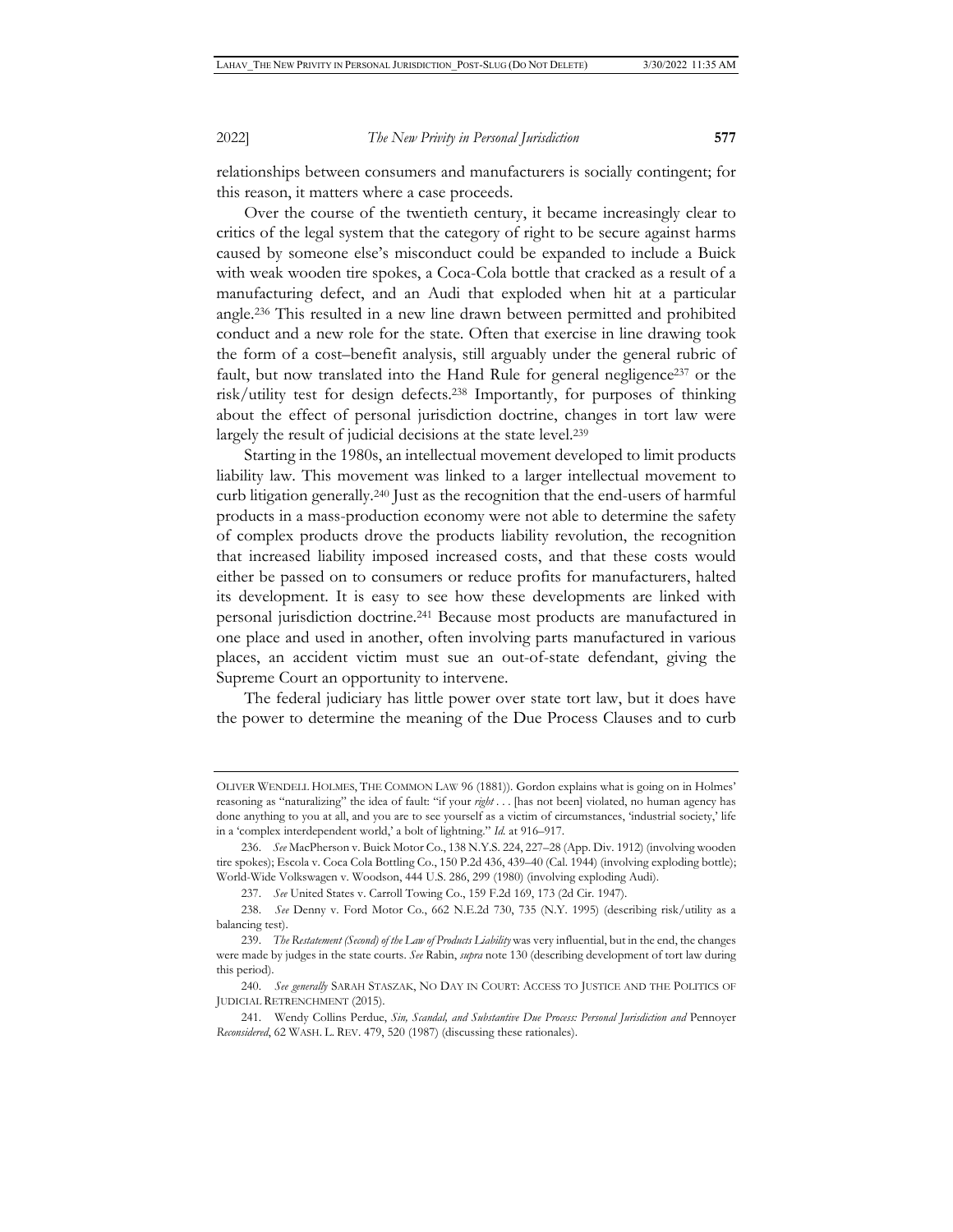relationships between consumers and manufacturers is socially contingent; for this reason, it matters where a case proceeds.

Over the course of the twentieth century, it became increasingly clear to critics of the legal system that the category of right to be secure against harms caused by someone else's misconduct could be expanded to include a Buick with weak wooden tire spokes, a Coca-Cola bottle that cracked as a result of a manufacturing defect, and an Audi that exploded when hit at a particular angle.[236] This resulted in a new line drawn between permitted and prohibited conduct and a new role for the state. Often that exercise in line drawing took the form of a cost–benefit analysis, still arguably under the general rubric of fault, but now translated into the Hand Rule for general negligence[237] or the risk/utility test for design defects.[238] Importantly, for purposes of thinking about the effect of personal jurisdiction doctrine, changes in tort law were largely the result of judicial decisions at the state level.[239]

Starting in the 1980s, an intellectual movement developed to limit products liability law. This movement was linked to a larger intellectual movement to curb litigation generally.[240] Just as the recognition that the end-users of harmful products in a mass-production economy were not able to determine the safety of complex products drove the products liability revolution, the recognition that increased liability imposed increased costs, and that these costs would either be passed on to consumers or reduce profits for manufacturers, halted its development. It is easy to see how these developments are linked with personal jurisdiction doctrine.[241] Because most products are manufactured in one place and used in another, often involving parts manufactured in various places, an accident victim must sue an out-of-state defendant, giving the Supreme Court an opportunity to intervene.

The federal judiciary has little power over state tort law, but it does have the power to determine the meaning of the Due Process Clauses and to curb

---

OLIVER WENDELL HOLMES, THE COMMON LAW 96 (1881)). Gordon explains what is going on in Holmes' reasoning as "naturalizing" the idea of fault: "if your *right* . . . [has not been] violated, no human agency has done anything to you at all, and you are to see yourself as a victim of circumstances, 'industrial society,' life in a 'complex interdependent world,' a bolt of lightning." *Id.* at 916–917.

236. *See* MacPherson v. Buick Motor Co., 138 N.Y.S. 224, 227–28 (App. Div. 1912) (involving wooden tire spokes); Escola v. Coca Cola Bottling Co., 150 P.2d 436, 439–40 (Cal. 1944) (involving exploding bottle); World-Wide Volkswagen v. Woodson, 444 U.S. 286, 299 (1980) (involving exploding Audi).

237. *See* United States v. Carroll Towing Co., 159 F.2d 169, 173 (2d Cir. 1947).

238. *See* Denny v. Ford Motor Co., 662 N.E.2d 730, 735 (N.Y. 1995) (describing risk/utility as a balancing test).

239. *The Restatement (Second) of the Law of Products Liability* was very influential, but in the end, the changes were made by judges in the state courts. *See* Rabin, *supra* note 130 (describing development of tort law during this period).

240. *See generally* SARAH STASZAK, NO DAY IN COURT: ACCESS TO JUSTICE AND THE POLITICS OF JUDICIAL RETRENCHMENT (2015).

241. Wendy Collins Perdue, *Sin, Scandal, and Substantive Due Process: Personal Jurisdiction and* Pennoyer *Reconsidered*, 62 WASH. L. REV. 479, 520 (1987) (discussing these rationales).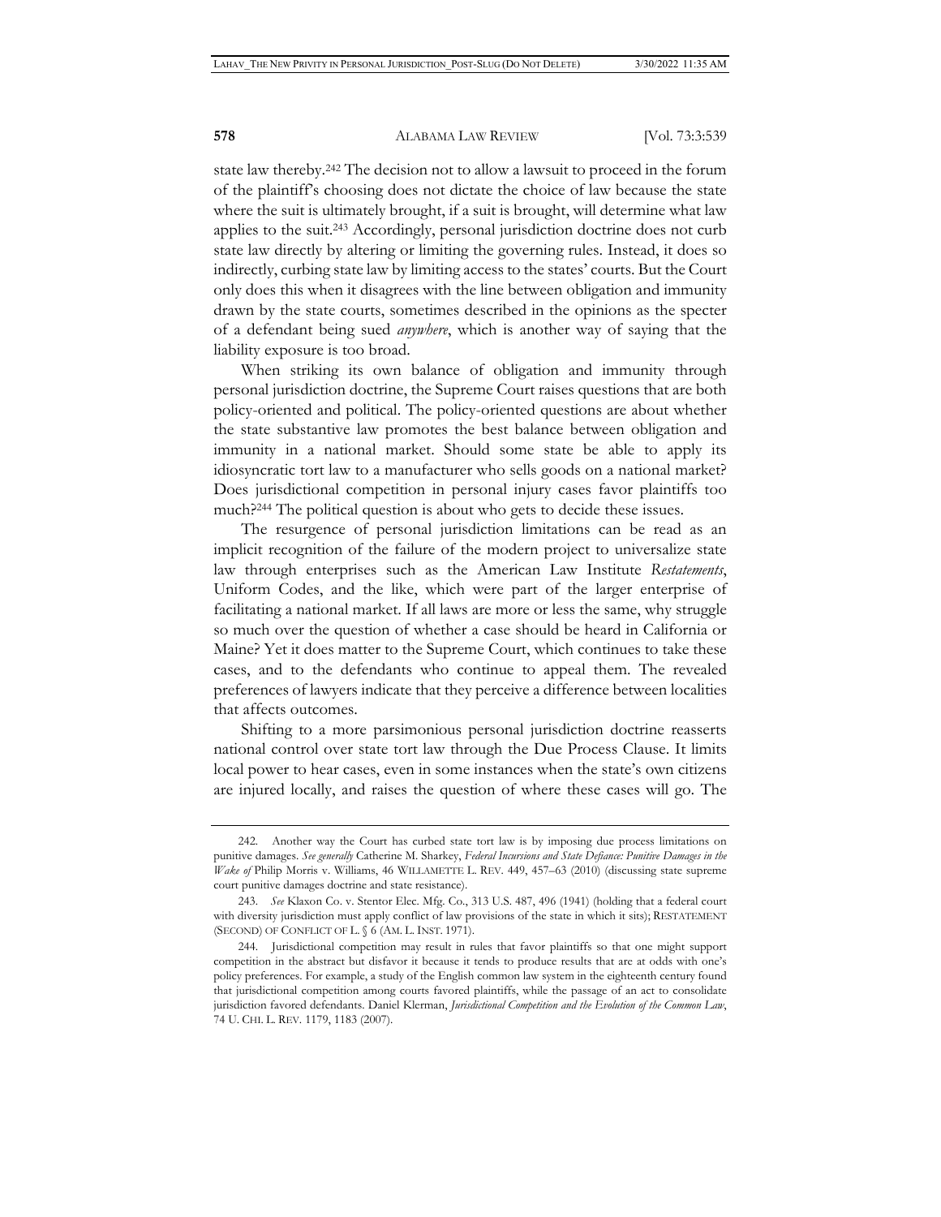state law thereby.[242] The decision not to allow a lawsuit to proceed in the forum of the plaintiff's choosing does not dictate the choice of law because the state where the suit is ultimately brought, if a suit is brought, will determine what law applies to the suit.[243] Accordingly, personal jurisdiction doctrine does not curb state law directly by altering or limiting the governing rules. Instead, it does so indirectly, curbing state law by limiting access to the states' courts. But the Court only does this when it disagrees with the line between obligation and immunity drawn by the state courts, sometimes described in the opinions as the specter of a defendant being sued *anywhere*, which is another way of saying that the liability exposure is too broad.

When striking its own balance of obligation and immunity through personal jurisdiction doctrine, the Supreme Court raises questions that are both policy-oriented and political. The policy-oriented questions are about whether the state substantive law promotes the best balance between obligation and immunity in a national market. Should some state be able to apply its idiosyncratic tort law to a manufacturer who sells goods on a national market? Does jurisdictional competition in personal injury cases favor plaintiffs too much?[244] The political question is about who gets to decide these issues.

The resurgence of personal jurisdiction limitations can be read as an implicit recognition of the failure of the modern project to universalize state law through enterprises such as the American Law Institute *Restatements*, Uniform Codes, and the like, which were part of the larger enterprise of facilitating a national market. If all laws are more or less the same, why struggle so much over the question of whether a case should be heard in California or Maine? Yet it does matter to the Supreme Court, which continues to take these cases, and to the defendants who continue to appeal them. The revealed preferences of lawyers indicate that they perceive a difference between localities that affects outcomes.

Shifting to a more parsimonious personal jurisdiction doctrine reasserts national control over state tort law through the Due Process Clause. It limits local power to hear cases, even in some instances when the state's own citizens are injured locally, and raises the question of where these cases will go. The

---

242. Another way the Court has curbed state tort law is by imposing due process limitations on punitive damages. *See generally* Catherine M. Sharkey, *Federal Incursions and State Defiance: Punitive Damages in the Wake of* Philip Morris v. Williams, 46 WILLAMETTE L. REV. 449, 457–63 (2010) (discussing state supreme court punitive damages doctrine and state resistance).

243. *See* Klaxon Co. v. Stentor Elec. Mfg. Co., 313 U.S. 487, 496 (1941) (holding that a federal court with diversity jurisdiction must apply conflict of law provisions of the state in which it sits); RESTATEMENT (SECOND) OF CONFLICT OF L. § 6 (AM. L. INST. 1971).

244. Jurisdictional competition may result in rules that favor plaintiffs so that one might support competition in the abstract but disfavor it because it tends to produce results that are at odds with one's policy preferences. For example, a study of the English common law system in the eighteenth century found that jurisdictional competition among courts favored plaintiffs, while the passage of an act to consolidate jurisdiction favored defendants. Daniel Klerman, *Jurisdictional Competition and the Evolution of the Common Law*, 74 U. CHI. L. REV. 1179, 1183 (2007).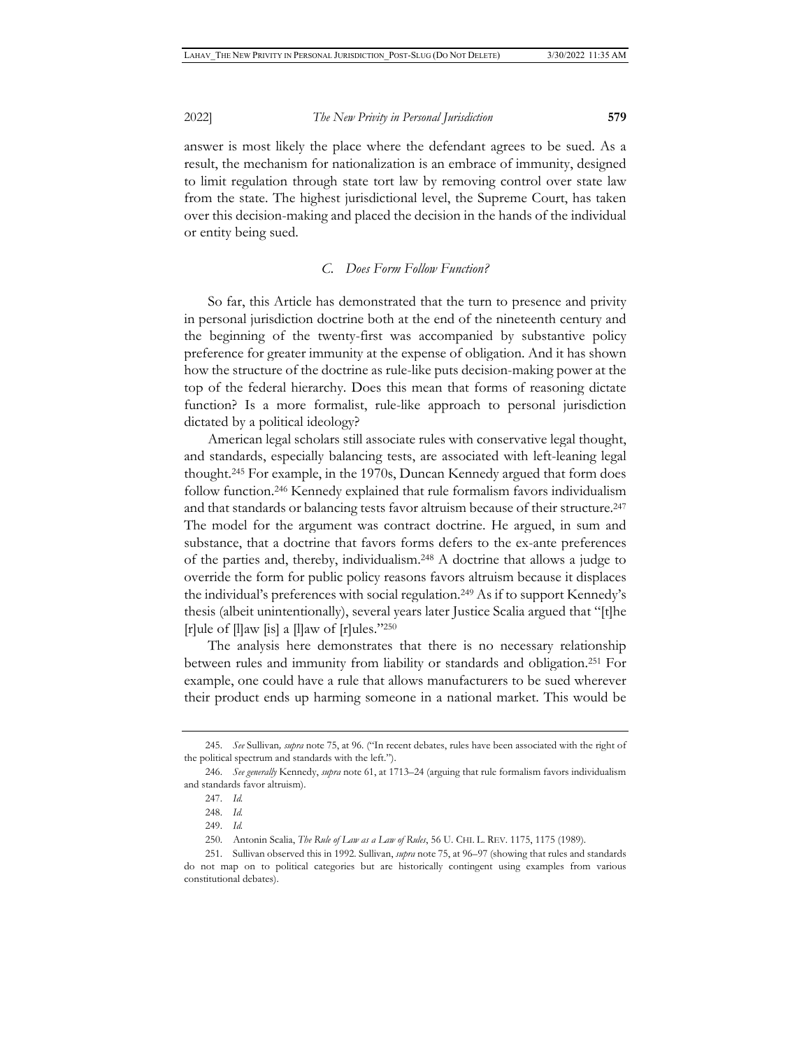answer is most likely the place where the defendant agrees to be sued. As a result, the mechanism for nationalization is an embrace of immunity, designed to limit regulation through state tort law by removing control over state law from the state. The highest jurisdictional level, the Supreme Court, has taken over this decision-making and placed the decision in the hands of the individual or entity being sued.

### *C. Does Form Follow Function?*

So far, this Article has demonstrated that the turn to presence and privity in personal jurisdiction doctrine both at the end of the nineteenth century and the beginning of the twenty-first was accompanied by substantive policy preference for greater immunity at the expense of obligation. And it has shown how the structure of the doctrine as rule-like puts decision-making power at the top of the federal hierarchy. Does this mean that forms of reasoning dictate function? Is a more formalist, rule-like approach to personal jurisdiction dictated by a political ideology?

American legal scholars still associate rules with conservative legal thought, and standards, especially balancing tests, are associated with left-leaning legal thought.[245] For example, in the 1970s, Duncan Kennedy argued that form does follow function.[246] Kennedy explained that rule formalism favors individualism and that standards or balancing tests favor altruism because of their structure.[247] The model for the argument was contract doctrine. He argued, in sum and substance, that a doctrine that favors forms defers to the ex-ante preferences of the parties and, thereby, individualism.[248] A doctrine that allows a judge to override the form for public policy reasons favors altruism because it displaces the individual's preferences with social regulation.[249] As if to support Kennedy's thesis (albeit unintentionally), several years later Justice Scalia argued that "[t]he [r]ule of [l]aw [is] a [l]aw of [r]ules."[250]

The analysis here demonstrates that there is no necessary relationship between rules and immunity from liability or standards and obligation.[251] For example, one could have a rule that allows manufacturers to be sued wherever their product ends up harming someone in a national market. This would be

---

245. *See* Sullivan, *supra* note 75, at 96. ("In recent debates, rules have been associated with the right of the political spectrum and standards with the left.").

246. *See generally* Kennedy, *supra* note 61, at 1713–24 (arguing that rule formalism favors individualism and standards favor altruism).

247. *Id.*

248. *Id.*

249. *Id.*

250. Antonin Scalia, *The Rule of Law as a Law of Rules*, 56 U. CHI. L. REV. 1175, 1175 (1989).

251. Sullivan observed this in 1992. Sullivan, *supra* note 75, at 96–97 (showing that rules and standards do not map on to political categories but are historically contingent using examples from various constitutional debates).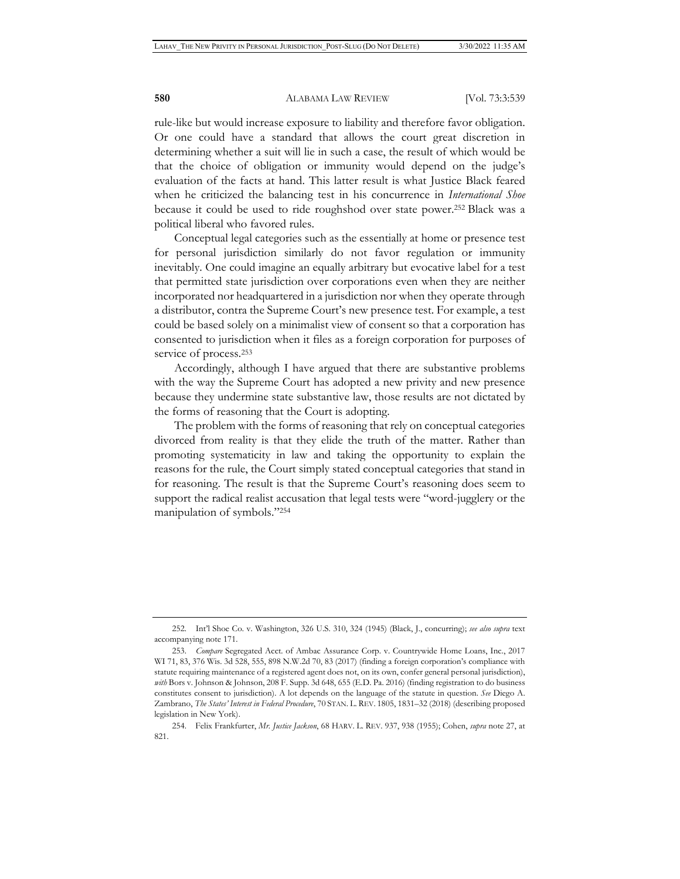rule-like but would increase exposure to liability and therefore favor obligation. Or one could have a standard that allows the court great discretion in determining whether a suit will lie in such a case, the result of which would be that the choice of obligation or immunity would depend on the judge's evaluation of the facts at hand. This latter result is what Justice Black feared when he criticized the balancing test in his concurrence in *International Shoe* because it could be used to ride roughshod over state power.[252] Black was a political liberal who favored rules.

Conceptual legal categories such as the essentially at home or presence test for personal jurisdiction similarly do not favor regulation or immunity inevitably. One could imagine an equally arbitrary but evocative label for a test that permitted state jurisdiction over corporations even when they are neither incorporated nor headquartered in a jurisdiction nor when they operate through a distributor, contra the Supreme Court's new presence test. For example, a test could be based solely on a minimalist view of consent so that a corporation has consented to jurisdiction when it files as a foreign corporation for purposes of service of process.[253]

Accordingly, although I have argued that there are substantive problems with the way the Supreme Court has adopted a new privity and new presence because they undermine state substantive law, those results are not dictated by the forms of reasoning that the Court is adopting.

The problem with the forms of reasoning that rely on conceptual categories divorced from reality is that they elide the truth of the matter. Rather than promoting systematicity in law and taking the opportunity to explain the reasons for the rule, the Court simply stated conceptual categories that stand in for reasoning. The result is that the Supreme Court's reasoning does seem to support the radical realist accusation that legal tests were "word-jugglery or the manipulation of symbols."[254]

---

252. Int'l Shoe Co. v. Washington, 326 U.S. 310, 324 (1945) (Black, J., concurring); *see also supra* text accompanying note 171.

253. *Compare* Segregated Acct. of Ambac Assurance Corp. v. Countrywide Home Loans, Inc., 2017 WI 71, 83, 376 Wis. 3d 528, 555, 898 N.W.2d 70, 83 (2017) (finding a foreign corporation's compliance with statute requiring maintenance of a registered agent does not, on its own, confer general personal jurisdiction), *with* Bors v. Johnson & Johnson, 208 F. Supp. 3d 648, 655 (E.D. Pa. 2016) (finding registration to do business constitutes consent to jurisdiction). A lot depends on the language of the statute in question. *See* Diego A. Zambrano, *The States' Interest in Federal Procedure*, 70 STAN. L. REV. 1805, 1831–32 (2018) (describing proposed legislation in New York).

254. Felix Frankfurter, *Mr. Justice Jackson*, 68 HARV. L. REV. 937, 938 (1955); Cohen, *supra* note 27, at 821.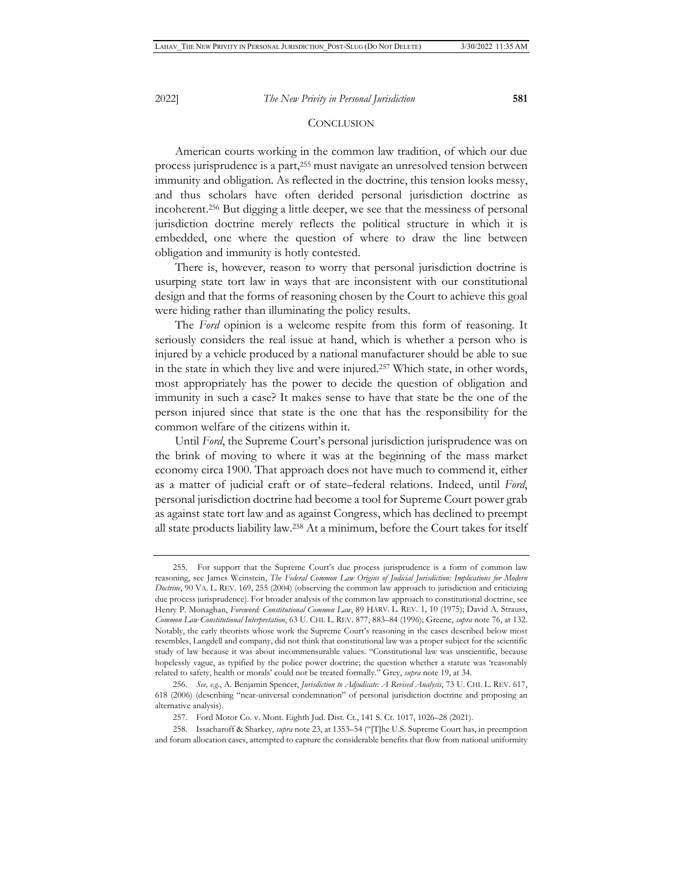## CONCLUSION

American courts working in the common law tradition, of which our due process jurisprudence is a part,[255] must navigate an unresolved tension between immunity and obligation. As reflected in the doctrine, this tension looks messy, and thus scholars have often derided personal jurisdiction doctrine as incoherent.[256] But digging a little deeper, we see that the messiness of personal jurisdiction doctrine merely reflects the political structure in which it is embedded, one where the question of where to draw the line between obligation and immunity is hotly contested.

There is, however, reason to worry that personal jurisdiction doctrine is usurping state tort law in ways that are inconsistent with our constitutional design and that the forms of reasoning chosen by the Court to achieve this goal were hiding rather than illuminating the policy results.

The *Ford* opinion is a welcome respite from this form of reasoning. It seriously considers the real issue at hand, which is whether a person who is injured by a vehicle produced by a national manufacturer should be able to sue in the state in which they live and were injured.[257] Which state, in other words, most appropriately has the power to decide the question of obligation and immunity in such a case? It makes sense to have that state be the one of the person injured since that state is the one that has the responsibility for the common welfare of the citizens within it.

Until *Ford*, the Supreme Court's personal jurisdiction jurisprudence was on the brink of moving to where it was at the beginning of the mass market economy circa 1900. That approach does not have much to commend it, either as a matter of judicial craft or of state–federal relations. Indeed, until *Ford*, personal jurisdiction doctrine had become a tool for Supreme Court power grab as against state tort law and as against Congress, which has declined to preempt all state products liability law.[258] At a minimum, before the Court takes for itself

---

255. For support that the Supreme Court's due process jurisprudence is a form of common law reasoning, see James Weinstein, *The Federal Common Law Origins of Judicial Jurisdiction: Implications for Modern Doctrine*, 90 VA. L. REV. 169, 255 (2004) (observing the common law approach to jurisdiction and criticizing due process jurisprudence). For broader analysis of the common law approach to constitutional doctrine, see Henry P. Monaghan, *Foreword: Constitutional Common Law*, 89 HARV. L. REV. 1, 10 (1975); David A. Strauss, *Common Law Constitutional Interpretation*, 63 U. CHI. L. REV. 877, 883–84 (1996); Greene, *supra* note 76, at 132. Notably, the early theorists whose work the Supreme Court's reasoning in the cases described below most resembles, Langdell and company, did not think that constitutional law was a proper subject for the scientific study of law because it was about incommensurable values. "Constitutional law was unscientific, because hopelessly vague, as typified by the police power doctrine; the question whether a statute was 'reasonably related to safety, health or morals' could not be treated formally." Grey, *supra* note 19, at 34.

256. *See, e.g.*, A. Benjamin Spencer, *Jurisdiction to Adjudicate: A Revised Analysis*, 73 U. CHI. L. REV. 617, 618 (2006) (describing "near-universal condemnation" of personal jurisdiction doctrine and proposing an alternative analysis).

257. Ford Motor Co. v. Mont. Eighth Jud. Dist. Ct., 141 S. Ct. 1017, 1026–28 (2021).

258. Issacharoff & Sharkey, *supra* note 23, at 1353–54 ("[T]he U.S. Supreme Court has, in preemption and forum allocation cases, attempted to capture the considerable benefits that flow from national uniformity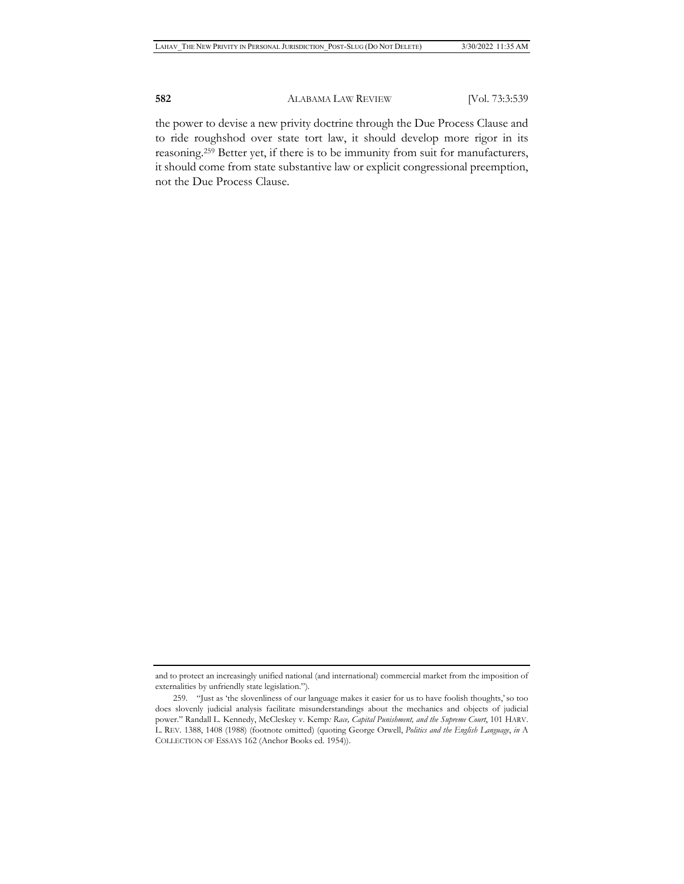the power to devise a new privity doctrine through the Due Process Clause and to ride roughshod over state tort law, it should develop more rigor in its reasoning.[259] Better yet, if there is to be immunity from suit for manufacturers, it should come from state substantive law or explicit congressional preemption, not the Due Process Clause.

---

and to protect an increasingly unified national (and international) commercial market from the imposition of externalities by unfriendly state legislation.").

259. "Just as 'the slovenliness of our language makes it easier for us to have foolish thoughts,' so too does slovenly judicial analysis facilitate misunderstandings about the mechanics and objects of judicial power." Randall L. Kennedy, McCleskey v. Kemp*: Race, Capital Punishment, and the Supreme Court*, 101 HARV. L. REV. 1388, 1408 (1988) (footnote omitted) (quoting George Orwell, *Politics and the English Language*, *in* A COLLECTION OF ESSAYS 162 (Anchor Books ed. 1954)).